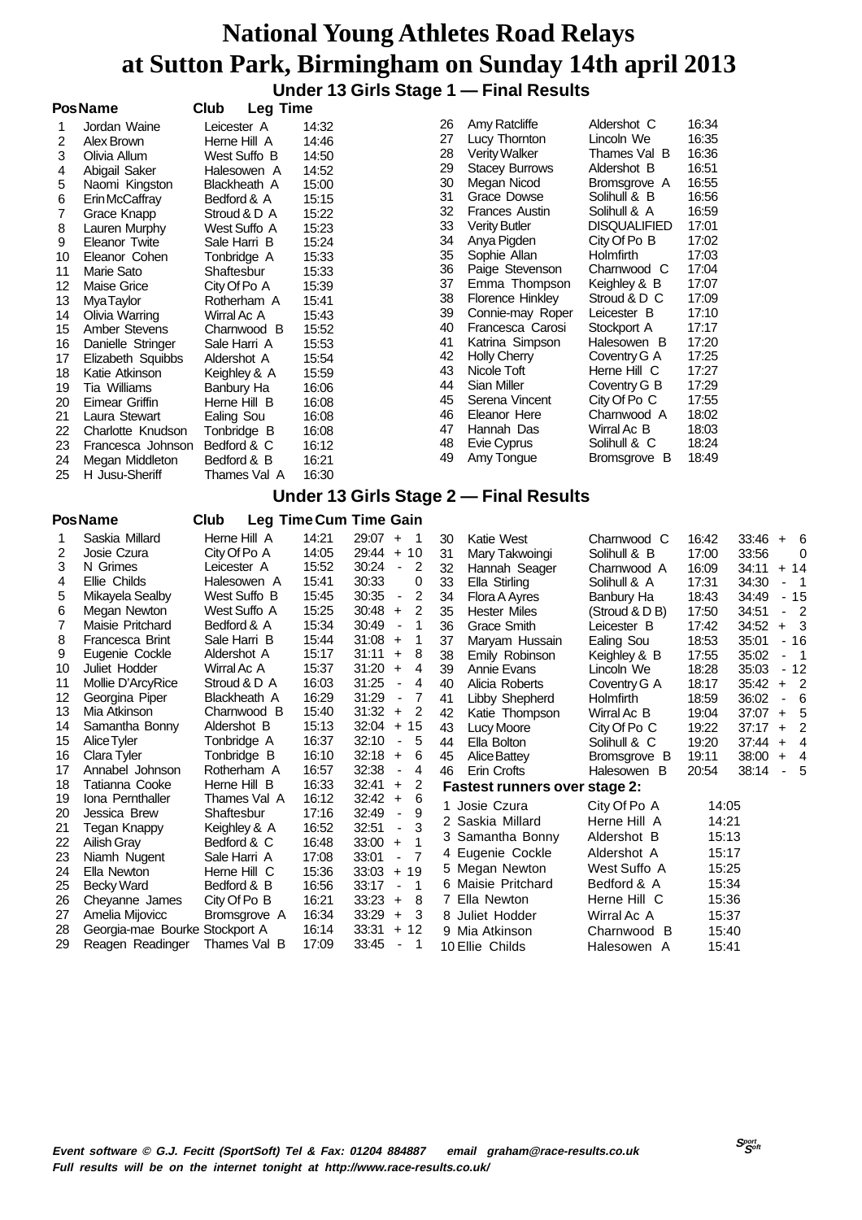# National Young Athletes Road Relays at Sutton Park, Birmingham on Sunday 14th april 2013

## Under 13 Girls Stage 1 — Final Results

| Pos | Name | Club | Leg Time |
|---|---|---|---|
| 1 | Jordan Waine | Leicester A | 14:32 |
| 2 | Alex Brown | Herne Hill A | 14:46 |
| 3 | Olivia Allum | West Suffo B | 14:50 |
| 4 | Abigail Saker | Halesowen A | 14:52 |
| 5 | Naomi Kingston | Blackheath A | 15:00 |
| 6 | Erin McCaffray | Bedford & A | 15:15 |
| 7 | Grace Knapp | Stroud & D A | 15:22 |
| 8 | Lauren Murphy | West Suffo A | 15:23 |
| 9 | Eleanor Twite | Sale Harri B | 15:24 |
| 10 | Eleanor Cohen | Tonbridge A | 15:33 |
| 11 | Marie Sato | Shaftesbur | 15:33 |
| 12 | Maise Grice | City Of Po A | 15:39 |
| 13 | Mya Taylor | Rotherham A | 15:41 |
| 14 | Olivia Warring | Wirral Ac A | 15:43 |
| 15 | Amber Stevens | Charnwood B | 15:52 |
| 16 | Danielle Stringer | Sale Harri A | 15:53 |
| 17 | Elizabeth Squibbs | Aldershot A | 15:54 |
| 18 | Katie Atkinson | Keighley & A | 15:59 |
| 19 | Tia Williams | Banbury Ha | 16:06 |
| 20 | Eimear Griffin | Herne Hill B | 16:08 |
| 21 | Laura Stewart | Ealing Sou | 16:08 |
| 22 | Charlotte Knudson | Tonbridge B | 16:08 |
| 23 | Francesca Johnson | Bedford & C | 16:12 |
| 24 | Megan Middleton | Bedford & B | 16:21 |
| 25 | H Jusu-Sheriff | Thames Val A | 16:30 |
| 26 | Amy Ratcliffe | Aldershot C | 16:34 |
| 27 | Lucy Thornton | Lincoln We | 16:35 |
| 28 | Verity Walker | Thames Val B | 16:36 |
| 29 | Stacey Burrows | Aldershot B | 16:51 |
| 30 | Megan Nicod | Bromsgrove A | 16:55 |
| 31 | Grace Dowse | Solihull & B | 16:56 |
| 32 | Frances Austin | Solihull & A | 16:59 |
| 33 | Verity Butler | DISQUALIFIED | 17:01 |
| 34 | Anya Pigden | City Of Po B | 17:02 |
| 35 | Sophie Allan | Holmfirth | 17:03 |
| 36 | Paige Stevenson | Charnwood C | 17:04 |
| 37 | Emma Thompson | Keighley & B | 17:07 |
| 38 | Florence Hinkley | Stroud & D C | 17:09 |
| 39 | Connie-may Roper | Leicester B | 17:10 |
| 40 | Francesca Carosi | Stockport A | 17:17 |
| 41 | Katrina Simpson | Halesowen B | 17:20 |
| 42 | Holly Cherry | Coventry G A | 17:25 |
| 43 | Nicole Toft | Herne Hill C | 17:27 |
| 44 | Sian Miller | Coventry G B | 17:29 |
| 45 | Serena Vincent | City Of Po C | 17:55 |
| 46 | Eleanor Here | Charnwood A | 18:02 |
| 47 | Hannah Das | Wirral Ac B | 18:03 |
| 48 | Evie Cyprus | Solihull & C | 18:24 |
| 49 | Amy Tongue | Bromsgrove B | 18:49 |

## Under 13 Girls Stage 2 — Final Results

| Pos | Name | Club | Leg Time | Cum Time | Gain |
|---|---|---|---|---|---|
| 1 | Saskia Millard | Herne Hill A | 14:21 | 29:07 | + 1 |
| 2 | Josie Czura | City Of Po A | 14:05 | 29:44 | + 10 |
| 3 | N Grimes | Leicester A | 15:52 | 30:24 | - 2 |
| 4 | Ellie Childs | Halesowen A | 15:41 | 30:33 | 0 |
| 5 | Mikayela Sealby | West Suffo B | 15:45 | 30:35 | - 2 |
| 6 | Megan Newton | West Suffo A | 15:25 | 30:48 | + 2 |
| 7 | Maisie Pritchard | Bedford & A | 15:34 | 30:49 | - 1 |
| 8 | Francesca Brint | Sale Harri B | 15:44 | 31:08 | + 1 |
| 9 | Eugenie Cockle | Aldershot A | 15:17 | 31:11 | + 8 |
| 10 | Juliet Hodder | Wirral Ac A | 15:37 | 31:20 | + 4 |
| 11 | Mollie D'ArcyRice | Stroud & D A | 16:03 | 31:25 | - 4 |
| 12 | Georgina Piper | Blackheath A | 16:29 | 31:29 | - 7 |
| 13 | Mia Atkinson | Charnwood B | 15:40 | 31:32 | + 2 |
| 14 | Samantha Bonny | Aldershot B | 15:13 | 32:04 | + 15 |
| 15 | Alice Tyler | Tonbridge A | 16:37 | 32:10 | - 5 |
| 16 | Clara Tyler | Tonbridge B | 16:10 | 32:18 | + 6 |
| 17 | Annabel Johnson | Rotherham A | 16:57 | 32:38 | - 4 |
| 18 | Tatianna Cooke | Herne Hill B | 16:33 | 32:41 | + 2 |
| 19 | Iona Pernthaller | Thames Val A | 16:12 | 32:42 | + 6 |
| 20 | Jessica Brew | Shaftesbur | 17:16 | 32:49 | - 9 |
| 21 | Tegan Knappy | Keighley & A | 16:52 | 32:51 | - 3 |
| 22 | Ailish Gray | Bedford & C | 16:48 | 33:00 | + 1 |
| 23 | Niamh Nugent | Sale Harri A | 17:08 | 33:01 | - 7 |
| 24 | Ella Newton | Herne Hill C | 15:36 | 33:03 | + 19 |
| 25 | Becky Ward | Bedford & B | 16:56 | 33:17 | - 1 |
| 26 | Cheyanne James | City Of Po B | 16:21 | 33:23 | + 8 |
| 27 | Amelia Mijovicc | Bromsgrove A | 16:34 | 33:29 | + 3 |
| 28 | Georgia-mae Bourke | Stockport A | 16:14 | 33:31 | + 12 |
| 29 | Reagen Readinger | Thames Val B | 17:09 | 33:45 | - 1 |
| 30 | Katie West | Charnwood C | 16:42 | 33:46 | + 6 |
| 31 | Mary Takwoingi | Solihull & B | 17:00 | 33:56 | 0 |
| 32 | Hannah Seager | Charnwood A | 16:09 | 34:11 | + 14 |
| 33 | Ella Stirling | Solihull & A | 17:31 | 34:30 | - 1 |
| 34 | Flora A Ayres | Banbury Ha | 18:43 | 34:49 | - 15 |
| 35 | Hester Miles | (Stroud & D B) | 17:50 | 34:51 | - 2 |
| 36 | Grace Smith | Leicester B | 17:42 | 34:52 | + 3 |
| 37 | Maryam Hussain | Ealing Sou | 18:53 | 35:01 | - 16 |
| 38 | Emily Robinson | Keighley & B | 17:55 | 35:02 | - 1 |
| 39 | Annie Evans | Lincoln We | 18:28 | 35:03 | - 12 |
| 40 | Alicia Roberts | Coventry G A | 18:17 | 35:42 | + 2 |
| 41 | Libby Shepherd | Holmfirth | 18:59 | 36:02 | - 6 |
| 42 | Katie Thompson | Wirral Ac B | 19:04 | 37:07 | + 5 |
| 43 | Lucy Moore | City Of Po C | 19:22 | 37:17 | + 2 |
| 44 | Ella Bolton | Solihull & C | 19:20 | 37:44 | + 4 |
| 45 | Alice Battey | Bromsgrove B | 19:11 | 38:00 | + 4 |
| 46 | Erin Crofts | Halesowen B | 20:54 | 38:14 | - 5 |

### Fastest runners over stage 2:

| | Name | Club | Time |
|---|---|---|---|
| 1 | Josie Czura | City Of Po A | 14:05 |
| 2 | Saskia Millard | Herne Hill A | 14:21 |
| 3 | Samantha Bonny | Aldershot B | 15:13 |
| 4 | Eugenie Cockle | Aldershot A | 15:17 |
| 5 | Megan Newton | West Suffo A | 15:25 |
| 6 | Maisie Pritchard | Bedford & A | 15:34 |
| 7 | Ella Newton | Herne Hill C | 15:36 |
| 8 | Juliet Hodder | Wirral Ac A | 15:37 |
| 9 | Mia Atkinson | Charnwood B | 15:40 |
| 10 | Ellie Childs | Halesowen A | 15:41 |

*Event software © G.J. Fecitt (SportSoft) Tel & Fax: 01204 884887 email graham@race-results.co.uk*
*Full results will be on the internet tonight at http://www.race-results.co.uk/*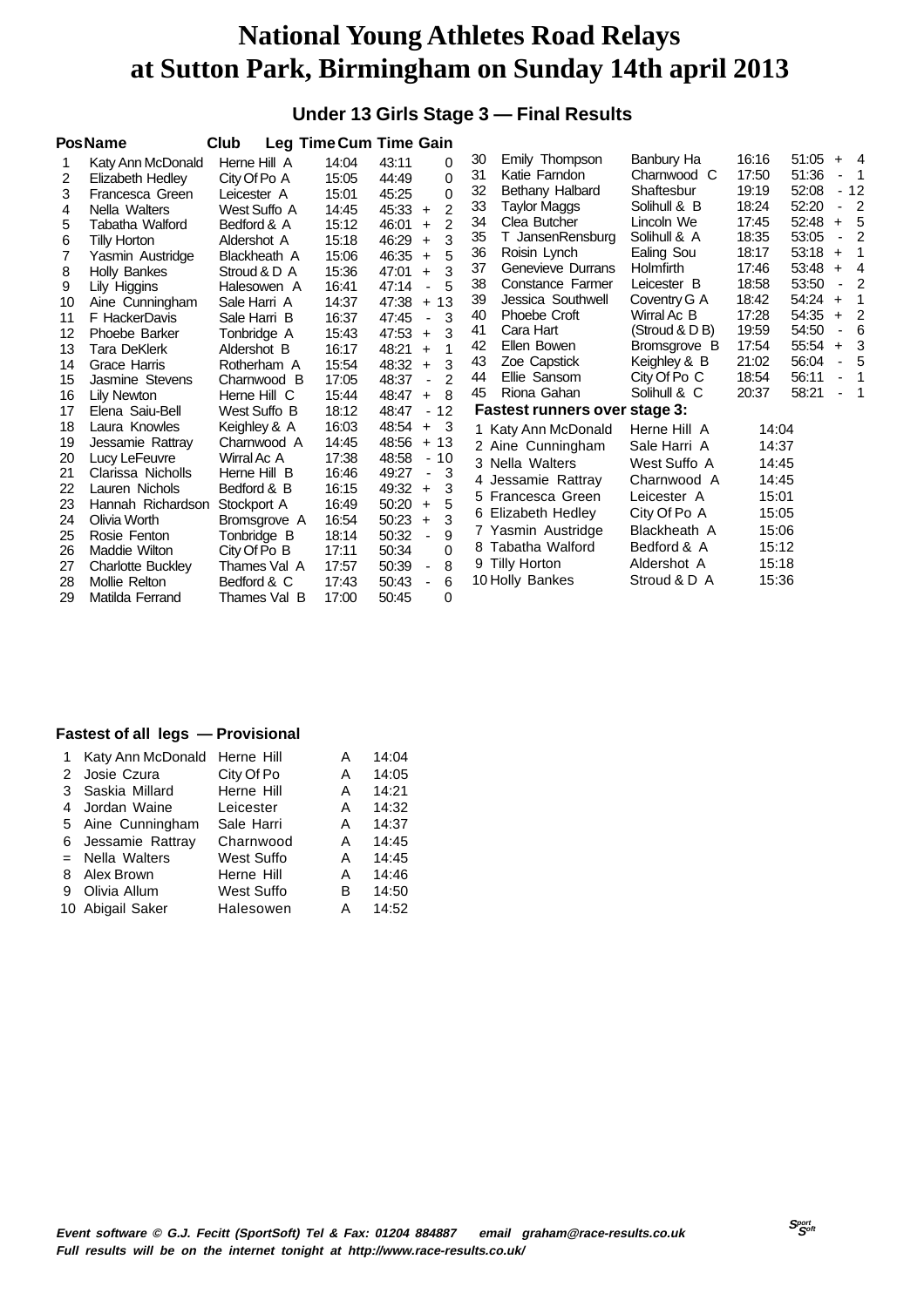# National Young Athletes Road Relays at Sutton Park, Birmingham on Sunday 14th april 2013

## Under 13 Girls Stage 3 — Final Results

| Pos | Name | Club | Leg Time | Cum Time | Gain |
|---|---|---|---|---|---|
| 1 | Katy Ann McDonald | Herne Hill A | 14:04 | 43:11 | 0 |
| 2 | Elizabeth Hedley | City Of Po A | 15:05 | 44:49 | 0 |
| 3 | Francesca Green | Leicester A | 15:01 | 45:25 | 0 |
| 4 | Nella Walters | West Suffo A | 14:45 | 45:33 | + 2 |
| 5 | Tabatha Walford | Bedford & A | 15:12 | 46:01 | + 2 |
| 6 | Tilly Horton | Aldershot A | 15:18 | 46:29 | + 3 |
| 7 | Yasmin Austridge | Blackheath A | 15:06 | 46:35 | + 5 |
| 8 | Holly Bankes | Stroud & D A | 15:36 | 47:01 | + 3 |
| 9 | Lily Higgins | Halesowen A | 16:41 | 47:14 | - 5 |
| 10 | Aine Cunningham | Sale Harri A | 14:37 | 47:38 | + 13 |
| 11 | F HackerDavis | Sale Harri B | 16:37 | 47:45 | - 3 |
| 12 | Phoebe Barker | Tonbridge A | 15:43 | 47:53 | + 3 |
| 13 | Tara DeKlerk | Aldershot B | 16:17 | 48:21 | + 1 |
| 14 | Grace Harris | Rotherham A | 15:54 | 48:32 | + 3 |
| 15 | Jasmine Stevens | Charnwood B | 17:05 | 48:37 | - 2 |
| 16 | Lily Newton | Herne Hill C | 15:44 | 48:47 | + 8 |
| 17 | Elena Saiu-Bell | West Suffo B | 18:12 | 48:47 | - 12 |
| 18 | Laura Knowles | Keighley & A | 16:03 | 48:54 | + 3 |
| 19 | Jessamie Rattray | Charnwood A | 14:45 | 48:56 | + 13 |
| 20 | Lucy LeFeuvre | Wirral Ac A | 17:38 | 48:58 | - 10 |
| 21 | Clarissa Nicholls | Herne Hill B | 16:46 | 49:27 | - 3 |
| 22 | Lauren Nichols | Bedford & B | 16:15 | 49:32 | + 3 |
| 23 | Hannah Richardson | Stockport A | 16:49 | 50:20 | + 5 |
| 24 | Olivia Worth | Bromsgrove A | 16:54 | 50:23 | + 3 |
| 25 | Rosie Fenton | Tonbridge B | 18:14 | 50:32 | - 9 |
| 26 | Maddie Wilton | City Of Po B | 17:11 | 50:34 | 0 |
| 27 | Charlotte Buckley | Thames Val A | 17:57 | 50:39 | - 8 |
| 28 | Mollie Relton | Bedford & C | 17:43 | 50:43 | - 6 |
| 29 | Matilda Ferrand | Thames Val B | 17:00 | 50:45 | 0 |
| 30 | Emily Thompson | Banbury Ha | 16:16 | 51:05 | + 4 |
| 31 | Katie Farndon | Charnwood C | 17:50 | 51:36 | - 1 |
| 32 | Bethany Halbard | Shaftesbur | 19:19 | 52:08 | - 12 |
| 33 | Taylor Maggs | Solihull & B | 18:24 | 52:20 | - 2 |
| 34 | Clea Butcher | Lincoln We | 17:45 | 52:48 | + 5 |
| 35 | T JansenRensburg | Solihull & A | 18:35 | 53:05 | - 2 |
| 36 | Roisin Lynch | Ealing Sou | 18:17 | 53:18 | + 1 |
| 37 | Genevieve Durrans | Holmfirth | 17:46 | 53:48 | + 4 |
| 38 | Constance Farmer | Leicester B | 18:58 | 53:50 | - 2 |
| 39 | Jessica Southwell | Coventry G A | 18:42 | 54:24 | + 1 |
| 40 | Phoebe Croft | Wirral Ac B | 17:28 | 54:35 | + 2 |
| 41 | Cara Hart | (Stroud & D B) | 19:59 | 54:50 | - 6 |
| 42 | Ellen Bowen | Bromsgrove B | 17:54 | 55:54 | + 3 |
| 43 | Zoe Capstick | Keighley & B | 21:02 | 56:04 | - 5 |
| 44 | Ellie Sansom | City Of Po C | 18:54 | 56:11 | - 1 |
| 45 | Riona Gahan | Solihull & C | 20:37 | 58:21 | - 1 |

### Fastest runners over stage 3:

| | Name | Club | Time |
|---|---|---|---|
| 1 | Katy Ann McDonald | Herne Hill A | 14:04 |
| 2 | Aine Cunningham | Sale Harri A | 14:37 |
| 3 | Nella Walters | West Suffo A | 14:45 |
| 4 | Jessamie Rattray | Charnwood A | 14:45 |
| 5 | Francesca Green | Leicester A | 15:01 |
| 6 | Elizabeth Hedley | City Of Po A | 15:05 |
| 7 | Yasmin Austridge | Blackheath A | 15:06 |
| 8 | Tabatha Walford | Bedford & A | 15:12 |
| 9 | Tilly Horton | Aldershot A | 15:18 |
| 10 | Holly Bankes | Stroud & D A | 15:36 |

### Fastest of all legs — Provisional

| | Name | Club | Team | Time |
|---|---|---|---|---|
| 1 | Katy Ann McDonald | Herne Hill | A | 14:04 |
| 2 | Josie Czura | City Of Po | A | 14:05 |
| 3 | Saskia Millard | Herne Hill | A | 14:21 |
| 4 | Jordan Waine | Leicester | A | 14:32 |
| 5 | Aine Cunningham | Sale Harri | A | 14:37 |
| 6 | Jessamie Rattray | Charnwood | A | 14:45 |
| = | Nella Walters | West Suffo | A | 14:45 |
| 8 | Alex Brown | Herne Hill | A | 14:46 |
| 9 | Olivia Allum | West Suffo | B | 14:50 |
| 10 | Abigail Saker | Halesowen | A | 14:52 |

*Event software © G.J. Fecitt (SportSoft) Tel & Fax: 01204 884887 email graham@race-results.co.uk*
*Full results will be on the internet tonight at http://www.race-results.co.uk/*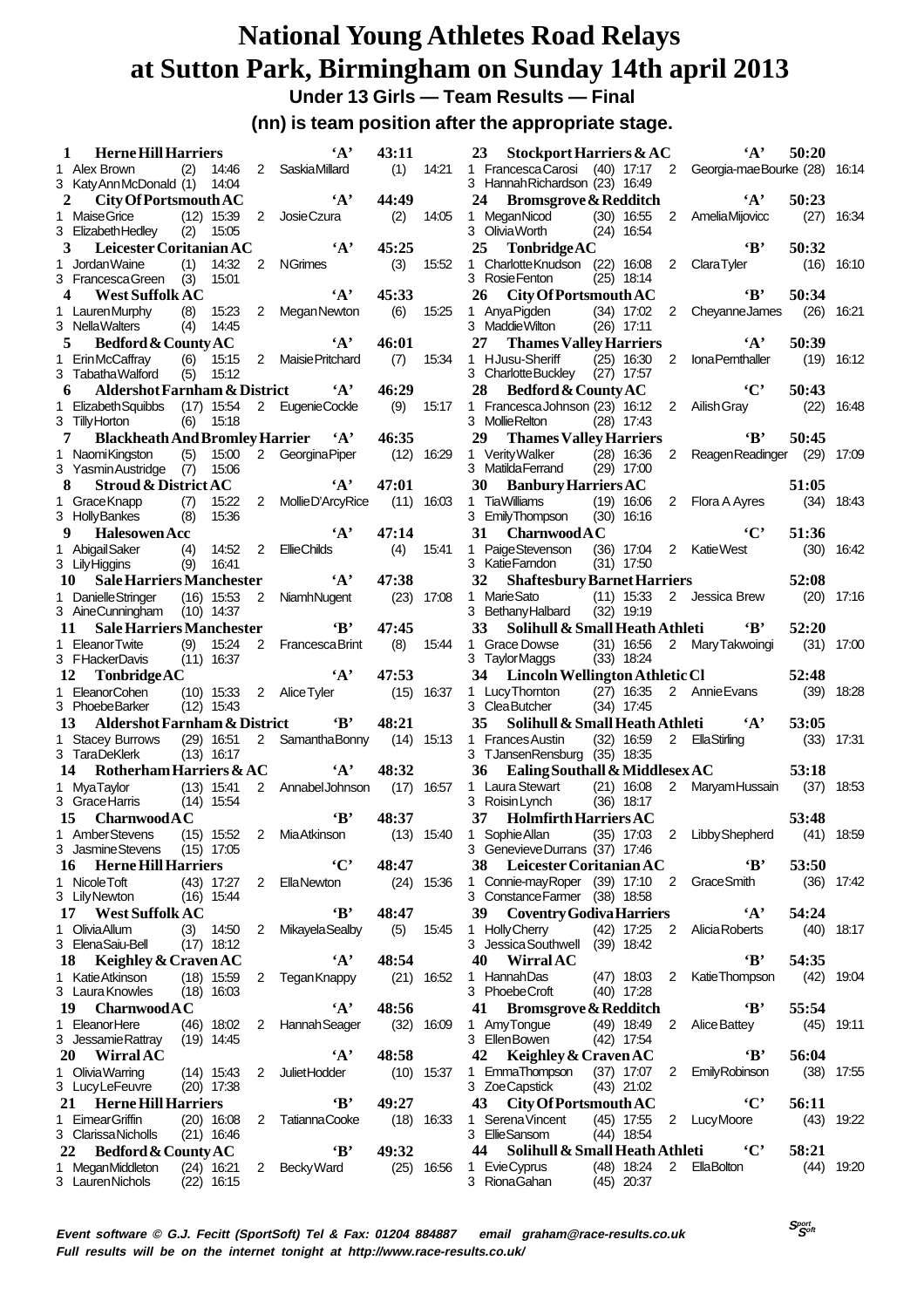# National Young Athletes Road Relays at Sutton Park, Birmingham on Sunday 14th april 2013

## Under 13 Girls — Team Results — Final

### (nn) is team position after the appropriate stage.

**1 Herne Hill Harriers 'A' 43:11**
1 Alex Brown (2) 14:46 2 Saskia Millard (1) 14:21
3 Katy Ann McDonald (1) 14:04

**2 City Of Portsmouth AC 'A' 44:49**
1 Maise Grice (12) 15:39 2 Josie Czura (2) 14:05
3 Elizabeth Hedley (2) 15:05

**3 Leicester Coritanian AC 'A' 45:25**
1 Jordan Waine (1) 14:32 2 N Grimes (3) 15:52
3 Francesca Green (3) 15:01

**4 West Suffolk AC 'A' 45:33**
1 Lauren Murphy (8) 15:23 2 Megan Newton (6) 15:25
3 Nella Walters (4) 14:45

**5 Bedford & County AC 'A' 46:01**
1 Erin McCaffray (6) 15:15 2 Maisie Pritchard (7) 15:34
3 Tabatha Walford (5) 15:12

**6 Aldershot Farnham & District 'A' 46:29**
1 Elizabeth Squibbs (17) 15:54 2 Eugenie Cockle (9) 15:17
3 Tilly Horton (6) 15:18

**7 Blackheath And Bromley Harrier 'A' 46:35**
1 Naomi Kingston (5) 15:00 2 Georgina Piper (12) 16:29
3 Yasmin Austridge (7) 15:06

**8 Stroud & District AC 'A' 47:01**
1 Grace Knapp (7) 15:22 2 Mollie D'Arcy Rice (11) 16:03
3 Holly Bankes (8) 15:36

**9 Halesowen Acc 'A' 47:14**
1 Abigail Saker (4) 14:52 2 Ellie Childs (4) 15:41
3 Lily Higgins (9) 16:41

**10 Sale Harriers Manchester 'A' 47:38**
1 Danielle Stringer (16) 15:53 2 Niamh Nugent (23) 17:08
3 Aine Cunningham (10) 14:37

**11 Sale Harriers Manchester 'B' 47:45**
1 Eleanor Twite (9) 15:24 2 Francesca Brint (8) 15:44
3 F Hacker Davis (11) 16:37

**12 Tonbridge AC 'A' 47:53**
1 Eleanor Cohen (10) 15:33 2 Alice Tyler (15) 16:37
3 Phoebe Barker (12) 15:43

**13 Aldershot Farnham & District 'B' 48:21**
1 Stacey Burrows (29) 16:51 2 Samantha Bonny (14) 15:13
3 Tara De Klerk (13) 16:17

**14 Rotherham Harriers & AC 'A' 48:32**
1 Mya Taylor (13) 15:41 2 Annabel Johnson (17) 16:57
3 Grace Harris (14) 15:54

**15 Charnwood AC 'B' 48:37**
1 Amber Stevens (15) 15:52 2 Mia Atkinson (13) 15:40
3 Jasmine Stevens (15) 17:05

**16 Herne Hill Harriers 'C' 48:47**
1 Nicole Toft (43) 17:27 2 Ella Newton (24) 15:36
3 Lily Newton (16) 15:44

**17 West Suffolk AC 'B' 48:47**
1 Olivia Allum (3) 14:50 2 Mikayela Sealby (5) 15:45
3 Elena Saiu-Bell (17) 18:12

**18 Keighley & Craven AC 'A' 48:54**
1 Katie Atkinson (18) 15:59 2 Tegan Knappy (21) 16:52
3 Laura Knowles (18) 16:03

**19 Charnwood AC 'A' 48:56**
1 Eleanor Here (46) 18:02 2 Hannah Seager (32) 16:09
3 Jessamie Rattray (19) 14:45

**20 Wirral AC 'A' 48:58**
1 Olivia Warring (14) 15:43 2 Juliet Hodder (10) 15:37
3 Lucy Le Feuvre (20) 17:38

**21 Herne Hill Harriers 'B' 49:27**
1 Eimear Griffin (20) 16:08 2 Tatianna Cooke (18) 16:33
3 Clarissa Nicholls (21) 16:46

**22 Bedford & County AC 'B' 49:32**
1 Megan Middleton (24) 16:21 2 Becky Ward (25) 16:56
3 Lauren Nichols (22) 16:15

**23 Stockport Harriers & AC 'A' 50:20**
1 Francesca Carosi (40) 17:17 2 Georgia-mae Bourke (28) 16:14
3 Hannah Richardson (23) 16:49

**24 Bromsgrove & Redditch 'A' 50:23**
1 Megan Nicod (30) 16:55 2 Amelia Mijovicc (27) 16:34
3 Olivia Worth (24) 16:54

**25 Tonbridge AC 'B' 50:32**
1 Charlotte Knudson (22) 16:08 2 Clara Tyler (16) 16:10
3 Rosie Fenton (25) 18:14

**26 City Of Portsmouth AC 'B' 50:34**
1 Anya Pigden (34) 17:02 2 Cheyanne James (26) 16:21
3 Maddie Wilton (26) 17:11

**27 Thames Valley Harriers 'A' 50:39**
1 H Jusu-Sheriff (25) 16:30 2 Iona Pernthaler (19) 16:12
3 Charlotte Buckley (27) 17:57

**28 Bedford & County AC 'C' 50:43**
1 Francesca Johnson (23) 16:12 2 Ailish Gray (22) 16:48
3 Mollie Relton (28) 17:43

**29 Thames Valley Harriers 'B' 50:45**
1 Verity Walker (28) 16:36 2 Reagen Readinger (29) 17:09
3 Matilda Ferrand (29) 17:00

**30 Banbury Harriers AC 51:05**
1 Tia Williams (19) 16:06 2 Flora A Ayres (34) 18:43
3 Emily Thompson (30) 16:16

**31 Charnwood AC 'C' 51:36**
1 Paige Stevenson (36) 17:04 2 Katie West (30) 16:42
3 Katie Farndon (31) 17:50

**32 Shaftesbury Barnet Harriers 52:08**
1 Marie Sato (11) 15:33 2 Jessica Brew (20) 17:16
3 Bethany Halbard (32) 19:19

**33 Solihull & Small Heath Athleti 'B' 52:20**
1 Grace Dowse (31) 16:56 2 Mary Takwoingi (31) 17:00
3 Taylor Maggs (33) 18:24

**34 Lincoln Wellington Athletic Cl 52:48**
1 Lucy Thornton (27) 16:35 2 Annie Evans (39) 18:28
3 Clea Butcher (34) 17:45

**35 Solihull & Small Heath Athleti 'A' 53:05**
1 Frances Austin (32) 16:59 2 Ella Stirling (33) 17:31
3 T Jansen Rensburg (35) 18:35

**36 Ealing Southall & Middlesex AC 53:18**
1 Laura Stewart (21) 16:08 2 Maryam Hussain (37) 18:53
3 Roisin Lynch (36) 18:17

**37 Holmfirth Harriers AC 53:48**
1 Sophie Allan (35) 17:03 2 Libby Shepherd (41) 18:59
3 Genevieve Durrans (37) 17:46

**38 Leicester Coritanian AC 'B' 53:50**
1 Connie-may Roper (39) 17:10 2 Grace Smith (36) 17:42
3 Constance Farmer (38) 18:58

**39 Coventry Godiva Harriers 'A' 54:24**
1 Holly Cherry (42) 17:25 2 Alicia Roberts (40) 18:17
3 Jessica Southwell (39) 18:42

**40 Wirral AC 'B' 54:35**
1 Hannah Das (47) 18:03 2 Katie Thompson (42) 19:04
3 Phoebe Croft (40) 17:28

**41 Bromsgrove & Redditch 'B' 55:54**
1 Amy Tongue (49) 18:49 2 Alice Battey (45) 19:11
3 Ellen Bowen (42) 17:54

**42 Keighley & Craven AC 'B' 56:04**
1 Emma Thompson (37) 17:07 2 Emily Robinson (38) 17:55
3 Zoe Capstick (43) 21:02

**43 City Of Portsmouth AC 'C' 56:11**
1 Serena Vincent (45) 17:55 2 Lucy Moore (43) 19:22
3 Ellie Sansom (44) 18:54

**44 Solihull & Small Heath Athleti 'C' 58:21**
1 Evie Cyprus (48) 18:24 2 Ella Bolton (44) 19:20
3 Riona Gahan (45) 20:37

*Event software © G.J. Fecitt (SportSoft) Tel & Fax: 01204 884887 email graham@race-results.co.uk*
*Full results will be on the internet tonight at http://www.race-results.co.uk/*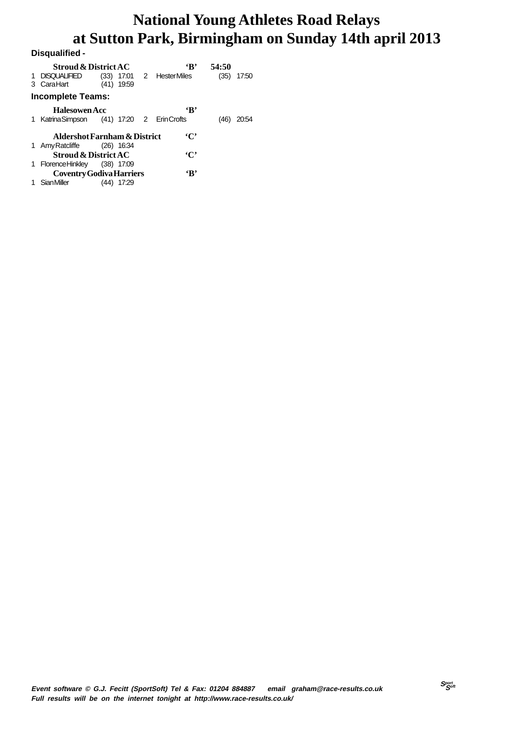# National Young Athletes Road Relays
# at Sutton Park, Birmingham on Sunday 14th april 2013

**Disqualified -**

**Stroud & District AC** **'B'** **54:50**

1 DISQUALIFIED (33) 17:01 2 Hester Miles (35) 17:50
3 Cara Hart (41) 19:59

**Incomplete Teams:**

**Halesowen Acc** **'B'**

1 Katrina Simpson (41) 17:20 2 Erin Crofts (46) 20:54

**Aldershot Farnham & District** **'C'**

1 Amy Ratcliffe (26) 16:34

**Stroud & District AC** **'C'**

1 Florence Hinkley (38) 17:09

**Coventry Godiva Harriers** **'B'**

1 Sian Miller (44) 17:29

*Event software © G.J. Fecitt (SportSoft) Tel & Fax: 01204 884887 email graham@race-results.co.uk*
*Full results will be on the internet tonight at http://www.race-results.co.uk/*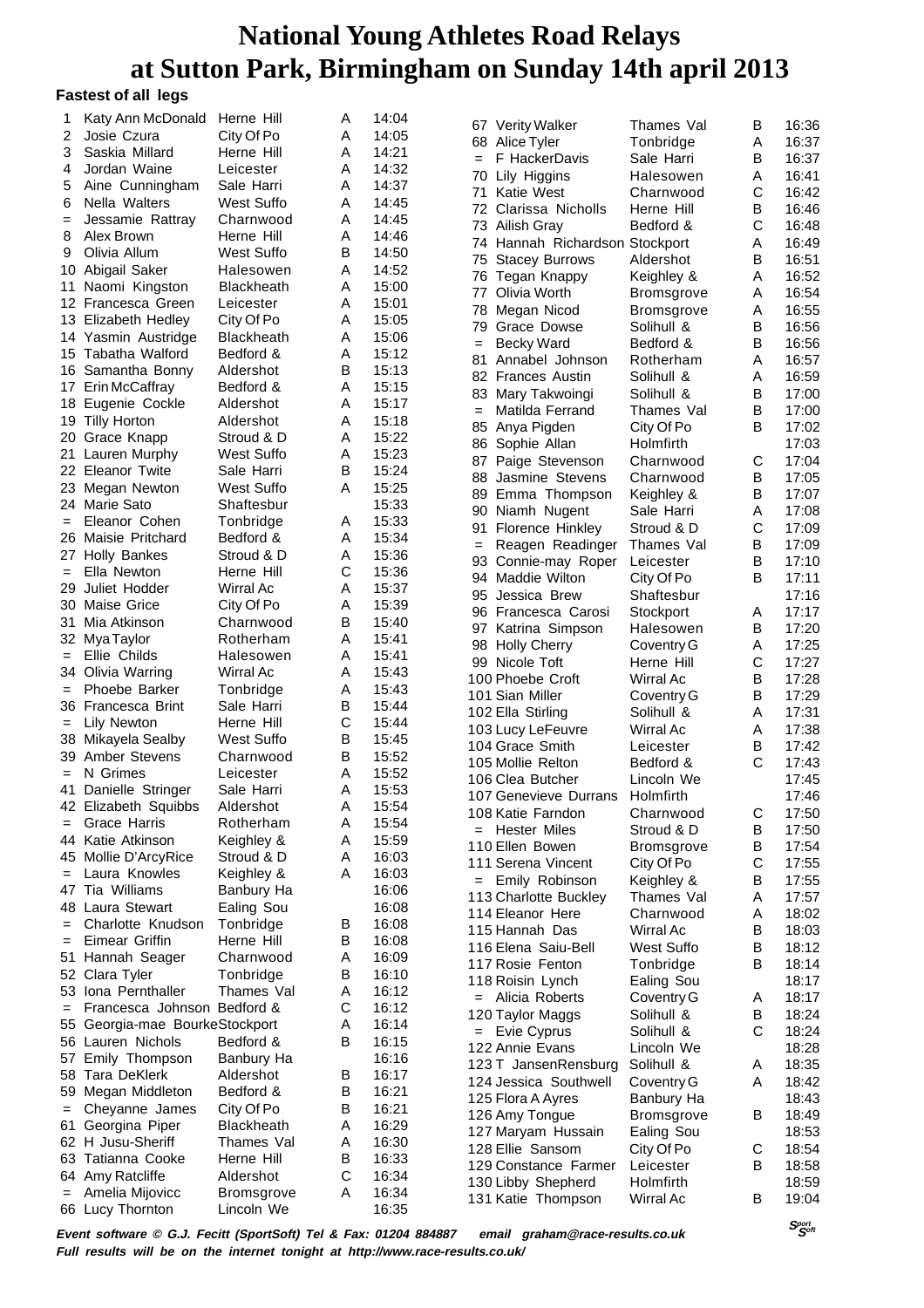# National Young Athletes Road Relays at Sutton Park, Birmingham on Sunday 14th april 2013

### Fastest of all legs

| Pos | Name | Club | Team | Time |
|---|---|---|---|---|
| 1 | Katy Ann McDonald | Herne Hill | A | 14:04 |
| 2 | Josie Czura | City Of Po | A | 14:05 |
| 3 | Saskia Millard | Herne Hill | A | 14:21 |
| 4 | Jordan Waine | Leicester | A | 14:32 |
| 5 | Aine Cunningham | Sale Harri | A | 14:37 |
| 6 | Nella Walters | West Suffo | A | 14:45 |
| = | Jessamie Rattray | Charnwood | A | 14:45 |
| 8 | Alex Brown | Herne Hill | A | 14:46 |
| 9 | Olivia Allum | West Suffo | B | 14:50 |
| 10 | Abigail Saker | Halesowen | A | 14:52 |
| 11 | Naomi Kingston | Blackheath | A | 15:00 |
| 12 | Francesca Green | Leicester | A | 15:01 |
| 13 | Elizabeth Hedley | City Of Po | A | 15:05 |
| 14 | Yasmin Austridge | Blackheath | A | 15:06 |
| 15 | Tabatha Walford | Bedford & | A | 15:12 |
| 16 | Samantha Bonny | Aldershot | B | 15:13 |
| 17 | Erin McCaffray | Bedford & | A | 15:15 |
| 18 | Eugenie Cockle | Aldershot | A | 15:17 |
| 19 | Tilly Horton | Aldershot | A | 15:18 |
| 20 | Grace Knapp | Stroud & D | A | 15:22 |
| 21 | Lauren Murphy | West Suffo | A | 15:23 |
| 22 | Eleanor Twite | Sale Harri | B | 15:24 |
| 23 | Megan Newton | West Suffo | A | 15:25 |
| 24 | Marie Sato | Shaftesbur | | 15:33 |
| = | Eleanor Cohen | Tonbridge | A | 15:33 |
| 26 | Maisie Pritchard | Bedford & | A | 15:34 |
| 27 | Holly Bankes | Stroud & D | A | 15:36 |
| = | Ella Newton | Herne Hill | C | 15:36 |
| 29 | Juliet Hodder | Wirral Ac | A | 15:37 |
| 30 | Maise Grice | City Of Po | A | 15:39 |
| 31 | Mia Atkinson | Charnwood | B | 15:40 |
| 32 | Mya Taylor | Rotherham | A | 15:41 |
| = | Ellie Childs | Halesowen | A | 15:41 |
| 34 | Olivia Warring | Wirral Ac | A | 15:43 |
| = | Phoebe Barker | Tonbridge | A | 15:43 |
| 36 | Francesca Brint | Sale Harri | B | 15:44 |
| = | Lily Newton | Herne Hill | C | 15:44 |
| 38 | Mikayela Sealby | West Suffo | B | 15:45 |
| 39 | Amber Stevens | Charnwood | B | 15:52 |
| = | N Grimes | Leicester | A | 15:52 |
| 41 | Danielle Stringer | Sale Harri | A | 15:53 |
| 42 | Elizabeth Squibbs | Aldershot | A | 15:54 |
| = | Grace Harris | Rotherham | A | 15:54 |
| 44 | Katie Atkinson | Keighley & | A | 15:59 |
| 45 | Mollie D'ArcyRice | Stroud & D | A | 16:03 |
| = | Laura Knowles | Keighley & | A | 16:03 |
| 47 | Tia Williams | Banbury Ha | | 16:06 |
| 48 | Laura Stewart | Ealing Sou | | 16:08 |
| = | Charlotte Knudson | Tonbridge | B | 16:08 |
| = | Eimear Griffin | Herne Hill | B | 16:08 |
| 51 | Hannah Seager | Charnwood | A | 16:09 |
| 52 | Clara Tyler | Tonbridge | B | 16:10 |
| 53 | Iona Pernthaller | Thames Val | A | 16:12 |
| = | Francesca Johnson | Bedford & | C | 16:12 |
| 55 | Georgia-mae Bourke | Stockport | A | 16:14 |
| 56 | Lauren Nichols | Bedford & | B | 16:15 |
| 57 | Emily Thompson | Banbury Ha | | 16:16 |
| 58 | Tara DeKlerk | Aldershot | B | 16:17 |
| 59 | Megan Middleton | Bedford & | B | 16:21 |
| = | Cheyanne James | City Of Po | B | 16:21 |
| 61 | Georgina Piper | Blackheath | A | 16:29 |
| 62 | H Jusu-Sheriff | Thames Val | A | 16:30 |
| 63 | Tatianna Cooke | Herne Hill | B | 16:33 |
| 64 | Amy Ratcliffe | Aldershot | C | 16:34 |
| = | Amelia Mijovicc | Bromsgrove | A | 16:34 |
| 66 | Lucy Thornton | Lincoln We | | 16:35 |
| 67 | Verity Walker | Thames Val | B | 16:36 |
| 68 | Alice Tyler | Tonbridge | A | 16:37 |
| = | F HackerDavis | Sale Harri | B | 16:37 |
| 70 | Lily Higgins | Halesowen | A | 16:41 |
| 71 | Katie West | Charnwood | C | 16:42 |
| 72 | Clarissa Nicholls | Herne Hill | B | 16:46 |
| 73 | Ailish Gray | Bedford & | C | 16:48 |
| 74 | Hannah Richardson | Stockport | A | 16:49 |
| 75 | Stacey Burrows | Aldershot | B | 16:51 |
| 76 | Tegan Knappy | Keighley & | A | 16:52 |
| 77 | Olivia Worth | Bromsgrove | A | 16:54 |
| 78 | Megan Nicod | Bromsgrove | A | 16:55 |
| 79 | Grace Dowse | Solihull & | B | 16:56 |
| = | Becky Ward | Bedford & | B | 16:56 |
| 81 | Annabel Johnson | Rotherham | A | 16:57 |
| 82 | Frances Austin | Solihull & | A | 16:59 |
| 83 | Mary Takwoingi | Solihull & | B | 17:00 |
| = | Matilda Ferrand | Thames Val | B | 17:00 |
| 85 | Anya Pigden | City Of Po | B | 17:02 |
| 86 | Sophie Allan | Holmfirth | | 17:03 |
| 87 | Paige Stevenson | Charnwood | C | 17:04 |
| 88 | Jasmine Stevens | Charnwood | B | 17:05 |
| 89 | Emma Thompson | Keighley & | B | 17:07 |
| 90 | Niamh Nugent | Sale Harri | A | 17:08 |
| 91 | Florence Hinkley | Stroud & D | C | 17:09 |
| = | Reagen Readinger | Thames Val | B | 17:09 |
| 93 | Connie-may Roper | Leicester | B | 17:10 |
| 94 | Maddie Wilton | City Of Po | B | 17:11 |
| 95 | Jessica Brew | Shaftesbur | | 17:16 |
| 96 | Francesca Carosi | Stockport | A | 17:17 |
| 97 | Katrina Simpson | Halesowen | B | 17:20 |
| 98 | Holly Cherry | Coventry G | A | 17:25 |
| 99 | Nicole Toft | Herne Hill | C | 17:27 |
| 100 | Phoebe Croft | Wirral Ac | B | 17:28 |
| 101 | Sian Miller | Coventry G | B | 17:29 |
| 102 | Ella Stirling | Solihull & | A | 17:31 |
| 103 | Lucy LeFeuvre | Wirral Ac | A | 17:38 |
| 104 | Grace Smith | Leicester | B | 17:42 |
| 105 | Mollie Relton | Bedford & | C | 17:43 |
| 106 | Clea Butcher | Lincoln We | | 17:45 |
| 107 | Genevieve Durrans | Holmfirth | | 17:46 |
| 108 | Katie Farndon | Charnwood | C | 17:50 |
| = | Hester Miles | Stroud & D | B | 17:50 |
| 110 | Ellen Bowen | Bromsgrove | B | 17:54 |
| 111 | Serena Vincent | City Of Po | C | 17:55 |
| = | Emily Robinson | Keighley & | B | 17:55 |
| 113 | Charlotte Buckley | Thames Val | A | 17:57 |
| 114 | Eleanor Here | Charnwood | A | 18:02 |
| 115 | Hannah Das | Wirral Ac | B | 18:03 |
| 116 | Elena Saiu-Bell | West Suffo | B | 18:12 |
| 117 | Rosie Fenton | Tonbridge | B | 18:14 |
| 118 | Roisin Lynch | Ealing Sou | | 18:17 |
| = | Alicia Roberts | Coventry G | A | 18:17 |
| 120 | Taylor Maggs | Solihull & | B | 18:24 |
| = | Evie Cyprus | Solihull & | C | 18:24 |
| 122 | Annie Evans | Lincoln We | | 18:28 |
| 123 | T JansenRensburg | Solihull & | A | 18:35 |
| 124 | Jessica Southwell | Coventry G | A | 18:42 |
| 125 | Flora A Ayres | Banbury Ha | | 18:43 |
| 126 | Amy Tongue | Bromsgrove | B | 18:49 |
| 127 | Maryam Hussain | Ealing Sou | | 18:53 |
| 128 | Ellie Sansom | City Of Po | C | 18:54 |
| 129 | Constance Farmer | Leicester | B | 18:58 |
| 130 | Libby Shepherd | Holmfirth | | 18:59 |
| 131 | Katie Thompson | Wirral Ac | B | 19:04 |

*Event software © G.J. Fecitt (SportSoft) Tel & Fax: 01204 884887 email graham@race-results.co.uk*

*Full results will be on the internet tonight at http://www.race-results.co.uk/*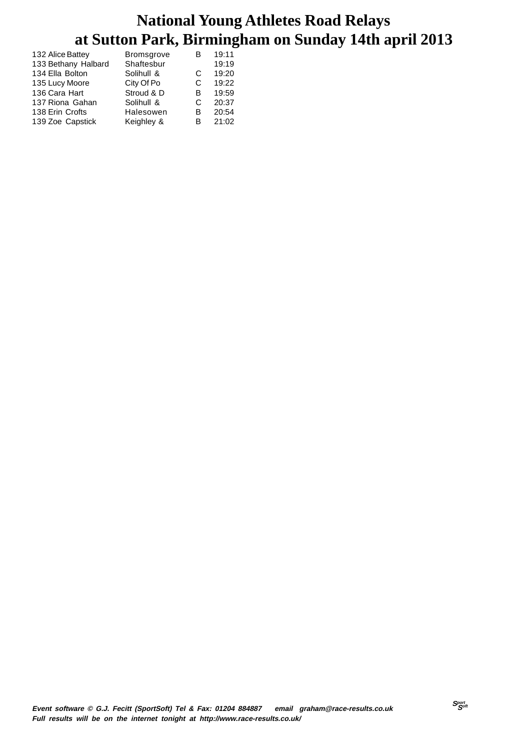# National Young Athletes Road Relays
# at Sutton Park, Birmingham on Sunday 14th april 2013

| | | | |
|---|---|---|---|
| 132 Alice Battey | Bromsgrove | B | 19:11 |
| 133 Bethany Halbard | Shaftesbur | | 19:19 |
| 134 Ella Bolton | Solihull & | C | 19:20 |
| 135 Lucy Moore | City Of Po | C | 19:22 |
| 136 Cara Hart | Stroud & D | B | 19:59 |
| 137 Riona Gahan | Solihull & | C | 20:37 |
| 138 Erin Crofts | Halesowen | B | 20:54 |
| 139 Zoe Capstick | Keighley & | B | 21:02 |

***Event software © G.J. Fecitt (SportSoft) Tel & Fax: 01204 884887 email graham@race-results.co.uk***
***Full results will be on the internet tonight at http://www.race-results.co.uk/***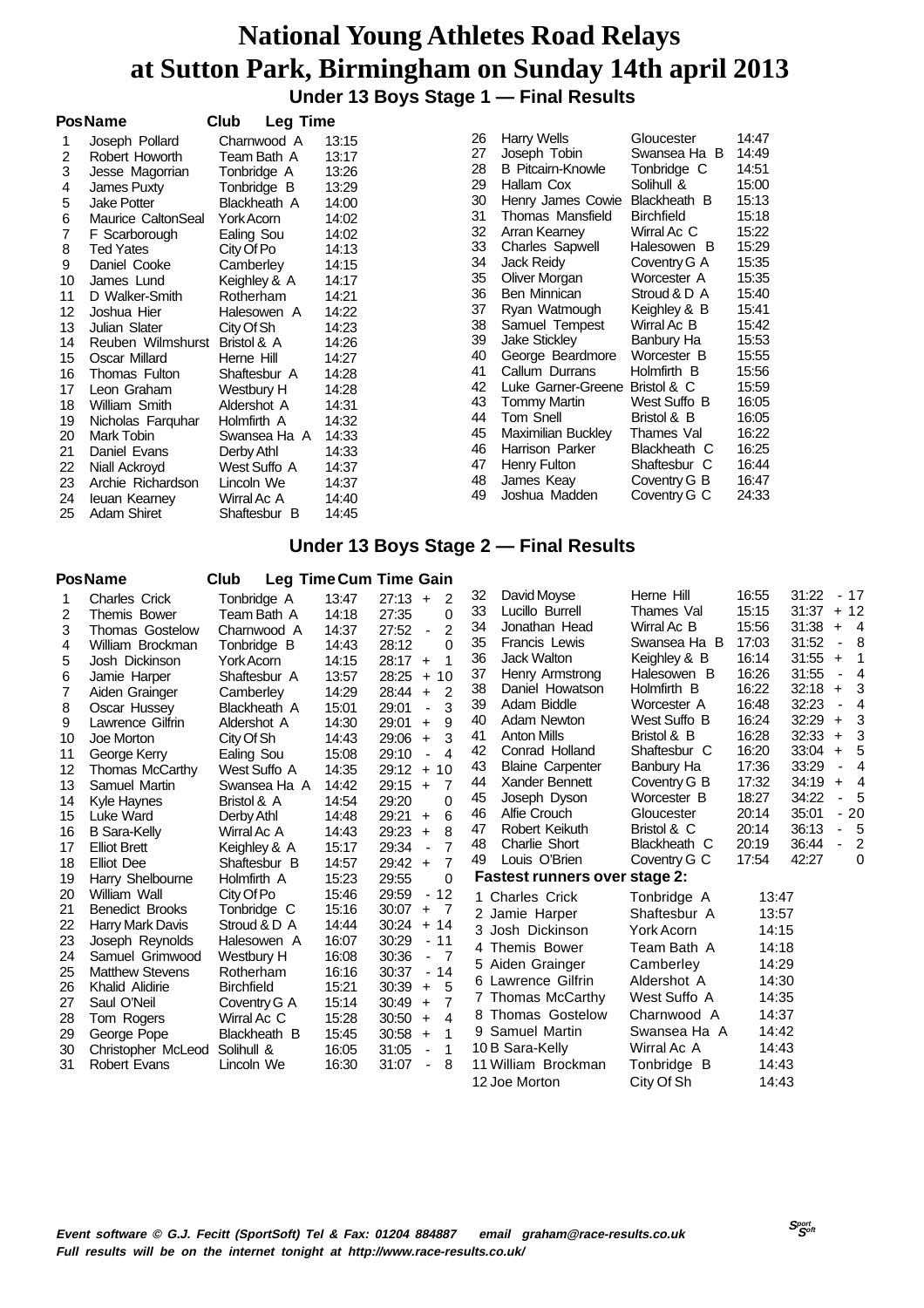# National Young Athletes Road Relays at Sutton Park, Birmingham on Sunday 14th april 2013

## Under 13 Boys Stage 1 — Final Results

| Pos | Name | Club | Leg Time |
|---|---|---|---|
| 1 | Joseph Pollard | Charnwood A | 13:15 |
| 2 | Robert Howorth | Team Bath A | 13:17 |
| 3 | Jesse Magorrian | Tonbridge A | 13:26 |
| 4 | James Puxty | Tonbridge B | 13:29 |
| 5 | Jake Potter | Blackheath A | 14:00 |
| 6 | Maurice CaltonSeal | York Acorn | 14:02 |
| 7 | F Scarborough | Ealing Sou | 14:02 |
| 8 | Ted Yates | City Of Po | 14:13 |
| 9 | Daniel Cooke | Camberley | 14:15 |
| 10 | James Lund | Keighley & A | 14:17 |
| 11 | D Walker-Smith | Rotherham | 14:21 |
| 12 | Joshua Hier | Halesowen A | 14:22 |
| 13 | Julian Slater | City Of Sh | 14:23 |
| 14 | Reuben Wilmshurst | Bristol & A | 14:26 |
| 15 | Oscar Millard | Herne Hill | 14:27 |
| 16 | Thomas Fulton | Shaftesbur A | 14:28 |
| 17 | Leon Graham | Westbury H | 14:28 |
| 18 | William Smith | Aldershot A | 14:31 |
| 19 | Nicholas Farquhar | Holmfirth A | 14:32 |
| 20 | Mark Tobin | Swansea Ha A | 14:33 |
| 21 | Daniel Evans | Derby Athl | 14:33 |
| 22 | Niall Ackroyd | West Suffo A | 14:37 |
| 23 | Archie Richardson | Lincoln We | 14:37 |
| 24 | Ieuan Kearney | Wirral Ac A | 14:40 |
| 25 | Adam Shiret | Shaftesbur B | 14:45 |
| 26 | Harry Wells | Gloucester | 14:47 |
| 27 | Joseph Tobin | Swansea Ha B | 14:49 |
| 28 | B Pitcairn-Knowle | Tonbridge C | 14:51 |
| 29 | Hallam Cox | Solihull & | 15:00 |
| 30 | Henry James Cowie | Blackheath B | 15:13 |
| 31 | Thomas Mansfield | Birchfield | 15:18 |
| 32 | Arran Kearney | Wirral Ac C | 15:22 |
| 33 | Charles Sapwell | Halesowen B | 15:29 |
| 34 | Jack Reidy | Coventry G A | 15:35 |
| 35 | Oliver Morgan | Worcester A | 15:35 |
| 36 | Ben Minnican | Stroud & D A | 15:40 |
| 37 | Ryan Watmough | Keighley & B | 15:41 |
| 38 | Samuel Tempest | Wirral Ac B | 15:42 |
| 39 | Jake Stickley | Banbury Ha | 15:53 |
| 40 | George Beardmore | Worcester B | 15:55 |
| 41 | Callum Durrans | Holmfirth B | 15:56 |
| 42 | Luke Garner-Greene | Bristol & C | 15:59 |
| 43 | Tommy Martin | West Suffo B | 16:05 |
| 44 | Tom Snell | Bristol & B | 16:05 |
| 45 | Maximilian Buckley | Thames Val | 16:22 |
| 46 | Harrison Parker | Blackheath C | 16:25 |
| 47 | Henry Fulton | Shaftesbur C | 16:44 |
| 48 | James Keay | Coventry G B | 16:47 |
| 49 | Joshua Madden | Coventry G C | 24:33 |

## Under 13 Boys Stage 2 — Final Results

| Pos | Name | Club | Leg Time | Cum Time | Gain |
|---|---|---|---|---|---|
| 1 | Charles Crick | Tonbridge A | 13:47 | 27:13 | + 2 |
| 2 | Themis Bower | Team Bath A | 14:18 | 27:35 | 0 |
| 3 | Thomas Gostelow | Charnwood A | 14:37 | 27:52 | - 2 |
| 4 | William Brockman | Tonbridge B | 14:43 | 28:12 | 0 |
| 5 | Josh Dickinson | York Acorn | 14:15 | 28:17 | + 1 |
| 6 | Jamie Harper | Shaftesbur A | 13:57 | 28:25 | + 10 |
| 7 | Aiden Grainger | Camberley | 14:29 | 28:44 | + 2 |
| 8 | Oscar Hussey | Blackheath A | 15:01 | 29:01 | - 3 |
| 9 | Lawrence Gilfrin | Aldershot A | 14:30 | 29:01 | + 9 |
| 10 | Joe Morton | City Of Sh | 14:43 | 29:06 | + 3 |
| 11 | George Kerry | Ealing Sou | 15:08 | 29:10 | - 4 |
| 12 | Thomas McCarthy | West Suffo A | 14:35 | 29:12 | + 10 |
| 13 | Samuel Martin | Swansea Ha A | 14:42 | 29:15 | + 7 |
| 14 | Kyle Haynes | Bristol & A | 14:54 | 29:20 | 0 |
| 15 | Luke Ward | Derby Athl | 14:48 | 29:21 | + 6 |
| 16 | B Sara-Kelly | Wirral Ac A | 14:43 | 29:23 | + 8 |
| 17 | Elliot Brett | Keighley & A | 15:17 | 29:34 | - 7 |
| 18 | Elliot Dee | Shaftesbur B | 14:57 | 29:42 | + 7 |
| 19 | Harry Shelbourne | Holmfirth A | 15:23 | 29:55 | 0 |
| 20 | William Wall | City Of Po | 15:46 | 29:59 | - 12 |
| 21 | Benedict Brooks | Tonbridge C | 15:16 | 30:07 | + 7 |
| 22 | Harry Mark Davis | Stroud & D A | 14:44 | 30:24 | + 14 |
| 23 | Joseph Reynolds | Halesowen A | 16:07 | 30:29 | - 11 |
| 24 | Samuel Grimwood | Westbury H | 16:08 | 30:36 | - 7 |
| 25 | Matthew Stevens | Rotherham | 16:16 | 30:37 | - 14 |
| 26 | Khalid Alidirie | Birchfield | 15:21 | 30:39 | + 5 |
| 27 | Saul O'Neil | Coventry G A | 15:14 | 30:49 | + 7 |
| 28 | Tom Rogers | Wirral Ac C | 15:28 | 30:50 | + 4 |
| 29 | George Pope | Blackheath B | 15:45 | 30:58 | + 1 |
| 30 | Christopher McLeod | Solihull & | 16:05 | 31:05 | - 1 |
| 31 | Robert Evans | Lincoln We | 16:30 | 31:07 | - 8 |
| 32 | David Moyse | Herne Hill | 16:55 | 31:22 | - 17 |
| 33 | Lucillo Burrell | Thames Val | 15:15 | 31:37 | + 12 |
| 34 | Jonathan Head | Wirral Ac B | 15:56 | 31:38 | + 4 |
| 35 | Francis Lewis | Swansea Ha B | 17:03 | 31:52 | - 8 |
| 36 | Jack Walton | Keighley & B | 16:14 | 31:55 | + 1 |
| 37 | Henry Armstrong | Halesowen B | 16:26 | 31:55 | - 4 |
| 38 | Daniel Howatson | Holmfirth B | 16:22 | 32:18 | + 3 |
| 39 | Adam Biddle | Worcester A | 16:48 | 32:23 | - 4 |
| 40 | Adam Newton | West Suffo B | 16:24 | 32:29 | + 3 |
| 41 | Anton Mills | Bristol & B | 16:28 | 32:33 | + 3 |
| 42 | Conrad Holland | Shaftesbur C | 16:20 | 33:04 | + 5 |
| 43 | Blaine Carpenter | Banbury Ha | 17:36 | 33:29 | - 4 |
| 44 | Xander Bennett | Coventry G B | 17:32 | 34:19 | + 4 |
| 45 | Joseph Dyson | Worcester B | 18:27 | 34:22 | - 5 |
| 46 | Alfie Crouch | Gloucester | 20:14 | 35:01 | - 20 |
| 47 | Robert Keikuth | Bristol & C | 20:14 | 36:13 | - 5 |
| 48 | Charlie Short | Blackheath C | 20:19 | 36:44 | - 2 |
| 49 | Louis O'Brien | Coventry G C | 17:54 | 42:27 | 0 |

### Fastest runners over stage 2:

| | Name | Club | Time |
|---|---|---|---|
| 1 | Charles Crick | Tonbridge A | 13:47 |
| 2 | Jamie Harper | Shaftesbur A | 13:57 |
| 3 | Josh Dickinson | York Acorn | 14:15 |
| 4 | Themis Bower | Team Bath A | 14:18 |
| 5 | Aiden Grainger | Camberley | 14:29 |
| 6 | Lawrence Gilfrin | Aldershot A | 14:30 |
| 7 | Thomas McCarthy | West Suffo A | 14:35 |
| 8 | Thomas Gostelow | Charnwood A | 14:37 |
| 9 | Samuel Martin | Swansea Ha A | 14:42 |
| 10 | B Sara-Kelly | Wirral Ac A | 14:43 |
| 11 | William Brockman | Tonbridge B | 14:43 |
| 12 | Joe Morton | City Of Sh | 14:43 |

*Event software © G.J. Fecitt (SportSoft) Tel & Fax: 01204 884887 email graham@race-results.co.uk*
*Full results will be on the internet tonight at http://www.race-results.co.uk/*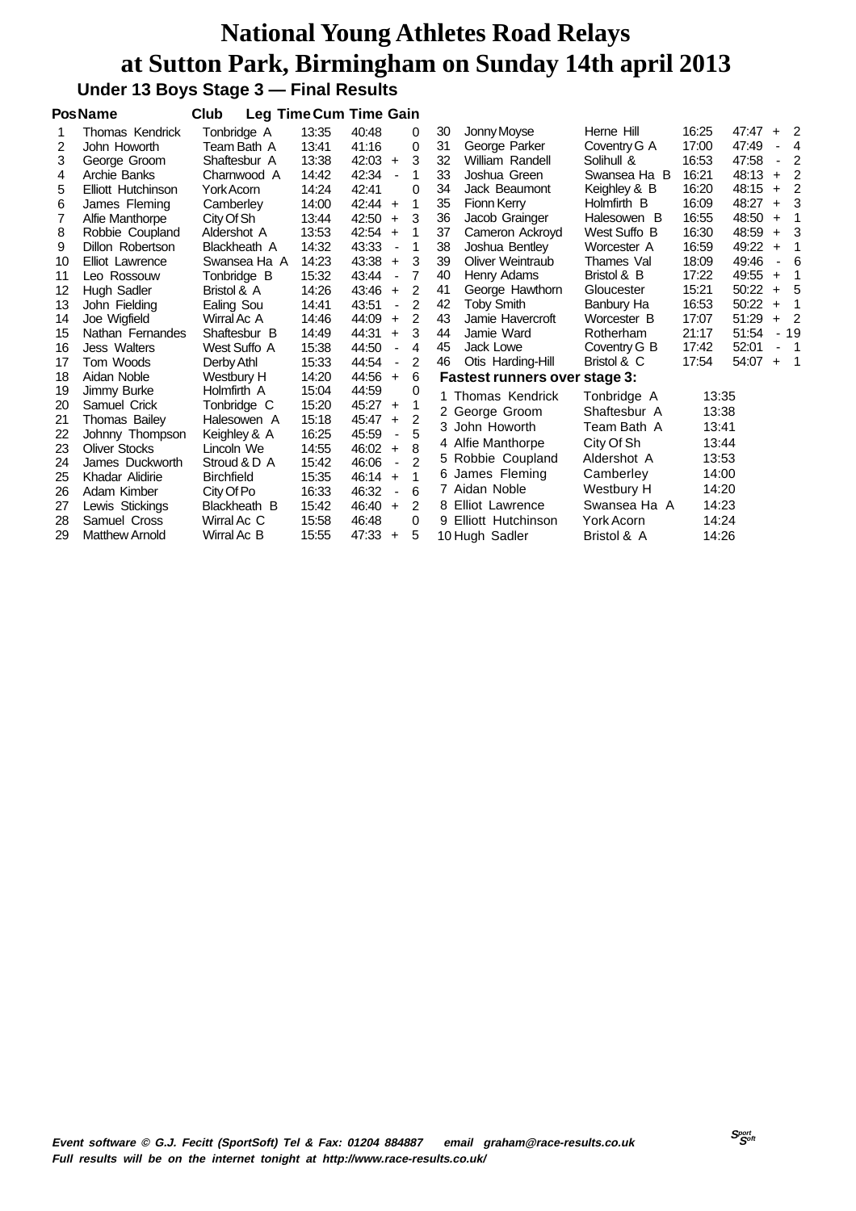# National Young Athletes Road Relays at Sutton Park, Birmingham on Sunday 14th april 2013

## Under 13 Boys Stage 3 — Final Results

| Pos | Name | Club | Leg Time | Cum Time | Gain |
|---|---|---|---|---|---|
| 1 | Thomas Kendrick | Tonbridge A | 13:35 | 40:48 | 0 |
| 2 | John Howorth | Team Bath A | 13:41 | 41:16 | 0 |
| 3 | George Groom | Shaftesbur A | 13:38 | 42:03 | + 3 |
| 4 | Archie Banks | Charnwood A | 14:42 | 42:34 | - 1 |
| 5 | Elliott Hutchinson | York Acorn | 14:24 | 42:41 | 0 |
| 6 | James Fleming | Camberley | 14:00 | 42:44 | + 1 |
| 7 | Alfie Manthorpe | City Of Sh | 13:44 | 42:50 | + 3 |
| 8 | Robbie Coupland | Aldershot A | 13:53 | 42:54 | + 1 |
| 9 | Dillon Robertson | Blackheath A | 14:32 | 43:33 | - 1 |
| 10 | Elliot Lawrence | Swansea Ha A | 14:23 | 43:38 | + 3 |
| 11 | Leo Rossouw | Tonbridge B | 15:32 | 43:44 | - 7 |
| 12 | Hugh Sadler | Bristol & A | 14:26 | 43:46 | + 2 |
| 13 | John Fielding | Ealing Sou | 14:41 | 43:51 | - 2 |
| 14 | Joe Wigfield | Wirral Ac A | 14:46 | 44:09 | + 2 |
| 15 | Nathan Fernandes | Shaftesbur B | 14:49 | 44:31 | + 3 |
| 16 | Jess Walters | West Suffo A | 15:38 | 44:50 | - 4 |
| 17 | Tom Woods | Derby Athl | 15:33 | 44:54 | - 2 |
| 18 | Aidan Noble | Westbury H | 14:20 | 44:56 | + 6 |
| 19 | Jimmy Burke | Holmfirth A | 15:04 | 44:59 | 0 |
| 20 | Samuel Crick | Tonbridge C | 15:20 | 45:27 | + 1 |
| 21 | Thomas Bailey | Halesowen A | 15:18 | 45:47 | + 2 |
| 22 | Johnny Thompson | Keighley & A | 16:25 | 45:59 | - 5 |
| 23 | Oliver Stocks | Lincoln We | 14:55 | 46:02 | + 8 |
| 24 | James Duckworth | Stroud & D A | 15:42 | 46:06 | - 2 |
| 25 | Khadar Alidirie | Birchfield | 15:35 | 46:14 | + 1 |
| 26 | Adam Kimber | City Of Po | 16:33 | 46:32 | - 6 |
| 27 | Lewis Stickings | Blackheath B | 15:42 | 46:40 | + 2 |
| 28 | Samuel Cross | Wirral Ac C | 15:58 | 46:48 | 0 |
| 29 | Matthew Arnold | Wirral Ac B | 15:55 | 47:33 | + 5 |
| 30 | Jonny Moyse | Herne Hill | 16:25 | 47:47 | + 2 |
| 31 | George Parker | Coventry G A | 17:00 | 47:49 | - 4 |
| 32 | William Randell | Solihull & | 16:53 | 47:58 | - 2 |
| 33 | Joshua Green | Swansea Ha B | 16:21 | 48:13 | + 2 |
| 34 | Jack Beaumont | Keighley & B | 16:20 | 48:15 | + 2 |
| 35 | Fionn Kerry | Holmfirth B | 16:09 | 48:27 | + 3 |
| 36 | Jacob Grainger | Halesowen B | 16:55 | 48:50 | + 1 |
| 37 | Cameron Ackroyd | West Suffo B | 16:30 | 48:59 | + 3 |
| 38 | Joshua Bentley | Worcester A | 16:59 | 49:22 | + 1 |
| 39 | Oliver Weintraub | Thames Val | 18:09 | 49:46 | - 6 |
| 40 | Henry Adams | Bristol & B | 17:22 | 49:55 | + 1 |
| 41 | George Hawthorn | Gloucester | 15:21 | 50:22 | + 5 |
| 42 | Toby Smith | Banbury Ha | 16:53 | 50:22 | + 1 |
| 43 | Jamie Havercroft | Worcester B | 17:07 | 51:29 | + 2 |
| 44 | Jamie Ward | Rotherham | 21:17 | 51:54 | - 19 |
| 45 | Jack Lowe | Coventry G B | 17:42 | 52:01 | - 1 |
| 46 | Otis Harding-Hill | Bristol & C | 17:54 | 54:07 | + 1 |

### Fastest runners over stage 3:

| Pos | Name | Club | Time |
|---|---|---|---|
| 1 | Thomas Kendrick | Tonbridge A | 13:35 |
| 2 | George Groom | Shaftesbur A | 13:38 |
| 3 | John Howorth | Team Bath A | 13:41 |
| 4 | Alfie Manthorpe | City Of Sh | 13:44 |
| 5 | Robbie Coupland | Aldershot A | 13:53 |
| 6 | James Fleming | Camberley | 14:00 |
| 7 | Aidan Noble | Westbury H | 14:20 |
| 8 | Elliot Lawrence | Swansea Ha A | 14:23 |
| 9 | Elliott Hutchinson | York Acorn | 14:24 |
| 10 | Hugh Sadler | Bristol & A | 14:26 |

*Event software © G.J. Fecitt (SportSoft) Tel & Fax: 01204 884887 email graham@race-results.co.uk*
*Full results will be on the internet tonight at http://www.race-results.co.uk/*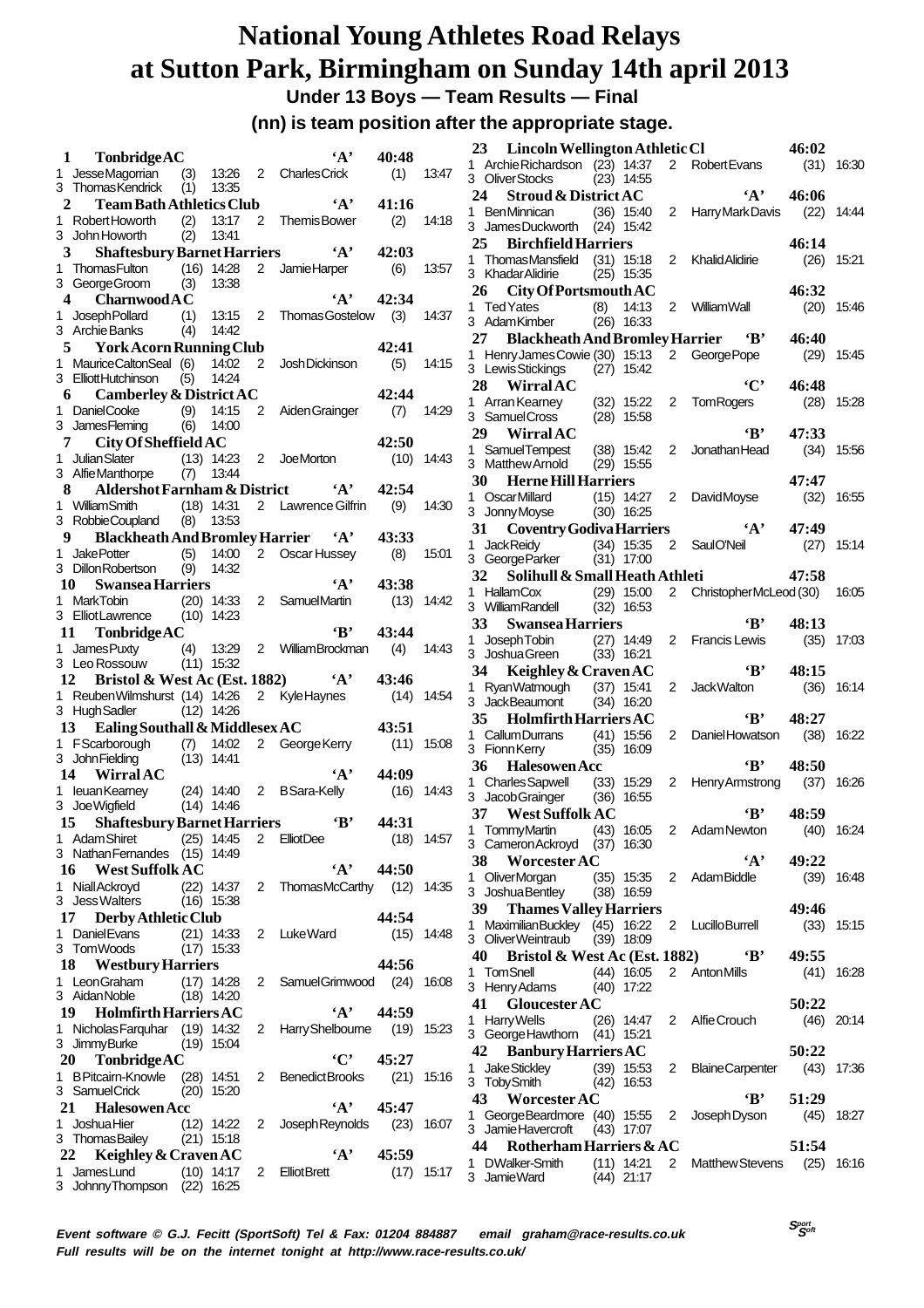# National Young Athletes Road Relays at Sutton Park, Birmingham on Sunday 14th april 2013

**Under 13 Boys — Team Results — Final**

**(nn) is team position after the appropriate stage.**

**1 Tonbridge AC 'A' 40:48**
1 Jesse Magorrian (3) 13:26 2 Charles Crick (1) 13:47
3 Thomas Kendrick (1) 13:35

**2 Team Bath Athletics Club 'A' 41:16**
1 Robert Howorth (2) 13:17 2 Themis Bower (2) 14:18
3 John Howorth (2) 13:41

**3 Shaftesbury Barnet Harriers 'A' 42:03**
1 Thomas Fulton (16) 14:28 2 Jamie Harper (6) 13:57
3 George Groom (3) 13:38

**4 Charnwood AC 'A' 42:34**
1 Joseph Pollard (1) 13:15 2 Thomas Gostelow (3) 14:37
3 Archie Banks (4) 14:42

**5 York Acorn Running Club 42:41**
1 Maurice Calton Seal (6) 14:02 2 Josh Dickinson (5) 14:15
3 Elliott Hutchinson (5) 14:24

**6 Camberley & District AC 42:44**
1 Daniel Cooke (9) 14:15 2 Aiden Grainger (7) 14:29
3 James Fleming (6) 14:00

**7 City Of Sheffield AC 42:50**
1 Julian Slater (13) 14:23 2 Joe Morton (10) 14:43
3 Alfie Manthorpe (7) 13:44

**8 Aldershot Farnham & District 'A' 42:54**
1 William Smith (18) 14:31 2 Lawrence Gilfrin (9) 14:30
3 Robbie Coupland (8) 13:53

**9 Blackheath And Bromley Harrier 'A' 43:33**
1 Jake Potter (5) 14:00 2 Oscar Hussey (8) 15:01
3 Dillon Robertson (9) 14:32

**10 Swansea Harriers 'A' 43:38**
1 Mark Tobin (20) 14:33 2 Samuel Martin (13) 14:42
3 Elliot Lawrence (10) 14:23

**11 Tonbridge AC 'B' 43:44**
1 James Puxty (4) 13:29 2 William Brockman (4) 14:43
3 Leo Rossouw (11) 15:32

**12 Bristol & West Ac (Est. 1882) 'A' 43:46**
1 Reuben Wilmshurst (14) 14:26 2 Kyle Haynes (14) 14:54
3 Hugh Sadler (12) 14:26

**13 Ealing Southall & Middlesex AC 43:51**
1 F Scarborough (7) 14:02 2 George Kerry (11) 15:08
3 John Fielding (13) 14:41

**14 Wirral AC 'A' 44:09**
1 Ieuan Kearney (24) 14:40 2 B Sara-Kelly (16) 14:43
3 Joe Wigfield (14) 14:46

**15 Shaftesbury Barnet Harriers 'B' 44:31**
1 Adam Shiret (25) 14:45 2 Elliot Dee (18) 14:57
3 Nathan Fernandes (15) 14:49

**16 West Suffolk AC 'A' 44:50**
1 Niall Ackroyd (22) 14:37 2 Thomas McCarthy (12) 14:35
3 Jess Walters (16) 15:38

**17 Derby Athletic Club 44:54**
1 Daniel Evans (21) 14:33 2 Luke Ward (15) 14:48
3 Tom Woods (17) 15:33

**18 Westbury Harriers 44:56**
1 Leon Graham (17) 14:28 2 Samuel Grimwood (24) 16:08
3 Aidan Noble (18) 14:20

**19 Holmfirth Harriers AC 'A' 44:59**
1 Nicholas Farquhar (19) 14:32 2 Harry Shelbourne (19) 15:23
3 Jimmy Burke (19) 15:04

**20 Tonbridge AC 'C' 45:27**
1 B Pitcairn-Knowle (28) 14:51 2 Benedict Brooks (21) 15:16
3 Samuel Crick (20) 15:20

**21 Halesowen Acc 'A' 45:47**
1 Joshua Hier (12) 14:22 2 Joseph Reynolds (23) 16:07
3 Thomas Bailey (21) 15:18

**22 Keighley & Craven AC 'A' 45:59**
1 James Lund (10) 14:17 2 Elliot Brett (17) 15:17
3 Johnny Thompson (22) 16:25

**23 Lincoln Wellington Athletic Cl 46:02**
1 Archie Richardson (23) 14:37 2 Robert Evans (31) 16:30
3 Oliver Stocks (23) 14:55

**24 Stroud & District AC 'A' 46:06**
1 Ben Minnican (36) 15:40 2 Harry Mark Davis (22) 14:44
3 James Duckworth (24) 15:42

**25 Birchfield Harriers 46:14**
1 Thomas Mansfield (31) 15:18 2 Khalid Alidirie (26) 15:21
3 Khadar Alidirie (25) 15:35

**26 City Of Portsmouth AC 46:32**
1 Ted Yates (8) 14:13 2 William Wall (20) 15:46
3 Adam Kimber (26) 16:33

**27 Blackheath And Bromley Harrier 'B' 46:40**
1 Henry James Cowie (30) 15:13 2 George Pope (29) 15:45
3 Lewis Stickings (27) 15:42

**28 Wirral AC 'C' 46:48**
1 Arran Kearney (32) 15:22 2 Tom Rogers (28) 15:28
3 Samuel Cross (28) 15:58

**29 Wirral AC 'B' 47:33**
1 Samuel Tempest (38) 15:42 2 Jonathan Head (34) 15:56
3 Matthew Arnold (29) 15:55

**30 Herne Hill Harriers 47:47**
1 Oscar Millard (15) 14:27 2 David Moyse (32) 16:55
3 Jonny Moyse (30) 16:25

**31 Coventry Godiva Harriers 'A' 47:49**
1 Jack Reidy (34) 15:35 2 Saul O'Neil (27) 15:14
3 George Parker (31) 17:00

**32 Solihull & Small Heath Athleti 47:58**
1 Hallam Cox (29) 15:00 2 Christopher McLeod (30) 16:05
3 William Randell (32) 16:53

**33 Swansea Harriers 'B' 48:13**
1 Joseph Tobin (27) 14:49 2 Francis Lewis (35) 17:03
3 Joshua Green (33) 16:21

**34 Keighley & Craven AC 'B' 48:15**
1 Ryan Watmough (37) 15:41 2 Jack Walton (36) 16:14
3 Jack Beaumont (34) 16:20

**35 Holmfirth Harriers AC 'B' 48:27**
1 Callum Durrans (41) 15:56 2 Daniel Howatson (38) 16:22
3 Fionn Kerry (35) 16:09

**36 Halesowen Acc 'B' 48:50**
1 Charles Sapwell (33) 15:29 2 Henry Armstrong (37) 16:26
3 Jacob Grainger (36) 16:55

**37 West Suffolk AC 'B' 48:59**
1 Tommy Martin (43) 16:05 2 Adam Newton (40) 16:24
3 Cameron Ackroyd (37) 16:30

**38 Worcester AC 'A' 49:22**
1 Oliver Morgan (35) 15:35 2 Adam Biddle (39) 16:48
3 Joshua Bentley (38) 16:59

**39 Thames Valley Harriers 49:46**
1 Maximilian Buckley (45) 16:22 2 Lucillo Burrell (33) 15:15
3 Oliver Weintraub (39) 18:09

**40 Bristol & West Ac (Est. 1882) 'B' 49:55**
1 Tom Snell (44) 16:05 2 Anton Mills (41) 16:28
3 Henry Adams (40) 17:22

**41 Gloucester AC 50:22**
1 Harry Wells (26) 14:47 2 Alfie Crouch (46) 20:14
3 George Hawthorn (41) 15:21

**42 Banbury Harriers AC 50:22**
1 Jake Stickley (39) 15:53 2 Blaine Carpenter (43) 17:36
3 Toby Smith (42) 16:53

**43 Worcester AC 'B' 51:29**
1 George Beardmore (40) 15:55 2 Joseph Dyson (45) 18:27
3 Jamie Havercroft (43) 17:07

**44 Rotherham Harriers & AC 51:54**
1 D Walker-Smith (11) 14:21 2 Matthew Stevens (25) 16:16
3 Jamie Ward (44) 21:17

*Event software © G.J. Fecitt (SportSoft) Tel & Fax: 01204 884887 email graham@race-results.co.uk*
*Full results will be on the internet tonight at http://www.race-results.co.uk/*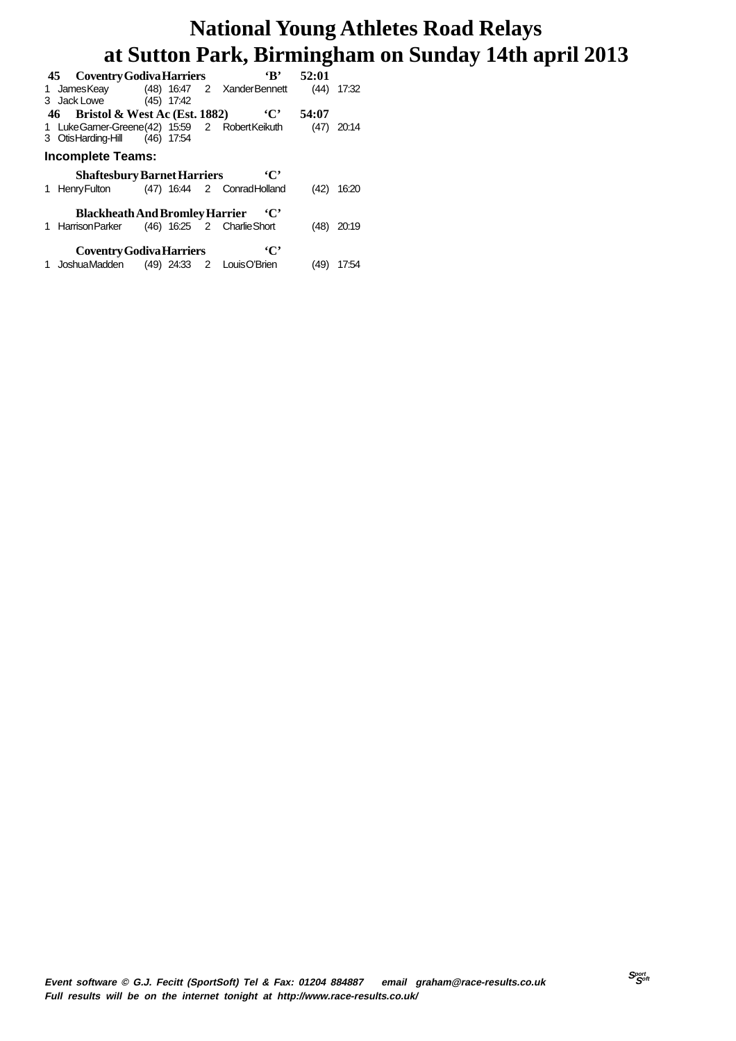# National Young Athletes Road Relays
# at Sutton Park, Birmingham on Sunday 14th april 2013

**45 Coventry Godiva Harriers 'B' 52:01**

1 James Keay (48) 16:47 2 Xander Bennett (44) 17:32
3 Jack Lowe (45) 17:42

**46 Bristol & West Ac (Est. 1882) 'C' 54:07**

1 Luke Garner-Greene (42) 15:59 2 Robert Keikuth (47) 20:14
3 Otis Harding-Hill (46) 17:54

## Incomplete Teams:

**Shaftesbury Barnet Harriers 'C'**

1 Henry Fulton (47) 16:44 2 Conrad Holland (42) 16:20

**Blackheath And Bromley Harrier 'C'**

1 Harrison Parker (46) 16:25 2 Charlie Short (48) 20:19

**Coventry Godiva Harriers 'C'**

1 Joshua Madden (49) 24:33 2 Louis O'Brien (49) 17:54

*Event software © G.J. Fecitt (SportSoft) Tel & Fax: 01204 884887 email graham@race-results.co.uk*
*Full results will be on the internet tonight at http://www.race-results.co.uk/*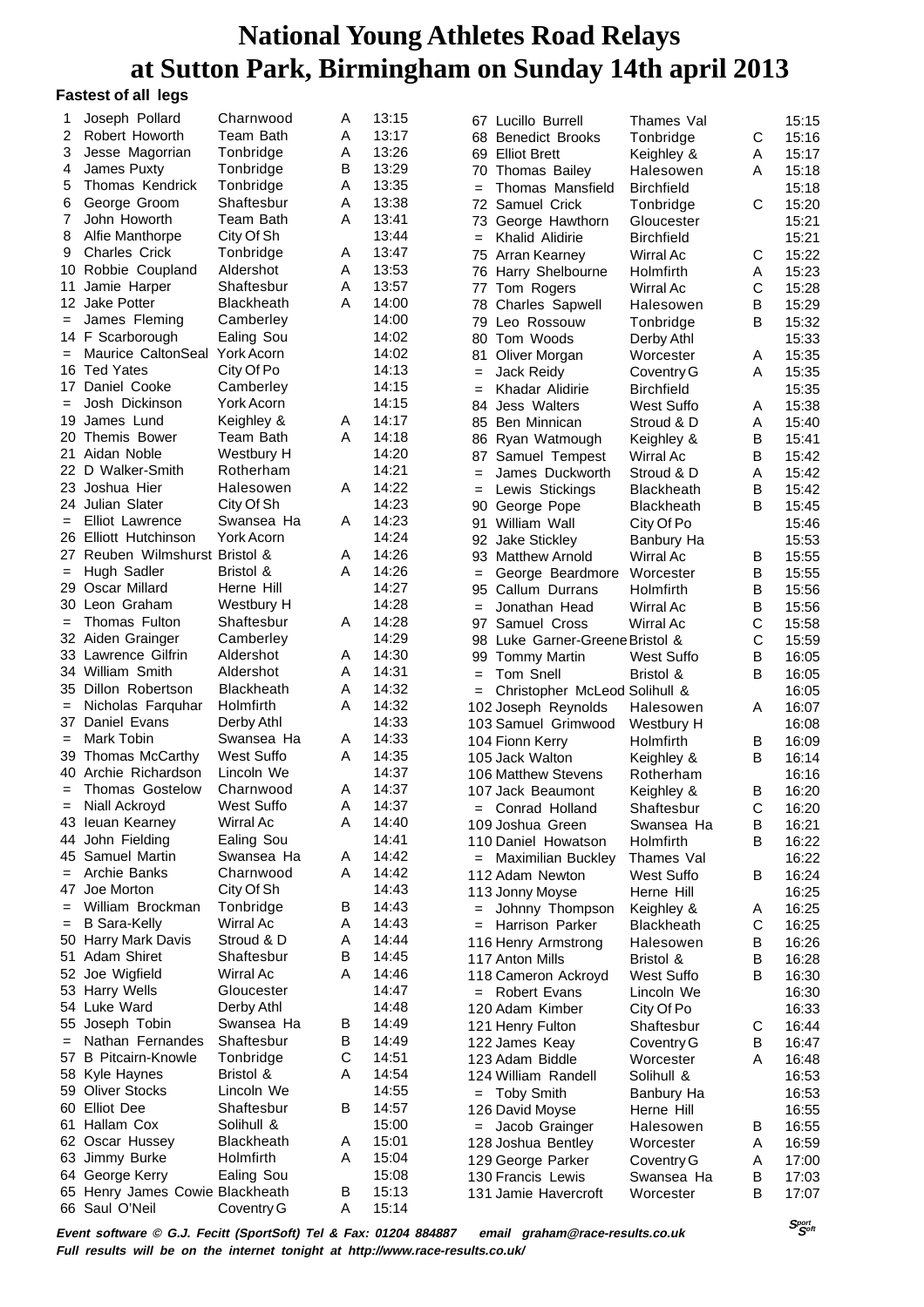# National Young Athletes Road Relays at Sutton Park, Birmingham on Sunday 14th april 2013

### Fastest of all legs

| Pos | Name | Club | Team | Time |
|---|---|---|---|---|
| 1 | Joseph Pollard | Charnwood | A | 13:15 |
| 2 | Robert Howorth | Team Bath | A | 13:17 |
| 3 | Jesse Magorrian | Tonbridge | A | 13:26 |
| 4 | James Puxty | Tonbridge | B | 13:29 |
| 5 | Thomas Kendrick | Tonbridge | A | 13:35 |
| 6 | George Groom | Shaftesbur | A | 13:38 |
| 7 | John Howorth | Team Bath | A | 13:41 |
| 8 | Alfie Manthorpe | City Of Sh | | 13:44 |
| 9 | Charles Crick | Tonbridge | A | 13:47 |
| 10 | Robbie Coupland | Aldershot | A | 13:53 |
| 11 | Jamie Harper | Shaftesbur | A | 13:57 |
| 12 | Jake Potter | Blackheath | A | 14:00 |
| = | James Fleming | Camberley | | 14:00 |
| 14 | F Scarborough | Ealing Sou | | 14:02 |
| = | Maurice CaltonSeal | York Acorn | | 14:02 |
| 16 | Ted Yates | City Of Po | | 14:13 |
| 17 | Daniel Cooke | Camberley | | 14:15 |
| = | Josh Dickinson | York Acorn | | 14:15 |
| 19 | James Lund | Keighley & | A | 14:17 |
| 20 | Themis Bower | Team Bath | A | 14:18 |
| 21 | Aidan Noble | Westbury H | | 14:20 |
| 22 | D Walker-Smith | Rotherham | | 14:21 |
| 23 | Joshua Hier | Halesowen | A | 14:22 |
| 24 | Julian Slater | City Of Sh | | 14:23 |
| = | Elliot Lawrence | Swansea Ha | A | 14:23 |
| 26 | Elliott Hutchinson | York Acorn | | 14:24 |
| 27 | Reuben Wilmshurst | Bristol & | A | 14:26 |
| = | Hugh Sadler | Bristol & | A | 14:26 |
| 29 | Oscar Millard | Herne Hill | | 14:27 |
| 30 | Leon Graham | Westbury H | | 14:28 |
| = | Thomas Fulton | Shaftesbur | A | 14:28 |
| 32 | Aiden Grainger | Camberley | | 14:29 |
| 33 | Lawrence Gilfrin | Aldershot | A | 14:30 |
| 34 | William Smith | Aldershot | A | 14:31 |
| 35 | Dillon Robertson | Blackheath | A | 14:32 |
| = | Nicholas Farquhar | Holmfirth | A | 14:32 |
| 37 | Daniel Evans | Derby Athl | | 14:33 |
| = | Mark Tobin | Swansea Ha | A | 14:33 |
| 39 | Thomas McCarthy | West Suffo | A | 14:35 |
| 40 | Archie Richardson | Lincoln We | | 14:37 |
| = | Thomas Gostelow | Charnwood | A | 14:37 |
| = | Niall Ackroyd | West Suffo | A | 14:37 |
| 43 | Ieuan Kearney | Wirral Ac | A | 14:40 |
| 44 | John Fielding | Ealing Sou | | 14:41 |
| 45 | Samuel Martin | Swansea Ha | A | 14:42 |
| = | Archie Banks | Charnwood | A | 14:42 |
| 47 | Joe Morton | City Of Sh | | 14:43 |
| = | William Brockman | Tonbridge | B | 14:43 |
| = | B Sara-Kelly | Wirral Ac | A | 14:43 |
| 50 | Harry Mark Davis | Stroud & D | A | 14:44 |
| 51 | Adam Shiret | Shaftesbur | B | 14:45 |
| 52 | Joe Wigfield | Wirral Ac | A | 14:46 |
| 53 | Harry Wells | Gloucester | | 14:47 |
| 54 | Luke Ward | Derby Athl | | 14:48 |
| 55 | Joseph Tobin | Swansea Ha | B | 14:49 |
| = | Nathan Fernandes | Shaftesbur | B | 14:49 |
| 57 | B Pitcairn-Knowle | Tonbridge | C | 14:51 |
| 58 | Kyle Haynes | Bristol & | A | 14:54 |
| 59 | Oliver Stocks | Lincoln We | | 14:55 |
| 60 | Elliot Dee | Shaftesbur | B | 14:57 |
| 61 | Hallam Cox | Solihull & | | 15:00 |
| 62 | Oscar Hussey | Blackheath | A | 15:01 |
| 63 | Jimmy Burke | Holmfirth | A | 15:04 |
| 64 | George Kerry | Ealing Sou | | 15:08 |
| 65 | Henry James Cowie | Blackheath | B | 15:13 |
| 66 | Saul O'Neil | Coventry G | A | 15:14 |
| 67 | Lucillo Burrell | Thames Val | | 15:15 |
| 68 | Benedict Brooks | Tonbridge | C | 15:16 |
| 69 | Elliot Brett | Keighley & | A | 15:17 |
| 70 | Thomas Bailey | Halesowen | A | 15:18 |
| = | Thomas Mansfield | Birchfield | | 15:18 |
| 72 | Samuel Crick | Tonbridge | C | 15:20 |
| 73 | George Hawthorn | Gloucester | | 15:21 |
| = | Khalid Alidirie | Birchfield | | 15:21 |
| 75 | Arran Kearney | Wirral Ac | C | 15:22 |
| 76 | Harry Shelbourne | Holmfirth | A | 15:23 |
| 77 | Tom Rogers | Wirral Ac | C | 15:28 |
| 78 | Charles Sapwell | Halesowen | B | 15:29 |
| 79 | Leo Rossouw | Tonbridge | B | 15:32 |
| 80 | Tom Woods | Derby Athl | | 15:33 |
| 81 | Oliver Morgan | Worcester | A | 15:35 |
| = | Jack Reidy | Coventry G | A | 15:35 |
| = | Khadar Alidirie | Birchfield | | 15:35 |
| 84 | Jess Walters | West Suffo | A | 15:38 |
| 85 | Ben Minnican | Stroud & D | A | 15:40 |
| 86 | Ryan Watmough | Keighley & | B | 15:41 |
| 87 | Samuel Tempest | Wirral Ac | B | 15:42 |
| = | James Duckworth | Stroud & D | A | 15:42 |
| = | Lewis Stickings | Blackheath | B | 15:42 |
| 90 | George Pope | Blackheath | B | 15:45 |
| 91 | William Wall | City Of Po | | 15:46 |
| 92 | Jake Stickley | Banbury Ha | | 15:53 |
| 93 | Matthew Arnold | Wirral Ac | B | 15:55 |
| = | George Beardmore | Worcester | B | 15:55 |
| 95 | Callum Durrans | Holmfirth | B | 15:56 |
| = | Jonathan Head | Wirral Ac | B | 15:56 |
| 97 | Samuel Cross | Wirral Ac | C | 15:58 |
| 98 | Luke Garner-Greene | Bristol & | C | 15:59 |
| 99 | Tommy Martin | West Suffo | B | 16:05 |
| = | Tom Snell | Bristol & | B | 16:05 |
| = | Christopher McLeod | Solihull & | | 16:05 |
| 102 | Joseph Reynolds | Halesowen | A | 16:07 |
| 103 | Samuel Grimwood | Westbury H | | 16:08 |
| 104 | Fionn Kerry | Holmfirth | B | 16:09 |
| 105 | Jack Walton | Keighley & | B | 16:14 |
| 106 | Matthew Stevens | Rotherham | | 16:16 |
| 107 | Jack Beaumont | Keighley & | B | 16:20 |
| = | Conrad Holland | Shaftesbur | C | 16:20 |
| 109 | Joshua Green | Swansea Ha | B | 16:21 |
| 110 | Daniel Howatson | Holmfirth | B | 16:22 |
| = | Maximilian Buckley | Thames Val | | 16:22 |
| 112 | Adam Newton | West Suffo | B | 16:24 |
| 113 | Jonny Moyse | Herne Hill | | 16:25 |
| = | Johnny Thompson | Keighley & | A | 16:25 |
| = | Harrison Parker | Blackheath | C | 16:25 |
| 116 | Henry Armstrong | Halesowen | B | 16:26 |
| 117 | Anton Mills | Bristol & | B | 16:28 |
| 118 | Cameron Ackroyd | West Suffo | B | 16:30 |
| = | Robert Evans | Lincoln We | | 16:30 |
| 120 | Adam Kimber | City Of Po | | 16:33 |
| 121 | Henry Fulton | Shaftesbur | C | 16:44 |
| 122 | James Keay | Coventry G | B | 16:47 |
| 123 | Adam Biddle | Worcester | A | 16:48 |
| 124 | William Randell | Solihull & | | 16:53 |
| = | Toby Smith | Banbury Ha | | 16:53 |
| 126 | David Moyse | Herne Hill | | 16:55 |
| = | Jacob Grainger | Halesowen | B | 16:55 |
| 128 | Joshua Bentley | Worcester | A | 16:59 |
| 129 | George Parker | Coventry G | A | 17:00 |
| 130 | Francis Lewis | Swansea Ha | B | 17:03 |
| 131 | Jamie Havercroft | Worcester | B | 17:07 |

***Event software © G.J. Fecitt (SportSoft) Tel & Fax: 01204 884887 email graham@race-results.co.uk***
***Full results will be on the internet tonight at http://www.race-results.co.uk/***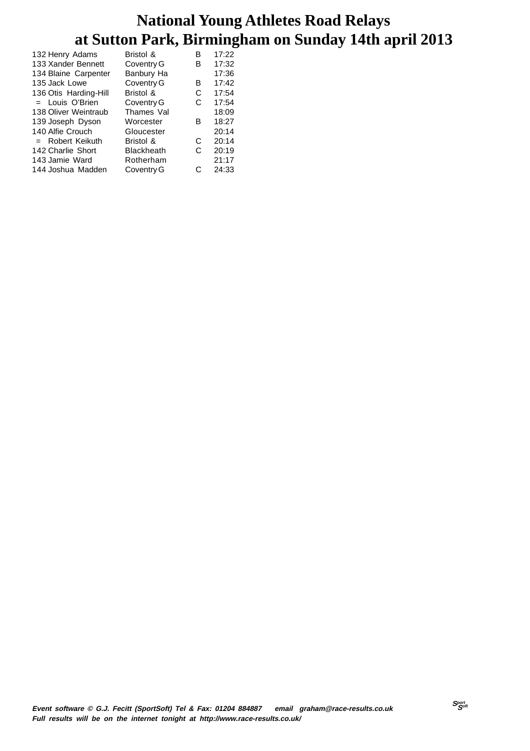# National Young Athletes Road Relays
# at Sutton Park, Birmingham on Sunday 14th april 2013

| | | | |
|---|---|---|---|
| 132 Henry Adams | Bristol & | B | 17:22 |
| 133 Xander Bennett | Coventry G | B | 17:32 |
| 134 Blaine Carpenter | Banbury Ha | | 17:36 |
| 135 Jack Lowe | Coventry G | B | 17:42 |
| 136 Otis Harding-Hill | Bristol & | C | 17:54 |
| = Louis O'Brien | Coventry G | C | 17:54 |
| 138 Oliver Weintraub | Thames Val | | 18:09 |
| 139 Joseph Dyson | Worcester | B | 18:27 |
| 140 Alfie Crouch | Gloucester | | 20:14 |
| = Robert Keikuth | Bristol & | C | 20:14 |
| 142 Charlie Short | Blackheath | C | 20:19 |
| 143 Jamie Ward | Rotherham | | 21:17 |
| 144 Joshua Madden | Coventry G | C | 24:33 |

*Event software © G.J. Fecitt (SportSoft) Tel & Fax: 01204 884887 email graham@race-results.co.uk*
*Full results will be on the internet tonight at http://www.race-results.co.uk/*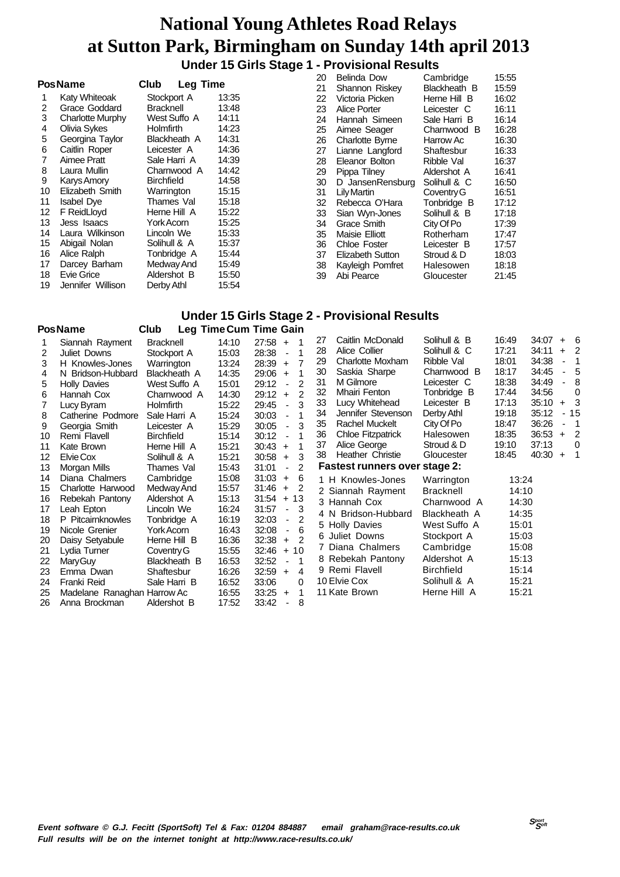# National Young Athletes Road Relays
# at Sutton Park, Birmingham on Sunday 14th april 2013

## Under 15 Girls Stage 1 - Provisional Results

| Pos | Name | Club | Leg Time |
|---|---|---|---|
| 1 | Katy Whiteoak | Stockport A | 13:35 |
| 2 | Grace Goddard | Bracknell | 13:48 |
| 3 | Charlotte Murphy | West Suffo A | 14:11 |
| 4 | Olivia Sykes | Holmfirth | 14:23 |
| 5 | Georgina Taylor | Blackheath A | 14:31 |
| 6 | Caitlin Roper | Leicester A | 14:36 |
| 7 | Aimee Pratt | Sale Harri A | 14:39 |
| 8 | Laura Mullin | Charnwood A | 14:42 |
| 9 | Karys Amory | Birchfield | 14:58 |
| 10 | Elizabeth Smith | Warrington | 15:15 |
| 11 | Isabel Dye | Thames Val | 15:18 |
| 12 | F ReidLloyd | Herne Hill A | 15:22 |
| 13 | Jess Isaacs | York Acorn | 15:25 |
| 14 | Laura Wilkinson | Lincoln We | 15:33 |
| 15 | Abigail Nolan | Solihull & A | 15:37 |
| 16 | Alice Ralph | Tonbridge A | 15:44 |
| 17 | Darcey Barham | Medway And | 15:49 |
| 18 | Evie Grice | Aldershot B | 15:50 |
| 19 | Jennifer Willison | Derby Athl | 15:54 |
| 20 | Belinda Dow | Cambridge | 15:55 |
| 21 | Shannon Riskey | Blackheath B | 15:59 |
| 22 | Victoria Picken | Herne Hill B | 16:02 |
| 23 | Alice Porter | Leicester C | 16:11 |
| 24 | Hannah Simeen | Sale Harri B | 16:14 |
| 25 | Aimee Seager | Charnwood B | 16:28 |
| 26 | Charlotte Byrne | Harrow Ac | 16:30 |
| 27 | Lianne Langford | Shaftesbur | 16:33 |
| 28 | Eleanor Bolton | Ribble Val | 16:37 |
| 29 | Pippa Tilney | Aldershot A | 16:41 |
| 30 | D JansenRensburg | Solihull & C | 16:50 |
| 31 | Lily Martin | Coventry G | 16:51 |
| 32 | Rebecca O'Hara | Tonbridge B | 17:12 |
| 33 | Sian Wyn-Jones | Solihull & B | 17:18 |
| 34 | Grace Smith | City Of Po | 17:39 |
| 35 | Maisie Elliott | Rotherham | 17:47 |
| 36 | Chloe Foster | Leicester B | 17:57 |
| 37 | Elizabeth Sutton | Stroud & D | 18:03 |
| 38 | Kayleigh Pomfret | Halesowen | 18:18 |
| 39 | Abi Pearce | Gloucester | 21:45 |

## Under 15 Girls Stage 2 - Provisional Results

| Pos | Name | Club | Leg Time | Cum Time | Gain |
|---|---|---|---|---|---|
| 1 | Siannah Rayment | Bracknell | 14:10 | 27:58 | + 1 |
| 2 | Juliet Downs | Stockport A | 15:03 | 28:38 | - 1 |
| 3 | H Knowles-Jones | Warrington | 13:24 | 28:39 | + 7 |
| 4 | N Bridson-Hubbard | Blackheath A | 14:35 | 29:06 | + 1 |
| 5 | Holly Davies | West Suffo A | 15:01 | 29:12 | - 2 |
| 6 | Hannah Cox | Charnwood A | 14:30 | 29:12 | + 2 |
| 7 | Lucy Byram | Holmfirth | 15:22 | 29:45 | - 3 |
| 8 | Catherine Podmore | Sale Harri A | 15:24 | 30:03 | - 1 |
| 9 | Georgia Smith | Leicester A | 15:29 | 30:05 | - 3 |
| 10 | Remi Flavell | Birchfield | 15:14 | 30:12 | - 1 |
| 11 | Kate Brown | Herne Hill A | 15:21 | 30:43 | + 1 |
| 12 | Elvie Cox | Solihull & A | 15:21 | 30:58 | + 3 |
| 13 | Morgan Mills | Thames Val | 15:43 | 31:01 | - 2 |
| 14 | Diana Chalmers | Cambridge | 15:08 | 31:03 | + 6 |
| 15 | Charlotte Harwood | Medway And | 15:57 | 31:46 | + 2 |
| 16 | Rebekah Pantony | Aldershot A | 15:13 | 31:54 | + 13 |
| 17 | Leah Epton | Lincoln We | 16:24 | 31:57 | - 3 |
| 18 | P Pitcairnknowles | Tonbridge A | 16:19 | 32:03 | - 2 |
| 19 | Nicole Grenier | York Acorn | 16:43 | 32:08 | - 6 |
| 20 | Daisy Setyabule | Herne Hill B | 16:36 | 32:38 | + 2 |
| 21 | Lydia Turner | Coventry G | 15:55 | 32:46 | + 10 |
| 22 | Mary Guy | Blackheath B | 16:53 | 32:52 | - 1 |
| 23 | Emma Dwan | Shaftesbur | 16:26 | 32:59 | + 4 |
| 24 | Franki Reid | Sale Harri B | 16:52 | 33:06 | 0 |
| 25 | Madelane Ranaghan | Harrow Ac | 16:55 | 33:25 | + 1 |
| 26 | Anna Brockman | Aldershot B | 17:52 | 33:42 | - 8 |
| 27 | Caitlin McDonald | Solihull & B | 16:49 | 34:07 | + 6 |
| 28 | Alice Collier | Solihull & C | 17:21 | 34:11 | + 2 |
| 29 | Charlotte Moxham | Ribble Val | 18:01 | 34:38 | - 1 |
| 30 | Saskia Sharpe | Charnwood B | 18:17 | 34:45 | - 5 |
| 31 | M Gilmore | Leicester C | 18:38 | 34:49 | - 8 |
| 32 | Mhairi Fenton | Tonbridge B | 17:44 | 34:56 | 0 |
| 33 | Lucy Whitehead | Leicester B | 17:13 | 35:10 | + 3 |
| 34 | Jennifer Stevenson | Derby Athl | 19:18 | 35:12 | - 15 |
| 35 | Rachel Muckelt | City Of Po | 18:47 | 36:26 | - 1 |
| 36 | Chloe Fitzpatrick | Halesowen | 18:35 | 36:53 | + 2 |
| 37 | Alice George | Stroud & D | 19:10 | 37:13 | 0 |
| 38 | Heather Christie | Gloucester | 18:45 | 40:30 | + 1 |

### Fastest runners over stage 2:

| | Name | Club | Time |
|---|---|---|---|
| 1 | H Knowles-Jones | Warrington | 13:24 |
| 2 | Siannah Rayment | Bracknell | 14:10 |
| 3 | Hannah Cox | Charnwood A | 14:30 |
| 4 | N Bridson-Hubbard | Blackheath A | 14:35 |
| 5 | Holly Davies | West Suffo A | 15:01 |
| 6 | Juliet Downs | Stockport A | 15:03 |
| 7 | Diana Chalmers | Cambridge | 15:08 |
| 8 | Rebekah Pantony | Aldershot A | 15:13 |
| 9 | Remi Flavell | Birchfield | 15:14 |
| 10 | Elvie Cox | Solihull & A | 15:21 |
| 11 | Kate Brown | Herne Hill A | 15:21 |

*Event software © G.J. Fecitt (SportSoft) Tel & Fax: 01204 884887 email graham@race-results.co.uk*
*Full results will be on the internet tonight at http://www.race-results.co.uk/*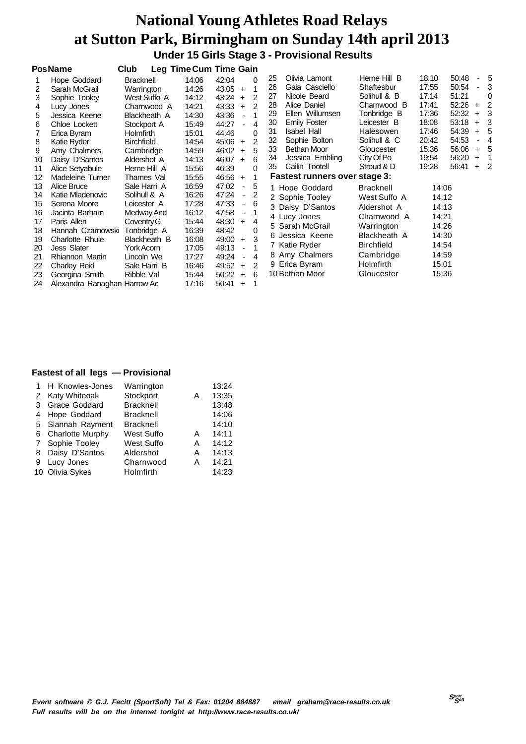# National Young Athletes Road Relays
# at Sutton Park, Birmingham on Sunday 14th april 2013

### Under 15 Girls Stage 3 - Provisional Results

| Pos | Name | Club | Leg Time | Cum Time | Gain | |
|---|---|---|---|---|---|---|
| 1 | Hope Goddard | Bracknell | 14:06 | 42:04 | | 0 |
| 2 | Sarah McGrail | Warrington | 14:26 | 43:05 | + | 1 |
| 3 | Sophie Tooley | West Suffo A | 14:12 | 43:24 | + | 2 |
| 4 | Lucy Jones | Charnwood A | 14:21 | 43:33 | + | 2 |
| 5 | Jessica Keene | Blackheath A | 14:30 | 43:36 | - | 1 |
| 6 | Chloe Lockett | Stockport A | 15:49 | 44:27 | - | 4 |
| 7 | Erica Byram | Holmfirth | 15:01 | 44:46 | | 0 |
| 8 | Katie Ryder | Birchfield | 14:54 | 45:06 | + | 2 |
| 9 | Amy Chalmers | Cambridge | 14:59 | 46:02 | + | 5 |
| 10 | Daisy D'Santos | Aldershot A | 14:13 | 46:07 | + | 6 |
| 11 | Alice Setyabule | Herne Hill A | 15:56 | 46:39 | | 0 |
| 12 | Madeleine Turner | Thames Val | 15:55 | 46:56 | + | 1 |
| 13 | Alice Bruce | Sale Harri A | 16:59 | 47:02 | - | 5 |
| 14 | Katie Mladenovic | Solihull & A | 16:26 | 47:24 | - | 2 |
| 15 | Serena Moore | Leicester A | 17:28 | 47:33 | - | 6 |
| 16 | Jacinta Barham | Medway And | 16:12 | 47:58 | - | 1 |
| 17 | Paris Allen | Coventry G | 15:44 | 48:30 | + | 4 |
| 18 | Hannah Czarnowski | Tonbridge A | 16:39 | 48:42 | | 0 |
| 19 | Charlotte Rhule | Blackheath B | 16:08 | 49:00 | + | 3 |
| 20 | Jess Slater | York Acorn | 17:05 | 49:13 | - | 1 |
| 21 | Rhiannon Martin | Lincoln We | 17:27 | 49:24 | - | 4 |
| 22 | Charley Reid | Sale Harri B | 16:46 | 49:52 | + | 2 |
| 23 | Georgina Smith | Ribble Val | 15:44 | 50:22 | + | 6 |
| 24 | Alexandra Ranaghan | Harrow Ac | 17:16 | 50:41 | + | 1 |
| 25 | Olivia Lamont | Herne Hill B | 18:10 | 50:48 | - | 5 |
| 26 | Gaia Casciello | Shaftesbur | 17:55 | 50:54 | - | 3 |
| 27 | Nicole Beard | Solihull & B | 17:14 | 51:21 | | 0 |
| 28 | Alice Daniel | Charnwood B | 17:41 | 52:26 | + | 2 |
| 29 | Ellen Willumsen | Tonbridge B | 17:36 | 52:32 | + | 3 |
| 30 | Emily Foster | Leicester B | 18:08 | 53:18 | + | 3 |
| 31 | Isabel Hall | Halesowen | 17:46 | 54:39 | + | 5 |
| 32 | Sophie Bolton | Solihull & C | 20:42 | 54:53 | - | 4 |
| 33 | Bethan Moor | Gloucester | 15:36 | 56:06 | + | 5 |
| 34 | Jessica Embling | City Of Po | 19:54 | 56:20 | + | 1 |
| 35 | Cailin Tootell | Stroud & D | 19:28 | 56:41 | + | 2 |

**Fastest runners over stage 3:**

| | Name | Club | Time |
|---|---|---|---|
| 1 | Hope Goddard | Bracknell | 14:06 |
| 2 | Sophie Tooley | West Suffo A | 14:12 |
| 3 | Daisy D'Santos | Aldershot A | 14:13 |
| 4 | Lucy Jones | Charnwood A | 14:21 |
| 5 | Sarah McGrail | Warrington | 14:26 |
| 6 | Jessica Keene | Blackheath A | 14:30 |
| 7 | Katie Ryder | Birchfield | 14:54 |
| 8 | Amy Chalmers | Cambridge | 14:59 |
| 9 | Erica Byram | Holmfirth | 15:01 |
| 10 | Bethan Moor | Gloucester | 15:36 |

**Fastest of all legs — Provisional**

| | Name | Club | | Time |
|---|---|---|---|---|
| 1 | H Knowles-Jones | Warrington | | 13:24 |
| 2 | Katy Whiteoak | Stockport | A | 13:35 |
| 3 | Grace Goddard | Bracknell | | 13:48 |
| 4 | Hope Goddard | Bracknell | | 14:06 |
| 5 | Siannah Rayment | Bracknell | | 14:10 |
| 6 | Charlotte Murphy | West Suffo | A | 14:11 |
| 7 | Sophie Tooley | West Suffo | A | 14:12 |
| 8 | Daisy D'Santos | Aldershot | A | 14:13 |
| 9 | Lucy Jones | Charnwood | A | 14:21 |
| 10 | Olivia Sykes | Holmfirth | | 14:23 |

*Event software © G.J. Fecitt (SportSoft) Tel & Fax: 01204 884887 email graham@race-results.co.uk*
*Full results will be on the internet tonight at http://www.race-results.co.uk/*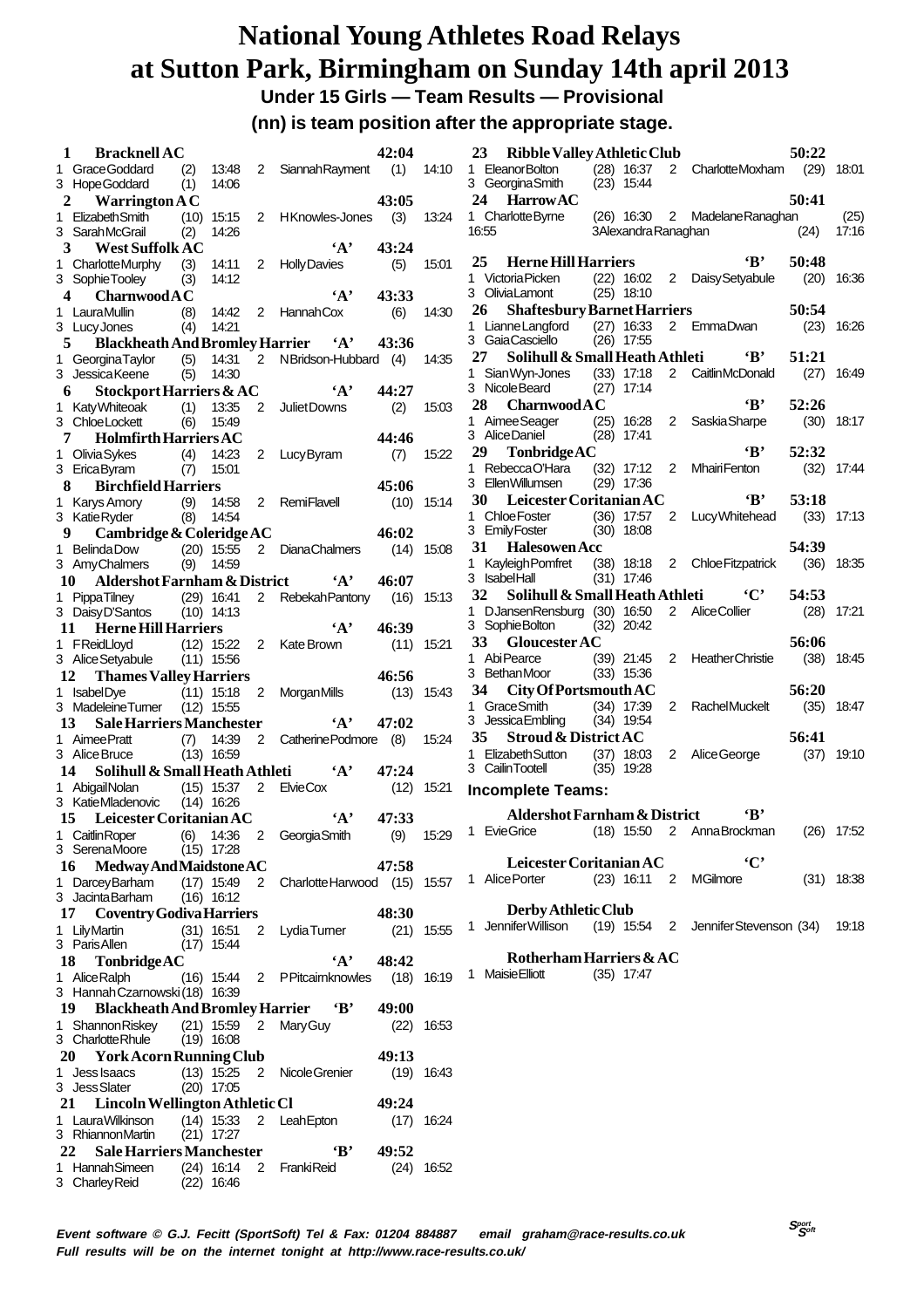# National Young Athletes Road Relays at Sutton Park, Birmingham on Sunday 14th april 2013

## Under 15 Girls — Team Results — Provisional

**(nn) is team position after the appropriate stage.**

**1 Bracknell AC 42:04**
1 Grace Goddard (2) 13:48 2 Siannah Rayment (1) 14:10
3 Hope Goddard (1) 14:06

**2 Warrington A C 43:05**
1 Elizabeth Smith (10) 15:15 2 H Knowles-Jones (3) 13:24
3 Sarah McGrail (2) 14:26

**3 West Suffolk AC 'A' 43:24**
1 Charlotte Murphy (3) 14:11 2 Holly Davies (5) 15:01
3 Sophie Tooley (3) 14:12

**4 Charnwood A C 'A' 43:33**
1 Laura Mullin (8) 14:42 2 Hannah Cox (6) 14:30
3 Lucy Jones (4) 14:21

**5 Blackheath And Bromley Harrier 'A' 43:36**
1 Georgina Taylor (5) 14:31 2 N Bridson-Hubbard (4) 14:35
3 Jessica Keene (5) 14:30

**6 Stockport Harriers & AC 'A' 44:27**
1 Katy Whiteoak (1) 13:35 2 Juliet Downs (2) 15:03
3 Chloe Lockett (6) 15:49

**7 Holmfirth Harriers AC 44:46**
1 Olivia Sykes (4) 14:23 2 Lucy Byram (7) 15:22
3 Erica Byram (7) 15:01

**8 Birchfield Harriers 45:06**
1 Karys Amory (9) 14:58 2 Remi Flavell (10) 15:14
3 Katie Ryder (8) 14:54

**9 Cambridge & Coleridge AC 46:02**
1 Belinda Dow (20) 15:55 2 Diana Chalmers (14) 15:08
3 Amy Chalmers (9) 14:59

**10 Aldershot Farnham & District 'A' 46:07**
1 Pippa Tilney (29) 16:41 2 Rebekah Pantony (16) 15:13
3 Daisy D'Santos (10) 14:13

**11 Herne Hill Harriers 'A' 46:39**
1 F Reid Lloyd (12) 15:22 2 Kate Brown (11) 15:21
3 Alice Setyabule (11) 15:56

**12 Thames Valley Harriers 46:56**
1 Isabel Dye (11) 15:18 2 Morgan Mills (13) 15:43
3 Madeleine Turner (12) 15:55

**13 Sale Harriers Manchester 'A' 47:02**
1 Aimee Pratt (7) 14:39 2 Catherine Podmore (8) 15:24
3 Alice Bruce (13) 16:59

**14 Solihull & Small Heath Athleti 'A' 47:24**
1 Abigail Nolan (15) 15:37 2 Elvie Cox (12) 15:21
3 Katie Mladenovic (14) 16:26

**15 Leicester Coritanian AC 'A' 47:33**
1 Caitlin Roper (6) 14:36 2 Georgia Smith (9) 15:29
3 Serena Moore (15) 17:28

**16 Medway And Maidstone AC 47:58**
1 Darcey Barham (17) 15:49 2 Charlotte Harwood (15) 15:57
3 Jacinta Barham (16) 16:12

**17 Coventry Godiva Harriers 48:30**
1 Lily Martin (31) 16:51 2 Lydia Turner (21) 15:55
3 Paris Allen (17) 15:44

**18 Tonbridge AC 'A' 48:42**
1 Alice Ralph (16) 15:44 2 P Pitcairn-knowles (18) 16:19
3 Hannah Czarnowski (18) 16:39

**19 Blackheath And Bromley Harrier 'B' 49:00**
1 Shannon Riskey (21) 15:59 2 Mary Guy (22) 16:53
3 Charlotte Rhule (19) 16:08

**20 York Acorn Running Club 49:13**
1 Jess Isaacs (13) 15:25 2 Nicole Grenier (19) 16:43
3 Jess Slater (20) 17:05

**21 Lincoln Wellington Athletic Cl 49:24**
1 Laura Wilkinson (14) 15:33 2 Leah Epton (17) 16:24
3 Rhiannon Martin (21) 17:27

**22 Sale Harriers Manchester 'B' 49:52**
1 Hannah Simeen (24) 16:14 2 Franki Reid (24) 16:52
3 Charley Reid (22) 16:46

**23 Ribble Valley Athletic Club 50:22**
1 Eleanor Bolton (28) 16:37 2 Charlotte Moxham (29) 18:01
3 Georgina Smith (23) 15:44

**24 Harrow AC 50:41**
1 Charlotte Byrne (26) 16:30 2 Madelane Ranaghan (25) 16:55
3 Alexandra Ranaghan (24) 17:16

**25 Herne Hill Harriers 'B' 50:48**
1 Victoria Picken (22) 16:02 2 Daisy Setyabule (20) 16:36
3 Olivia Lamont (25) 18:10

**26 Shaftesbury Barnet Harriers 50:54**
1 Lianne Langford (27) 16:33 2 Emma Dwan (23) 16:26
3 Gaia Casciello (26) 17:55

**27 Solihull & Small Heath Athleti 'B' 51:21**
1 Sian Wyn-Jones (33) 17:18 2 Caitlin McDonald (27) 16:49
3 Nicole Beard (27) 17:14

**28 Charnwood A C 'B' 52:26**
1 Aimee Seager (25) 16:28 2 Saskia Sharpe (30) 18:17
3 Alice Daniel (28) 17:41

**29 Tonbridge AC 'B' 52:32**
1 Rebecca O'Hara (32) 17:12 2 Mhairi Fenton (32) 17:44
3 Ellen Willumsen (29) 17:36

**30 Leicester Coritanian AC 'B' 53:18**
1 Chloe Foster (36) 17:57 2 Lucy Whitehead (33) 17:13
3 Emily Foster (30) 18:08

**31 Halesowen Acc 54:39**
1 Kayleigh Pomfret (38) 18:18 2 Chloe Fitzpatrick (36) 18:35
3 Isabel Hall (31) 17:46

**32 Solihull & Small Heath Athleti 'C' 54:53**
1 D Jansen Rensburg (30) 16:50 2 Alice Collier (28) 17:21
3 Sophie Bolton (32) 20:42

**33 Gloucester AC 56:06**
1 Abi Pearce (39) 21:45 2 Heather Christie (38) 18:45
3 Bethan Moor (33) 15:36

**34 City Of Portsmouth AC 56:20**
1 Grace Smith (34) 17:39 2 Rachel Muckelt (35) 18:47
3 Jessica Embling (34) 19:54

**35 Stroud & District AC 56:41**
1 Elizabeth Sutton (37) 18:03 2 Alice George (37) 19:10
3 Cailin Tootell (35) 19:28

### Incomplete Teams:

**Aldershot Farnham & District 'B'**
1 Evie Grice (18) 15:50 2 Anna Brockman (26) 17:52

**Leicester Coritanian AC 'C'**
1 Alice Porter (23) 16:11 2 M Gilmore (31) 18:38

**Derby Athletic Club**
1 Jennifer Willison (19) 15:54 2 Jennifer Stevenson (34) 19:18

**Rotherham Harriers & AC**
1 Maisie Elliott (35) 17:47

*Event software © G.J. Fecitt (SportSoft) Tel & Fax: 01204 884887 email graham@race-results.co.uk*
*Full results will be on the internet tonight at http://www.race-results.co.uk/*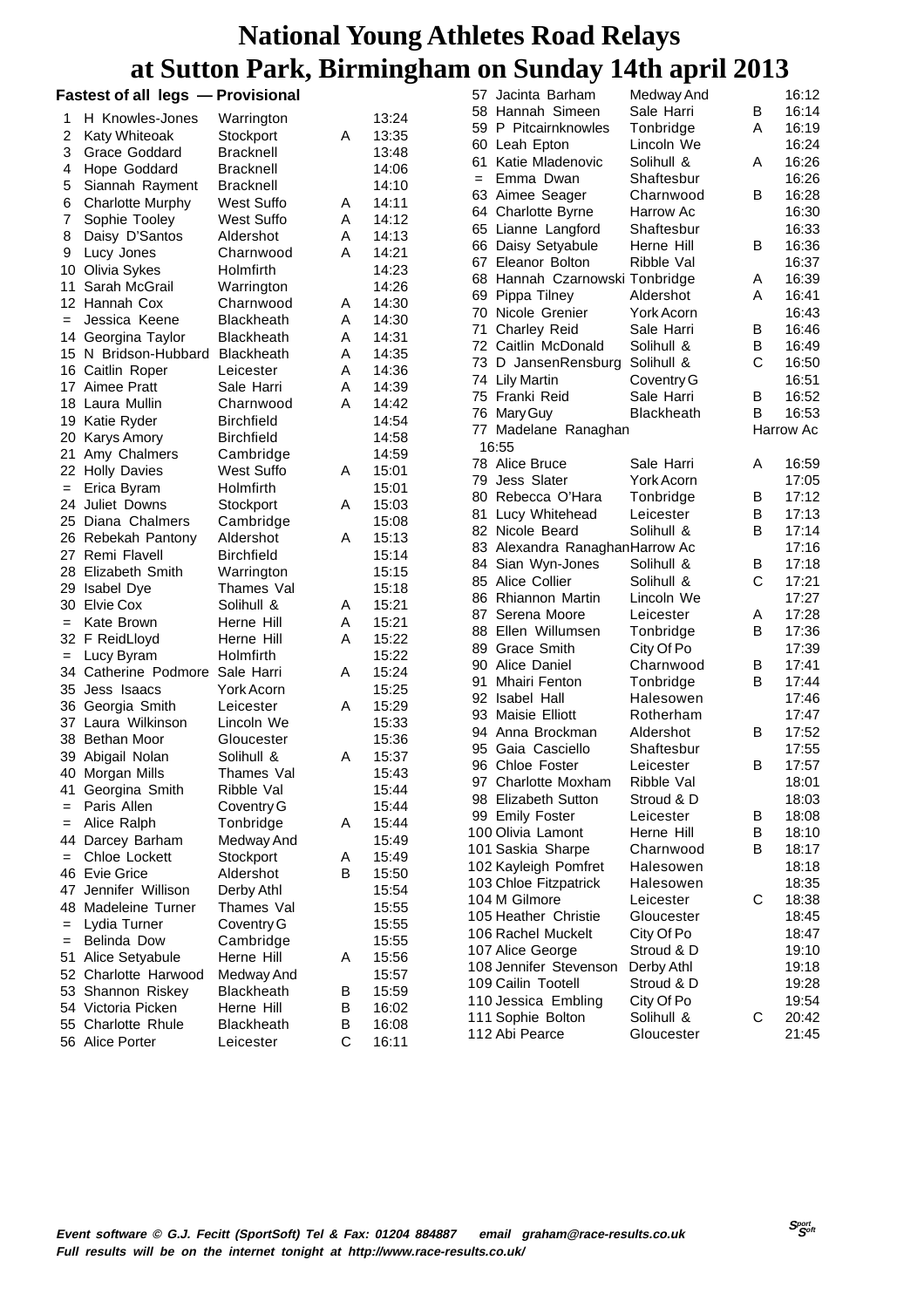# National Young Athletes Road Relays at Sutton Park, Birmingham on Sunday 14th april 2013

## Fastest of all legs — Provisional

| Pos | Name | Club | Team | Time |
|---|---|---|---|---|
| 1 | H Knowles-Jones | Warrington | | 13:24 |
| 2 | Katy Whiteoak | Stockport | A | 13:35 |
| 3 | Grace Goddard | Bracknell | | 13:48 |
| 4 | Hope Goddard | Bracknell | | 14:06 |
| 5 | Siannah Rayment | Bracknell | | 14:10 |
| 6 | Charlotte Murphy | West Suffo | A | 14:11 |
| 7 | Sophie Tooley | West Suffo | A | 14:12 |
| 8 | Daisy D'Santos | Aldershot | A | 14:13 |
| 9 | Lucy Jones | Charnwood | A | 14:21 |
| 10 | Olivia Sykes | Holmfirth | | 14:23 |
| 11 | Sarah McGrail | Warrington | | 14:26 |
| 12 | Hannah Cox | Charnwood | A | 14:30 |
| = | Jessica Keene | Blackheath | A | 14:30 |
| 14 | Georgina Taylor | Blackheath | A | 14:31 |
| 15 | N Bridson-Hubbard | Blackheath | A | 14:35 |
| 16 | Caitlin Roper | Leicester | A | 14:36 |
| 17 | Aimee Pratt | Sale Harri | A | 14:39 |
| 18 | Laura Mullin | Charnwood | A | 14:42 |
| 19 | Katie Ryder | Birchfield | | 14:54 |
| 20 | Karys Amory | Birchfield | | 14:58 |
| 21 | Amy Chalmers | Cambridge | | 14:59 |
| 22 | Holly Davies | West Suffo | A | 15:01 |
| = | Erica Byram | Holmfirth | | 15:01 |
| 24 | Juliet Downs | Stockport | A | 15:03 |
| 25 | Diana Chalmers | Cambridge | | 15:08 |
| 26 | Rebekah Pantony | Aldershot | A | 15:13 |
| 27 | Remi Flavell | Birchfield | | 15:14 |
| 28 | Elizabeth Smith | Warrington | | 15:15 |
| 29 | Isabel Dye | Thames Val | | 15:18 |
| 30 | Elvie Cox | Solihull & | A | 15:21 |
| = | Kate Brown | Herne Hill | A | 15:21 |
| 32 | F ReidLloyd | Herne Hill | A | 15:22 |
| = | Lucy Byram | Holmfirth | | 15:22 |
| 34 | Catherine Podmore | Sale Harri | A | 15:24 |
| 35 | Jess Isaacs | York Acorn | | 15:25 |
| 36 | Georgia Smith | Leicester | A | 15:29 |
| 37 | Laura Wilkinson | Lincoln We | | 15:33 |
| 38 | Bethan Moor | Gloucester | | 15:36 |
| 39 | Abigail Nolan | Solihull & | A | 15:37 |
| 40 | Morgan Mills | Thames Val | | 15:43 |
| 41 | Georgina Smith | Ribble Val | | 15:44 |
| = | Paris Allen | Coventry G | | 15:44 |
| = | Alice Ralph | Tonbridge | A | 15:44 |
| 44 | Darcey Barham | Medway And | | 15:49 |
| = | Chloe Lockett | Stockport | A | 15:49 |
| 46 | Evie Grice | Aldershot | B | 15:50 |
| 47 | Jennifer Willison | Derby Athl | | 15:54 |
| 48 | Madeleine Turner | Thames Val | | 15:55 |
| = | Lydia Turner | Coventry G | | 15:55 |
| = | Belinda Dow | Cambridge | | 15:55 |
| 51 | Alice Setyabule | Herne Hill | A | 15:56 |
| 52 | Charlotte Harwood | Medway And | | 15:57 |
| 53 | Shannon Riskey | Blackheath | B | 15:59 |
| 54 | Victoria Picken | Herne Hill | B | 16:02 |
| 55 | Charlotte Rhule | Blackheath | B | 16:08 |
| 56 | Alice Porter | Leicester | C | 16:11 |
| 57 | Jacinta Barham | Medway And | | 16:12 |
| 58 | Hannah Simeen | Sale Harri | B | 16:14 |
| 59 | P Pitcairnknowles | Tonbridge | A | 16:19 |
| 60 | Leah Epton | Lincoln We | | 16:24 |
| 61 | Katie Mladenovic | Solihull & | A | 16:26 |
| = | Emma Dwan | Shaftesbur | | 16:26 |
| 63 | Aimee Seager | Charnwood | B | 16:28 |
| 64 | Charlotte Byrne | Harrow Ac | | 16:30 |
| 65 | Lianne Langford | Shaftesbur | | 16:33 |
| 66 | Daisy Setyabule | Herne Hill | B | 16:36 |
| 67 | Eleanor Bolton | Ribble Val | | 16:37 |
| 68 | Hannah Czarnowski | Tonbridge | A | 16:39 |
| 69 | Pippa Tilney | Aldershot | A | 16:41 |
| 70 | Nicole Grenier | York Acorn | | 16:43 |
| 71 | Charley Reid | Sale Harri | B | 16:46 |
| 72 | Caitlin McDonald | Solihull & | B | 16:49 |
| 73 | D JansenRensburg | Solihull & | C | 16:50 |
| 74 | Lily Martin | Coventry G | | 16:51 |
| 75 | Franki Reid | Sale Harri | B | 16:52 |
| 76 | Mary Guy | Blackheath | B | 16:53 |
| 77 | Madelane Ranaghan | Harrow Ac | | 16:55 |
| 78 | Alice Bruce | Sale Harri | A | 16:59 |
| 79 | Jess Slater | York Acorn | | 17:05 |
| 80 | Rebecca O'Hara | Tonbridge | B | 17:12 |
| 81 | Lucy Whitehead | Leicester | B | 17:13 |
| 82 | Nicole Beard | Solihull & | B | 17:14 |
| 83 | Alexandra Ranaghan | Harrow Ac | | 17:16 |
| 84 | Sian Wyn-Jones | Solihull & | B | 17:18 |
| 85 | Alice Collier | Solihull & | C | 17:21 |
| 86 | Rhiannon Martin | Lincoln We | | 17:27 |
| 87 | Serena Moore | Leicester | A | 17:28 |
| 88 | Ellen Willumsen | Tonbridge | B | 17:36 |
| 89 | Grace Smith | City Of Po | | 17:39 |
| 90 | Alice Daniel | Charnwood | B | 17:41 |
| 91 | Mhairi Fenton | Tonbridge | B | 17:44 |
| 92 | Isabel Hall | Halesowen | | 17:46 |
| 93 | Maisie Elliott | Rotherham | | 17:47 |
| 94 | Anna Brockman | Aldershot | B | 17:52 |
| 95 | Gaia Casciello | Shaftesbur | | 17:55 |
| 96 | Chloe Foster | Leicester | B | 17:57 |
| 97 | Charlotte Moxham | Ribble Val | | 18:01 |
| 98 | Elizabeth Sutton | Stroud & D | | 18:03 |
| 99 | Emily Foster | Leicester | B | 18:08 |
| 100 | Olivia Lamont | Herne Hill | B | 18:10 |
| 101 | Saskia Sharpe | Charnwood | B | 18:17 |
| 102 | Kayleigh Pomfret | Halesowen | | 18:18 |
| 103 | Chloe Fitzpatrick | Halesowen | | 18:35 |
| 104 | M Gilmore | Leicester | C | 18:38 |
| 105 | Heather Christie | Gloucester | | 18:45 |
| 106 | Rachel Muckelt | City Of Po | | 18:47 |
| 107 | Alice George | Stroud & D | | 19:10 |
| 108 | Jennifer Stevenson | Derby Athl | | 19:18 |
| 109 | Cailin Tootell | Stroud & D | | 19:28 |
| 110 | Jessica Embling | City Of Po | | 19:54 |
| 111 | Sophie Bolton | Solihull & | C | 20:42 |
| 112 | Abi Pearce | Gloucester | | 21:45 |

*Event software © G.J. Fecitt (SportSoft) Tel & Fax: 01204 884887 email graham@race-results.co.uk*
*Full results will be on the internet tonight at http://www.race-results.co.uk/*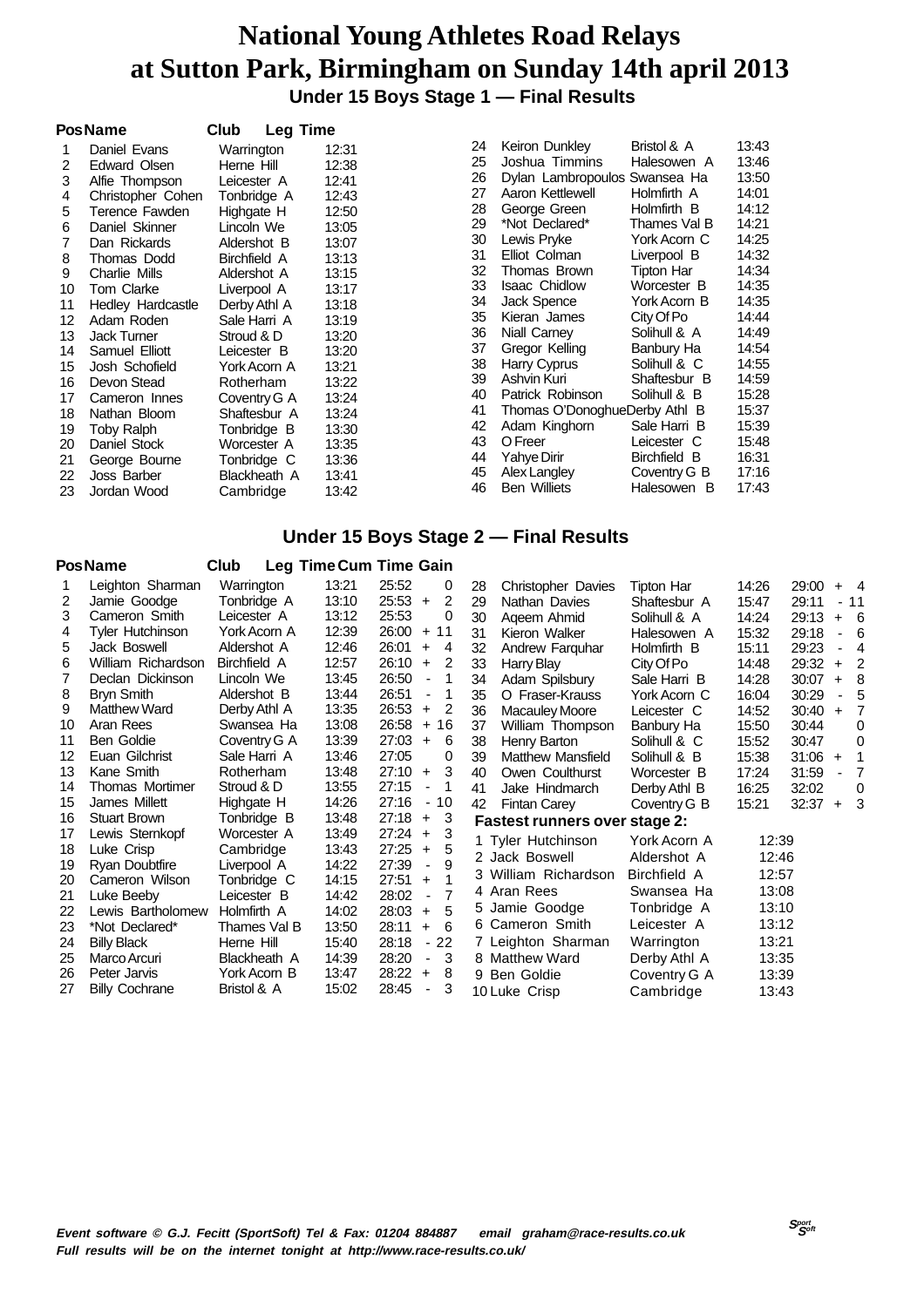# National Young Athletes Road Relays at Sutton Park, Birmingham on Sunday 14th april 2013

## Under 15 Boys Stage 1 — Final Results

| Pos | Name | Club | Leg Time |
|---|---|---|---|
| 1 | Daniel Evans | Warrington | 12:31 |
| 2 | Edward Olsen | Herne Hill | 12:38 |
| 3 | Alfie Thompson | Leicester A | 12:41 |
| 4 | Christopher Cohen | Tonbridge A | 12:43 |
| 5 | Terence Fawden | Highgate H | 12:50 |
| 6 | Daniel Skinner | Lincoln We | 13:05 |
| 7 | Dan Rickards | Aldershot B | 13:07 |
| 8 | Thomas Dodd | Birchfield A | 13:13 |
| 9 | Charlie Mills | Aldershot A | 13:15 |
| 10 | Tom Clarke | Liverpool A | 13:17 |
| 11 | Hedley Hardcastle | Derby Athl A | 13:18 |
| 12 | Adam Roden | Sale Harri A | 13:19 |
| 13 | Jack Turner | Stroud & D | 13:20 |
| 14 | Samuel Elliott | Leicester B | 13:20 |
| 15 | Josh Schofield | York Acorn A | 13:21 |
| 16 | Devon Stead | Rotherham | 13:22 |
| 17 | Cameron Innes | Coventry G A | 13:24 |
| 18 | Nathan Bloom | Shaftesbur A | 13:24 |
| 19 | Toby Ralph | Tonbridge B | 13:30 |
| 20 | Daniel Stock | Worcester A | 13:35 |
| 21 | George Bourne | Tonbridge C | 13:36 |
| 22 | Joss Barber | Blackheath A | 13:41 |
| 23 | Jordan Wood | Cambridge | 13:42 |
| 24 | Keiron Dunkley | Bristol & A | 13:43 |
| 25 | Joshua Timmins | Halesowen A | 13:46 |
| 26 | Dylan Lambropoulos | Swansea Ha | 13:50 |
| 27 | Aaron Kettlewell | Holmfirth A | 14:01 |
| 28 | George Green | Holmfirth B | 14:12 |
| 29 | *Not Declared* | Thames Val B | 14:21 |
| 30 | Lewis Pryke | York Acorn C | 14:25 |
| 31 | Elliot Colman | Liverpool B | 14:32 |
| 32 | Thomas Brown | Tipton Har | 14:34 |
| 33 | Isaac Chidlow | Worcester B | 14:35 |
| 34 | Jack Spence | York Acorn B | 14:35 |
| 35 | Kieran James | City Of Po | 14:44 |
| 36 | Niall Carney | Solihull & A | 14:49 |
| 37 | Gregor Kelling | Banbury Ha | 14:54 |
| 38 | Harry Cyprus | Solihull & C | 14:55 |
| 39 | Ashvin Kuri | Shaftesbur B | 14:59 |
| 40 | Patrick Robinson | Solihull & B | 15:28 |
| 41 | Thomas O'Donoghue | Derby Athl B | 15:37 |
| 42 | Adam Kinghorn | Sale Harri B | 15:39 |
| 43 | O Freer | Leicester C | 15:48 |
| 44 | Yahye Dirir | Birchfield B | 16:31 |
| 45 | Alex Langley | Coventry G B | 17:16 |
| 46 | Ben Williets | Halesowen B | 17:43 |

## Under 15 Boys Stage 2 — Final Results

| Pos | Name | Club | Leg Time | Cum Time | Gain |
|---|---|---|---|---|---|
| 1 | Leighton Sharman | Warrington | 13:21 | 25:52 | 0 |
| 2 | Jamie Goodge | Tonbridge A | 13:10 | 25:53 | + 2 |
| 3 | Cameron Smith | Leicester A | 13:12 | 25:53 | 0 |
| 4 | Tyler Hutchinson | York Acorn A | 12:39 | 26:00 | + 11 |
| 5 | Jack Boswell | Aldershot A | 12:46 | 26:01 | + 4 |
| 6 | William Richardson | Birchfield A | 12:57 | 26:10 | + 2 |
| 7 | Declan Dickinson | Lincoln We | 13:45 | 26:50 | - 1 |
| 8 | Bryn Smith | Aldershot B | 13:44 | 26:51 | - 1 |
| 9 | Matthew Ward | Derby Athl A | 13:35 | 26:53 | + 2 |
| 10 | Aran Rees | Swansea Ha | 13:08 | 26:58 | + 16 |
| 11 | Ben Goldie | Coventry G A | 13:39 | 27:03 | + 6 |
| 12 | Euan Gilchrist | Sale Harri A | 13:46 | 27:05 | 0 |
| 13 | Kane Smith | Rotherham | 13:48 | 27:10 | + 3 |
| 14 | Thomas Mortimer | Stroud & D | 13:55 | 27:15 | - 1 |
| 15 | James Millett | Highgate H | 14:26 | 27:16 | - 10 |
| 16 | Stuart Brown | Tonbridge B | 13:48 | 27:18 | + 3 |
| 17 | Lewis Sternkopf | Worcester A | 13:49 | 27:24 | + 3 |
| 18 | Luke Crisp | Cambridge | 13:43 | 27:25 | + 5 |
| 19 | Ryan Doubtfire | Liverpool A | 14:22 | 27:39 | - 9 |
| 20 | Cameron Wilson | Tonbridge C | 14:15 | 27:51 | + 1 |
| 21 | Luke Beeby | Leicester B | 14:42 | 28:02 | - 7 |
| 22 | Lewis Bartholomew | Holmfirth A | 14:02 | 28:03 | + 5 |
| 23 | *Not Declared* | Thames Val B | 13:50 | 28:11 | + 6 |
| 24 | Billy Black | Herne Hill | 15:40 | 28:18 | - 22 |
| 25 | Marco Arcuri | Blackheath A | 14:39 | 28:20 | - 3 |
| 26 | Peter Jarvis | York Acorn B | 13:47 | 28:22 | + 8 |
| 27 | Billy Cochrane | Bristol & A | 15:02 | 28:45 | - 3 |
| 28 | Christopher Davies | Tipton Har | 14:26 | 29:00 | + 4 |
| 29 | Nathan Davies | Shaftesbur A | 15:47 | 29:11 | - 11 |
| 30 | Aqeem Ahmid | Solihull & A | 14:24 | 29:13 | + 6 |
| 31 | Kieron Walker | Halesowen A | 15:32 | 29:18 | - 6 |
| 32 | Andrew Farquhar | Holmfirth B | 15:11 | 29:23 | - 4 |
| 33 | Harry Blay | City Of Po | 14:48 | 29:32 | + 2 |
| 34 | Adam Spilsbury | Sale Harri B | 14:28 | 30:07 | + 8 |
| 35 | O Fraser-Krauss | York Acorn C | 16:04 | 30:29 | - 5 |
| 36 | Macauley Moore | Leicester C | 14:52 | 30:40 | + 7 |
| 37 | William Thompson | Banbury Ha | 15:50 | 30:44 | 0 |
| 38 | Henry Barton | Solihull & C | 15:52 | 30:47 | 0 |
| 39 | Matthew Mansfield | Solihull & B | 15:38 | 31:06 | + 1 |
| 40 | Owen Coulthurst | Worcester B | 17:24 | 31:59 | - 7 |
| 41 | Jake Hindmarch | Derby Athl B | 16:25 | 32:02 | 0 |
| 42 | Fintan Carey | Coventry G B | 15:21 | 32:37 | + 3 |

### Fastest runners over stage 2:

| | Name | Club | Time |
|---|---|---|---|
| 1 | Tyler Hutchinson | York Acorn A | 12:39 |
| 2 | Jack Boswell | Aldershot A | 12:46 |
| 3 | William Richardson | Birchfield A | 12:57 |
| 4 | Aran Rees | Swansea Ha | 13:08 |
| 5 | Jamie Goodge | Tonbridge A | 13:10 |
| 6 | Cameron Smith | Leicester A | 13:12 |
| 7 | Leighton Sharman | Warrington | 13:21 |
| 8 | Matthew Ward | Derby Athl A | 13:35 |
| 9 | Ben Goldie | Coventry G A | 13:39 |
| 10 | Luke Crisp | Cambridge | 13:43 |

*Event software © G.J. Fecitt (SportSoft) Tel & Fax: 01204 884887 email graham@race-results.co.uk*
*Full results will be on the internet tonight at http://www.race-results.co.uk/*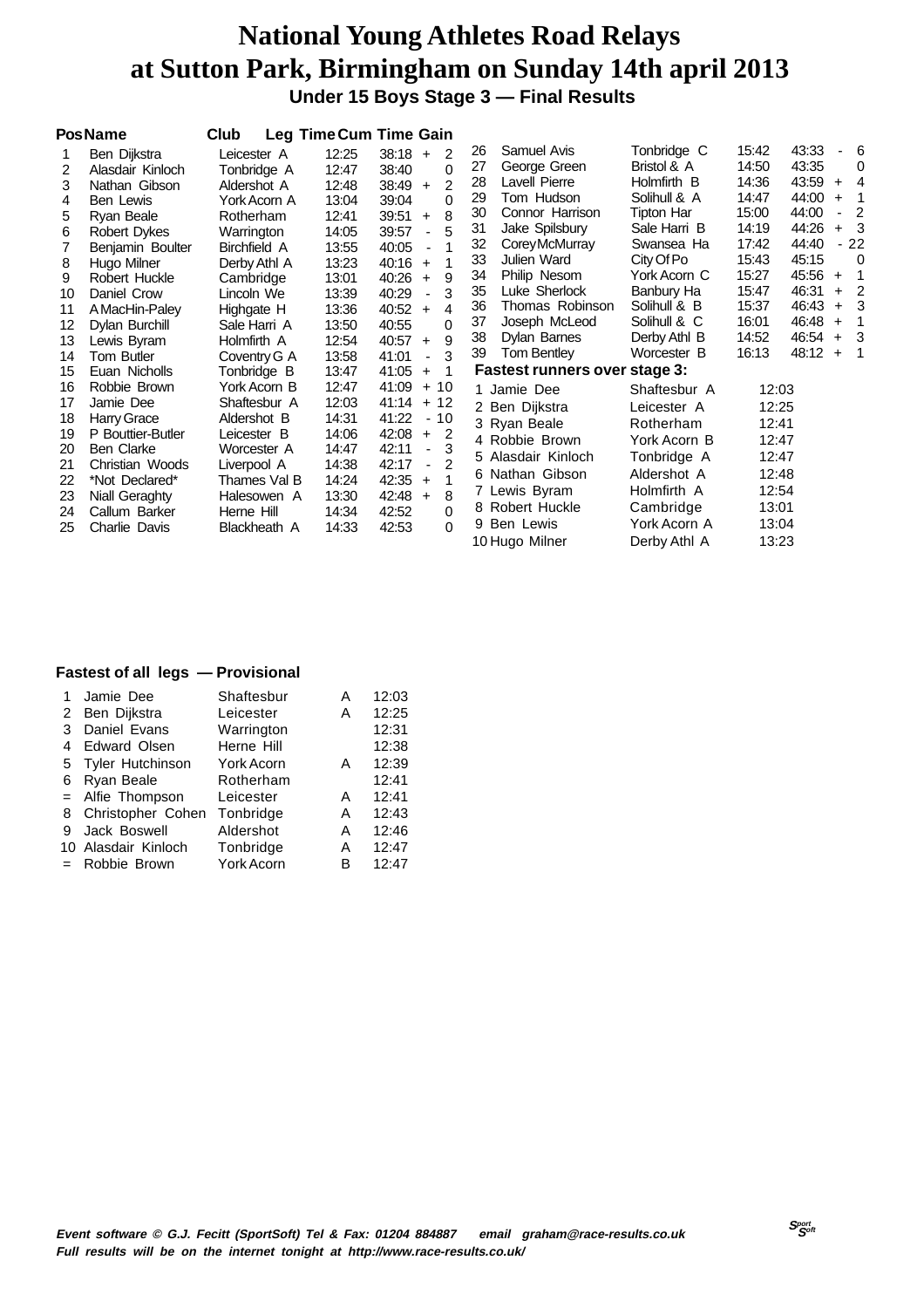# National Young Athletes Road Relays
# at Sutton Park, Birmingham on Sunday 14th april 2013

### Under 15 Boys Stage 3 — Final Results

| Pos | Name | Club | Leg Time | Cum Time | Gain |
|---|---|---|---|---|---|
| 1 | Ben Dijkstra | Leicester A | 12:25 | 38:18 | + 2 |
| 2 | Alasdair Kinloch | Tonbridge A | 12:47 | 38:40 | 0 |
| 3 | Nathan Gibson | Aldershot A | 12:48 | 38:49 | + 2 |
| 4 | Ben Lewis | York Acorn A | 13:04 | 39:04 | 0 |
| 5 | Ryan Beale | Rotherham | 12:41 | 39:51 | + 8 |
| 6 | Robert Dykes | Warrington | 14:05 | 39:57 | - 5 |
| 7 | Benjamin Boulter | Birchfield A | 13:55 | 40:05 | - 1 |
| 8 | Hugo Milner | Derby Athl A | 13:23 | 40:16 | + 1 |
| 9 | Robert Huckle | Cambridge | 13:01 | 40:26 | + 9 |
| 10 | Daniel Crow | Lincoln We | 13:39 | 40:29 | - 3 |
| 11 | A MacHin-Paley | Highgate H | 13:36 | 40:52 | + 4 |
| 12 | Dylan Burchill | Sale Harri A | 13:50 | 40:55 | 0 |
| 13 | Lewis Byram | Holmfirth A | 12:54 | 40:57 | + 9 |
| 14 | Tom Butler | Coventry G A | 13:58 | 41:01 | - 3 |
| 15 | Euan Nicholls | Tonbridge B | 13:47 | 41:05 | + 1 |
| 16 | Robbie Brown | York Acorn B | 12:47 | 41:09 | + 10 |
| 17 | Jamie Dee | Shaftesbur A | 12:03 | 41:14 | + 12 |
| 18 | Harry Grace | Aldershot B | 14:31 | 41:22 | - 10 |
| 19 | P Bouttier-Butler | Leicester B | 14:06 | 42:08 | + 2 |
| 20 | Ben Clarke | Worcester A | 14:47 | 42:11 | - 3 |
| 21 | Christian Woods | Liverpool A | 14:38 | 42:17 | - 2 |
| 22 | *Not Declared* | Thames Val B | 14:24 | 42:35 | + 1 |
| 23 | Niall Geraghty | Halesowen A | 13:30 | 42:48 | + 8 |
| 24 | Callum Barker | Herne Hill | 14:34 | 42:52 | 0 |
| 25 | Charlie Davis | Blackheath A | 14:33 | 42:53 | 0 |
| 26 | Samuel Avis | Tonbridge C | 15:42 | 43:33 | - 6 |
| 27 | George Green | Bristol & A | 14:50 | 43:35 | 0 |
| 28 | Lavell Pierre | Holmfirth B | 14:36 | 43:59 | + 4 |
| 29 | Tom Hudson | Solihull & A | 14:47 | 44:00 | + 1 |
| 30 | Connor Harrison | Tipton Har | 15:00 | 44:00 | - 2 |
| 31 | Jake Spilsbury | Sale Harri B | 14:19 | 44:26 | + 3 |
| 32 | Corey McMurray | Swansea Ha | 17:42 | 44:40 | - 22 |
| 33 | Julien Ward | City Of Po | 15:43 | 45:15 | 0 |
| 34 | Philip Nesom | York Acorn C | 15:27 | 45:56 | + 1 |
| 35 | Luke Sherlock | Banbury Ha | 15:47 | 46:31 | + 2 |
| 36 | Thomas Robinson | Solihull & B | 15:37 | 46:43 | + 3 |
| 37 | Joseph McLeod | Solihull & C | 16:01 | 46:48 | + 1 |
| 38 | Dylan Barnes | Derby Athl B | 14:52 | 46:54 | + 3 |
| 39 | Tom Bentley | Worcester B | 16:13 | 48:12 | + 1 |

**Fastest runners over stage 3:**

| | Name | Club | Time |
|---|---|---|---|
| 1 | Jamie Dee | Shaftesbur A | 12:03 |
| 2 | Ben Dijkstra | Leicester A | 12:25 |
| 3 | Ryan Beale | Rotherham | 12:41 |
| 4 | Robbie Brown | York Acorn B | 12:47 |
| 5 | Alasdair Kinloch | Tonbridge A | 12:47 |
| 6 | Nathan Gibson | Aldershot A | 12:48 |
| 7 | Lewis Byram | Holmfirth A | 12:54 |
| 8 | Robert Huckle | Cambridge | 13:01 |
| 9 | Ben Lewis | York Acorn A | 13:04 |
| 10 | Hugo Milner | Derby Athl A | 13:23 |

**Fastest of all legs — Provisional**

| | Name | Club | Team | Time |
|---|---|---|---|---|
| 1 | Jamie Dee | Shaftesbur | A | 12:03 |
| 2 | Ben Dijkstra | Leicester | A | 12:25 |
| 3 | Daniel Evans | Warrington | | 12:31 |
| 4 | Edward Olsen | Herne Hill | | 12:38 |
| 5 | Tyler Hutchinson | York Acorn | A | 12:39 |
| 6 | Ryan Beale | Rotherham | | 12:41 |
| = | Alfie Thompson | Leicester | A | 12:41 |
| 8 | Christopher Cohen | Tonbridge | A | 12:43 |
| 9 | Jack Boswell | Aldershot | A | 12:46 |
| 10 | Alasdair Kinloch | Tonbridge | A | 12:47 |
| = | Robbie Brown | York Acorn | B | 12:47 |

*Event software © G.J. Fecitt (SportSoft) Tel & Fax: 01204 884887 email graham@race-results.co.uk*
*Full results will be on the internet tonight at http://www.race-results.co.uk/*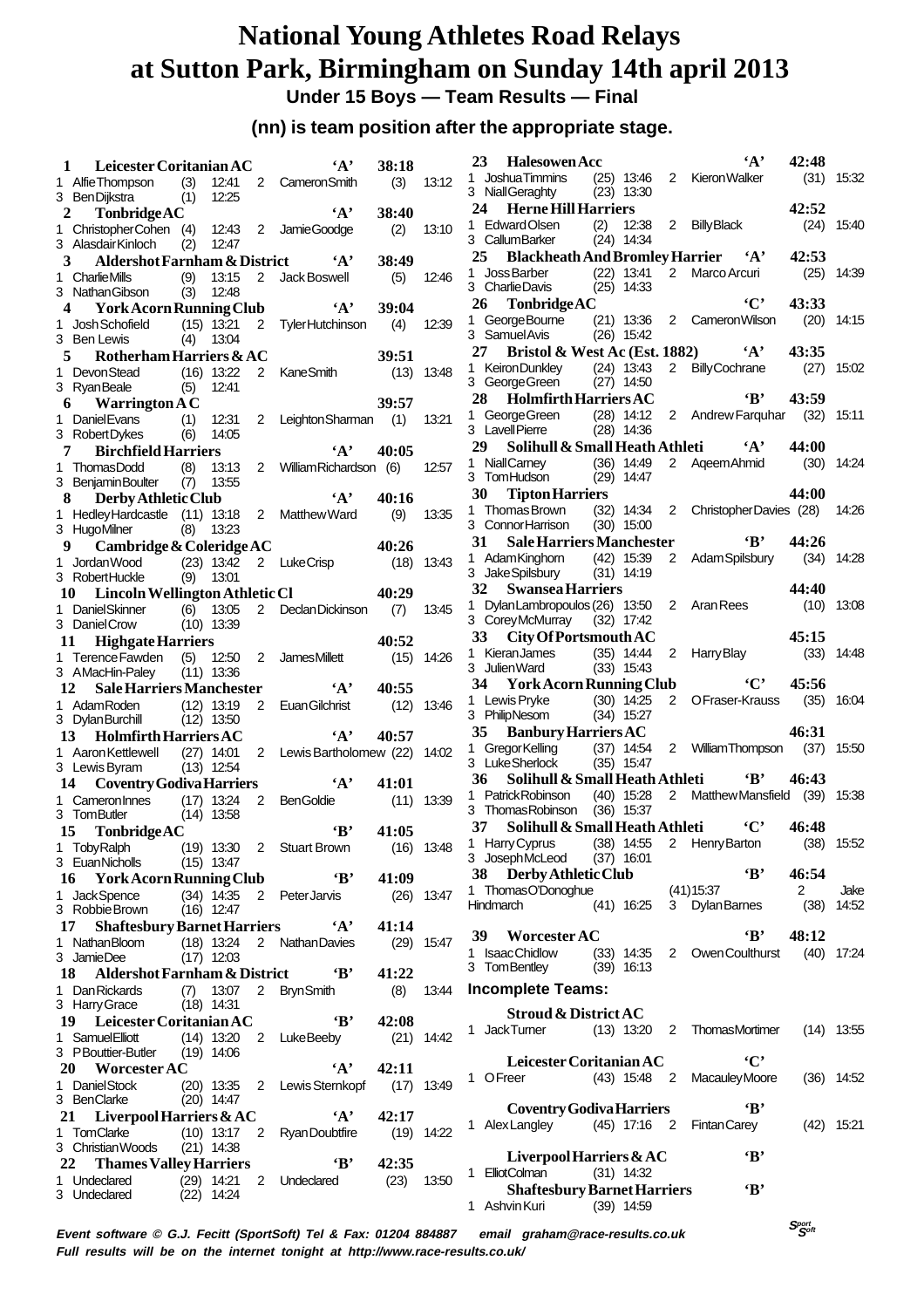# National Young Athletes Road Relays at Sutton Park, Birmingham on Sunday 14th april 2013

## Under 15 Boys — Team Results — Final

**(nn) is team position after the appropriate stage.**

**1 Leicester Coritanian AC 'A' 38:18**
1 Alfie Thompson (3) 12:41 2 Cameron Smith (3) 13:12
3 Ben Dijkstra (1) 12:25

**2 Tonbridge AC 'A' 38:40**
1 Christopher Cohen (4) 12:43 2 Jamie Goodge (2) 13:10
3 Alasdair Kinloch (2) 12:47

**3 Aldershot Farnham & District 'A' 38:49**
1 Charlie Mills (9) 13:15 2 Jack Boswell (5) 12:46
3 Nathan Gibson (3) 12:48

**4 York Acorn Running Club 'A' 39:04**
1 Josh Schofield (15) 13:21 2 Tyler Hutchinson (4) 12:39
3 Ben Lewis (4) 13:04

**5 Rotherham Harriers & AC 39:51**
1 Devon Stead (16) 13:22 2 Kane Smith (13) 13:48
3 Ryan Beale (5) 12:41

**6 Warrington A C 39:57**
1 Daniel Evans (1) 12:31 2 Leighton Sharman (1) 13:21
3 Robert Dykes (6) 14:05

**7 Birchfield Harriers 'A' 40:05**
1 Thomas Dodd (8) 13:13 2 William Richardson (6) 12:57
3 Benjamin Boulter (7) 13:55

**8 Derby Athletic Club 'A' 40:16**
1 Hedley Hardcastle (11) 13:18 2 Matthew Ward (9) 13:35
3 Hugo Milner (8) 13:23

**9 Cambridge & Coleridge AC 40:26**
1 Jordan Wood (23) 13:42 2 Luke Crisp (18) 13:43
3 Robert Huckle (9) 13:01

**10 Lincoln Wellington Athletic Cl 40:29**
1 Daniel Skinner (6) 13:05 2 Declan Dickinson (7) 13:45
3 Daniel Crow (10) 13:39

**11 Highgate Harriers 40:52**
1 Terence Fawden (5) 12:50 2 James Millett (15) 14:26
3 A MacHin-Paley (11) 13:36

**12 Sale Harriers Manchester 'A' 40:55**
1 Adam Roden (12) 13:19 2 Euan Gilchrist (12) 13:46
3 Dylan Burchill (12) 13:50

**13 Holmfirth Harriers AC 'A' 40:57**
1 Aaron Kettlewell (27) 14:01 2 Lewis Bartholomew (22) 14:02
3 Lewis Byram (13) 12:54

**14 Coventry Godiva Harriers 'A' 41:01**
1 Cameron Innes (17) 13:24 2 Ben Goldie (11) 13:39
3 Tom Butler (14) 13:58

**15 Tonbridge AC 'B' 41:05**
1 Toby Ralph (19) 13:30 2 Stuart Brown (16) 13:48
3 Euan Nicholls (15) 13:47

**16 York Acorn Running Club 'B' 41:09**
1 Jack Spence (34) 14:35 2 Peter Jarvis (26) 13:47
3 Robbie Brown (16) 12:47

**17 Shaftesbury Barnet Harriers 'A' 41:14**
1 Nathan Bloom (18) 13:24 2 Nathan Davies (29) 15:47
3 Jamie Dee (17) 12:03

**18 Aldershot Farnham & District 'B' 41:22**
1 Dan Rickards (7) 13:07 2 Bryn Smith (8) 13:44
3 Harry Grace (18) 14:31

**19 Leicester Coritanian AC 'B' 42:08**
1 Samuel Elliott (14) 13:20 2 Luke Beeby (21) 14:42
3 P Bouttier-Butler (19) 14:06

**20 Worcester AC 'A' 42:11**
1 Daniel Stock (20) 13:35 2 Lewis Sternkopf (17) 13:49
3 Ben Clarke (20) 14:47

**21 Liverpool Harriers & AC 'A' 42:17**
1 Tom Clarke (10) 13:17 2 Ryan Doubtfire (19) 14:22
3 Christian Woods (21) 14:38

**22 Thames Valley Harriers 'B' 42:35**
1 Undeclared (29) 14:21 2 Undeclared (23) 13:50
3 Undeclared (22) 14:24

**23 Halesowen Acc 'A' 42:48**
1 Joshua Timmins (25) 13:46 2 Kieron Walker (31) 15:32
3 Niall Geraghty (23) 13:30

**24 Herne Hill Harriers 42:52**
1 Edward Olsen (2) 12:38 2 Billy Black (24) 15:40
3 Callum Barker (24) 14:34

**25 Blackheath And Bromley Harrier 'A' 42:53**
1 Joss Barber (22) 13:41 2 Marco Arcuri (25) 14:39
3 Charlie Davis (25) 14:33

**26 Tonbridge AC 'C' 43:33**
1 George Bourne (21) 13:36 2 Cameron Wilson (20) 14:15
3 Samuel Avis (26) 15:42

**27 Bristol & West Ac (Est. 1882) 'A' 43:35**
1 Keiron Dunkley (24) 13:43 2 Billy Cochrane (27) 15:02
3 George Green (27) 14:50

**28 Holmfirth Harriers AC 'B' 43:59**
1 George Green (28) 14:12 2 Andrew Farquhar (32) 15:11
3 Lavell Pierre (28) 14:36

**29 Solihull & Small Heath Athleti 'A' 44:00**
1 Niall Carney (36) 14:49 2 Aqeem Ahmid (30) 14:24
3 Tom Hudson (29) 14:47

**30 Tipton Harriers 44:00**
1 Thomas Brown (32) 14:34 2 Christopher Davies (28) 14:26
3 Connor Harrison (30) 15:00

**31 Sale Harriers Manchester 'B' 44:26**
1 Adam Kinghorn (42) 15:39 2 Adam Spilsbury (34) 14:28
3 Jake Spilsbury (31) 14:19

**32 Swansea Harriers 44:40**
1 Dylan Lambropoulos (26) 13:50 2 Aran Rees (10) 13:08
3 Corey McMurray (32) 17:42

**33 City Of Portsmouth AC 45:15**
1 Kieran James (35) 14:44 2 Harry Blay (33) 14:48
3 Julien Ward (33) 15:43

**34 York Acorn Running Club 'C' 45:56**
1 Lewis Pryke (30) 14:25 2 O Fraser-Krauss (35) 16:04
3 Philip Nesom (34) 15:27

**35 Banbury Harriers AC 46:31**
1 Gregor Kelling (37) 14:54 2 William Thompson (37) 15:50
3 Luke Sherlock (35) 15:47

**36 Solihull & Small Heath Athleti 'B' 46:43**
1 Patrick Robinson (40) 15:28 2 Matthew Mansfield (39) 15:38
3 Thomas Robinson (36) 15:37

**37 Solihull & Small Heath Athleti 'C' 46:48**
1 Harry Cyprus (38) 14:55 2 Henry Barton (38) 15:52
3 Joseph McLeod (37) 16:01

**38 Derby Athletic Club 'B' 46:54**
1 Thomas O'Donoghue (41) 15:37 2 Jake Hindmarch (41) 16:25 3 Dylan Barnes (38) 14:52

**39 Worcester AC 'B' 48:12**
1 Isaac Chidlow (33) 14:35 2 Owen Coulthurst (40) 17:24
3 Tom Bentley (39) 16:13

## Incomplete Teams:

**Stroud & District AC**
1 Jack Turner (13) 13:20 2 Thomas Mortimer (14) 13:55

**Leicester Coritanian AC 'C'**
1 O Freer (43) 15:48 2 Macauley Moore (36) 14:52

**Coventry Godiva Harriers 'B'**
1 Alex Langley (45) 17:16 2 Fintan Carey (42) 15:21

**Liverpool Harriers & AC 'B'**
1 Elliot Colman (31) 14:32

**Shaftesbury Barnet Harriers 'B'**
1 Ashvin Kuri (39) 14:59

*Event software © G.J. Fecitt (SportSoft) Tel & Fax: 01204 884887 email graham@race-results.co.uk*
*Full results will be on the internet tonight at http://www.race-results.co.uk/*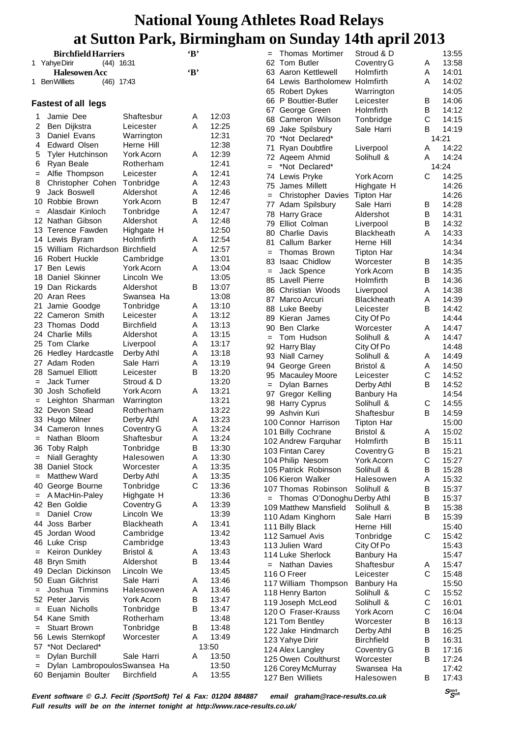# National Young Athletes Road Relays at Sutton Park, Birmingham on Sunday 14th april 2013

**Birchfield Harriers** 'B'
1 Yahye Dirir (44) 16:31

**Halesowen Acc** 'B'
1 Ben Williets (46) 17:43

### Fastest of all legs

| Pos | Name | Club | Team | Time |
|---|---|---|---|---|
| 1 | Jamie Dee | Shaftesbur | A | 12:03 |
| 2 | Ben Dijkstra | Leicester | A | 12:25 |
| 3 | Daniel Evans | Warrington | | 12:31 |
| 4 | Edward Olsen | Herne Hill | | 12:38 |
| 5 | Tyler Hutchinson | York Acorn | A | 12:39 |
| 6 | Ryan Beale | Rotherham | | 12:41 |
| = | Alfie Thompson | Leicester | A | 12:41 |
| 8 | Christopher Cohen | Tonbridge | A | 12:43 |
| 9 | Jack Boswell | Aldershot | A | 12:46 |
| 10 | Robbie Brown | York Acorn | B | 12:47 |
| = | Alasdair Kinloch | Tonbridge | A | 12:47 |
| 12 | Nathan Gibson | Aldershot | A | 12:48 |
| 13 | Terence Fawden | Highgate H | | 12:50 |
| 14 | Lewis Byram | Holmfirth | A | 12:54 |
| 15 | William Richardson | Birchfield | A | 12:57 |
| 16 | Robert Huckle | Cambridge | | 13:01 |
| 17 | Ben Lewis | York Acorn | A | 13:04 |
| 18 | Daniel Skinner | Lincoln We | | 13:05 |
| 19 | Dan Rickards | Aldershot | B | 13:07 |
| 20 | Aran Rees | Swansea Ha | | 13:08 |
| 21 | Jamie Goodge | Tonbridge | A | 13:10 |
| 22 | Cameron Smith | Leicester | A | 13:12 |
| 23 | Thomas Dodd | Birchfield | A | 13:13 |
| 24 | Charlie Mills | Aldershot | A | 13:15 |
| 25 | Tom Clarke | Liverpool | A | 13:17 |
| 26 | Hedley Hardcastle | Derby Athl | A | 13:18 |
| 27 | Adam Roden | Sale Harri | A | 13:19 |
| 28 | Samuel Elliott | Leicester | B | 13:20 |
| = | Jack Turner | Stroud & D | | 13:20 |
| 30 | Josh Schofield | York Acorn | A | 13:21 |
| = | Leighton Sharman | Warrington | | 13:21 |
| 32 | Devon Stead | Rotherham | | 13:22 |
| 33 | Hugo Milner | Derby Athl | A | 13:23 |
| 34 | Cameron Innes | Coventry G | A | 13:24 |
| = | Nathan Bloom | Shaftesbur | A | 13:24 |
| 36 | Toby Ralph | Tonbridge | B | 13:30 |
| = | Niall Geraghty | Halesowen | A | 13:30 |
| 38 | Daniel Stock | Worcester | A | 13:35 |
| = | Matthew Ward | Derby Athl | A | 13:35 |
| 40 | George Bourne | Tonbridge | C | 13:36 |
| = | A MacHin-Paley | Highgate H | | 13:36 |
| 42 | Ben Goldie | Coventry G | A | 13:39 |
| = | Daniel Crow | Lincoln We | | 13:39 |
| 44 | Joss Barber | Blackheath | A | 13:41 |
| 45 | Jordan Wood | Cambridge | | 13:42 |
| 46 | Luke Crisp | Cambridge | | 13:43 |
| = | Keiron Dunkley | Bristol & | A | 13:43 |
| 48 | Bryn Smith | Aldershot | B | 13:44 |
| 49 | Declan Dickinson | Lincoln We | | 13:45 |
| 50 | Euan Gilchrist | Sale Harri | A | 13:46 |
| = | Joshua Timmins | Halesowen | A | 13:46 |
| 52 | Peter Jarvis | York Acorn | B | 13:47 |
| = | Euan Nicholls | Tonbridge | B | 13:47 |
| 54 | Kane Smith | Rotherham | | 13:48 |
| = | Stuart Brown | Tonbridge | B | 13:48 |
| 56 | Lewis Sternkopf | Worcester | A | 13:49 |
| 57 | *Not Declared* | | | 13:50 |
| = | Dylan Burchill | Sale Harri | A | 13:50 |
| = | Dylan Lambropoulos | Swansea Ha | | 13:50 |
| 60 | Benjamin Boulter | Birchfield | A | 13:55 |
| = | Thomas Mortimer | Stroud & D | | 13:55 |
| 62 | Tom Butler | Coventry G | A | 13:58 |
| 63 | Aaron Kettlewell | Holmfirth | A | 14:01 |
| 64 | Lewis Bartholomew | Holmfirth | A | 14:02 |
| 65 | Robert Dykes | Warrington | | 14:05 |
| 66 | P Bouttier-Butler | Leicester | B | 14:06 |
| 67 | George Green | Holmfirth | B | 14:12 |
| 68 | Cameron Wilson | Tonbridge | C | 14:15 |
| 69 | Jake Spilsbury | Sale Harri | B | 14:19 |
| 70 | *Not Declared* | | | 14:21 |
| 71 | Ryan Doubtfire | Liverpool | A | 14:22 |
| 72 | Aqeem Ahmid | Solihull & | A | 14:24 |
| = | *Not Declared* | | | 14:24 |
| 74 | Lewis Pryke | York Acorn | C | 14:25 |
| 75 | James Millett | Highgate H | | 14:26 |
| = | Christopher Davies | Tipton Har | | 14:26 |
| 77 | Adam Spilsbury | Sale Harri | B | 14:28 |
| 78 | Harry Grace | Aldershot | B | 14:31 |
| 79 | Elliot Colman | Liverpool | B | 14:32 |
| 80 | Charlie Davis | Blackheath | A | 14:33 |
| 81 | Callum Barker | Herne Hill | | 14:34 |
| = | Thomas Brown | Tipton Har | | 14:34 |
| 83 | Isaac Chidlow | Worcester | B | 14:35 |
| = | Jack Spence | York Acorn | B | 14:35 |
| 85 | Lavell Pierre | Holmfirth | B | 14:36 |
| 86 | Christian Woods | Liverpool | A | 14:38 |
| 87 | Marco Arcuri | Blackheath | A | 14:39 |
| 88 | Luke Beeby | Leicester | B | 14:42 |
| 89 | Kieran James | City Of Po | | 14:44 |
| 90 | Ben Clarke | Worcester | A | 14:47 |
| = | Tom Hudson | Solihull & | A | 14:47 |
| 92 | Harry Blay | City Of Po | | 14:48 |
| 93 | Niall Carney | Solihull & | A | 14:49 |
| 94 | George Green | Bristol & | A | 14:50 |
| 95 | Macauley Moore | Leicester | C | 14:52 |
| = | Dylan Barnes | Derby Athl | B | 14:52 |
| 97 | Gregor Kelling | Banbury Ha | | 14:54 |
| 98 | Harry Cyprus | Solihull & | C | 14:55 |
| 99 | Ashvin Kuri | Shaftesbur | B | 14:59 |
| 100 | Connor Harrison | Tipton Har | | 15:00 |
| 101 | Billy Cochrane | Bristol & | A | 15:02 |
| 102 | Andrew Farquhar | Holmfirth | B | 15:11 |
| 103 | Fintan Carey | Coventry G | B | 15:21 |
| 104 | Philip Nesom | York Acorn | C | 15:27 |
| 105 | Patrick Robinson | Solihull & | B | 15:28 |
| 106 | Kieron Walker | Halesowen | A | 15:32 |
| 107 | Thomas Robinson | Solihull & | B | 15:37 |
| = | Thomas O'Donoghu | Derby Athl | B | 15:37 |
| 109 | Matthew Mansfield | Solihull & | B | 15:38 |
| 110 | Adam Kinghorn | Sale Harri | B | 15:39 |
| 111 | Billy Black | Herne Hill | | 15:40 |
| 112 | Samuel Avis | Tonbridge | C | 15:42 |
| 113 | Julien Ward | City Of Po | | 15:43 |
| 114 | Luke Sherlock | Banbury Ha | | 15:47 |
| = | Nathan Davies | Shaftesbur | A | 15:47 |
| 116 | O Freer | Leicester | C | 15:48 |
| 117 | William Thompson | Banbury Ha | | 15:50 |
| 118 | Henry Barton | Solihull & | C | 15:52 |
| 119 | Joseph McLeod | Solihull & | C | 16:01 |
| 120 | O Fraser-Krauss | York Acorn | C | 16:04 |
| 121 | Tom Bentley | Worcester | B | 16:13 |
| 122 | Jake Hindmarch | Derby Athl | B | 16:25 |
| 123 | Yahye Dirir | Birchfield | B | 16:31 |
| 124 | Alex Langley | Coventry G | B | 17:16 |
| 125 | Owen Coulthurst | Worcester | B | 17:24 |
| 126 | Corey McMurray | Swansea Ha | | 17:42 |
| 127 | Ben Williets | Halesowen | B | 17:43 |

*Event software © G.J. Fecitt (SportSoft) Tel & Fax: 01204 884887 email graham@race-results.co.uk*
*Full results will be on the internet tonight at http://www.race-results.co.uk/*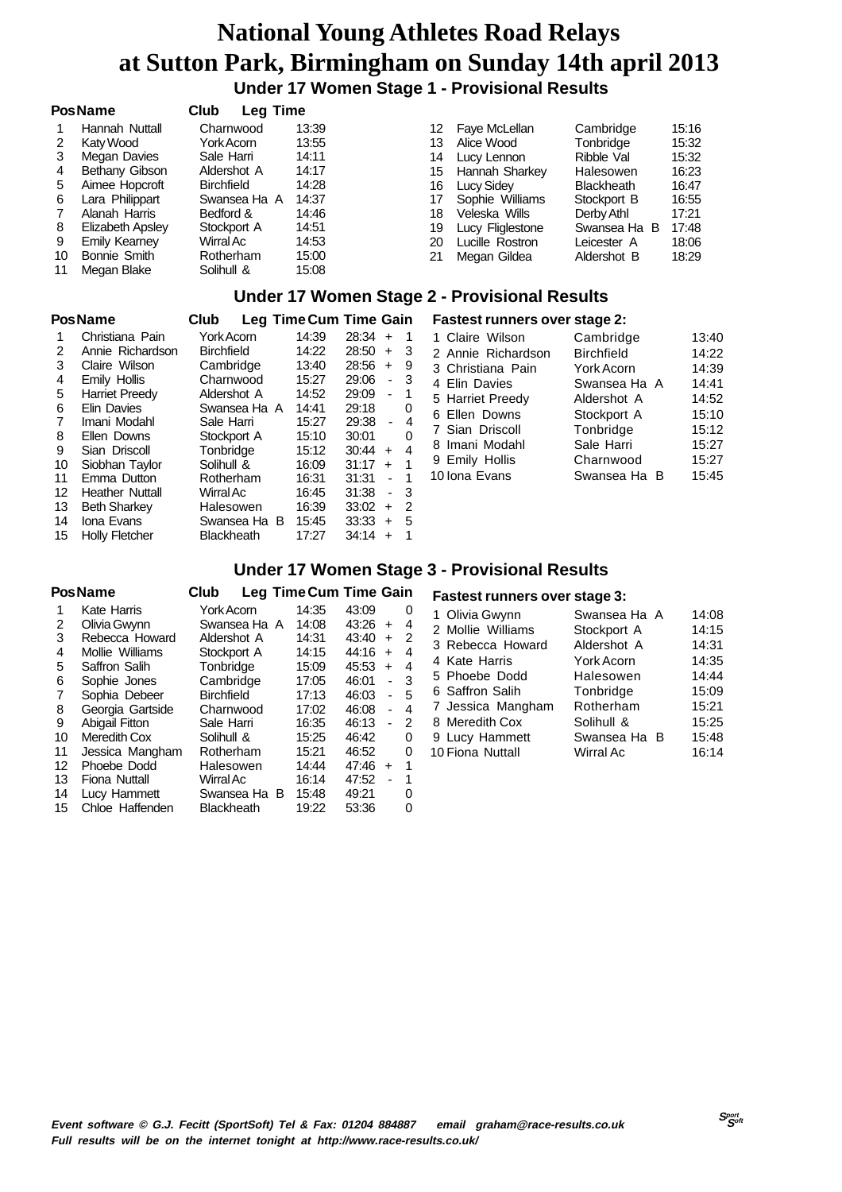# National Young Athletes Road Relays at Sutton Park, Birmingham on Sunday 14th april 2013

## Under 17 Women Stage 1 - Provisional Results

| Pos | Name | Club | Leg Time |
|---|---|---|---|
| 1 | Hannah Nuttall | Charnwood | 13:39 |
| 2 | Katy Wood | York Acorn | 13:55 |
| 3 | Megan Davies | Sale Harri | 14:11 |
| 4 | Bethany Gibson | Aldershot A | 14:17 |
| 5 | Aimee Hopcroft | Birchfield | 14:28 |
| 6 | Lara Philippart | Swansea Ha A | 14:37 |
| 7 | Alanah Harris | Bedford & | 14:46 |
| 8 | Elizabeth Apsley | Stockport A | 14:51 |
| 9 | Emily Kearney | Wirral Ac | 14:53 |
| 10 | Bonnie Smith | Rotherham | 15:00 |
| 11 | Megan Blake | Solihull & | 15:08 |
| 12 | Faye McLellan | Cambridge | 15:16 |
| 13 | Alice Wood | Tonbridge | 15:32 |
| 14 | Lucy Lennon | Ribble Val | 15:32 |
| 15 | Hannah Sharkey | Halesowen | 16:23 |
| 16 | Lucy Sidey | Blackheath | 16:47 |
| 17 | Sophie Williams | Stockport B | 16:55 |
| 18 | Veleska Wills | Derby Athl | 17:21 |
| 19 | Lucy Fliglestone | Swansea Ha B | 17:48 |
| 20 | Lucille Rostron | Leicester A | 18:06 |
| 21 | Megan Gildea | Aldershot B | 18:29 |

## Under 17 Women Stage 2 - Provisional Results

| Pos | Name | Club | Leg Time | Cum Time | Gain |
|---|---|---|---|---|---|
| 1 | Christiana Pain | York Acorn | 14:39 | 28:34 | + 1 |
| 2 | Annie Richardson | Birchfield | 14:22 | 28:50 | + 3 |
| 3 | Claire Wilson | Cambridge | 13:40 | 28:56 | + 9 |
| 4 | Emily Hollis | Charnwood | 15:27 | 29:06 | - 3 |
| 5 | Harriet Preedy | Aldershot A | 14:52 | 29:09 | - 1 |
| 6 | Elin Davies | Swansea Ha A | 14:41 | 29:18 | 0 |
| 7 | Imani Modahl | Sale Harri | 15:27 | 29:38 | - 4 |
| 8 | Ellen Downs | Stockport A | 15:10 | 30:01 | 0 |
| 9 | Sian Driscoll | Tonbridge | 15:12 | 30:44 | + 4 |
| 10 | Siobhan Taylor | Solihull & | 16:09 | 31:17 | + 1 |
| 11 | Emma Dutton | Rotherham | 16:31 | 31:31 | - 1 |
| 12 | Heather Nuttall | Wirral Ac | 16:45 | 31:38 | - 3 |
| 13 | Beth Sharkey | Halesowen | 16:39 | 33:02 | + 2 |
| 14 | Iona Evans | Swansea Ha B | 15:45 | 33:33 | + 5 |
| 15 | Holly Fletcher | Blackheath | 17:27 | 34:14 | + 1 |

**Fastest runners over stage 2:**

| | Name | Club | Time |
|---|---|---|---|
| 1 | Claire Wilson | Cambridge | 13:40 |
| 2 | Annie Richardson | Birchfield | 14:22 |
| 3 | Christiana Pain | York Acorn | 14:39 |
| 4 | Elin Davies | Swansea Ha A | 14:41 |
| 5 | Harriet Preedy | Aldershot A | 14:52 |
| 6 | Ellen Downs | Stockport A | 15:10 |
| 7 | Sian Driscoll | Tonbridge | 15:12 |
| 8 | Imani Modahl | Sale Harri | 15:27 |
| 9 | Emily Hollis | Charnwood | 15:27 |
| 10 | Iona Evans | Swansea Ha B | 15:45 |

## Under 17 Women Stage 3 - Provisional Results

| Pos | Name | Club | Leg Time | Cum Time | Gain |
|---|---|---|---|---|---|
| 1 | Kate Harris | York Acorn | 14:35 | 43:09 | 0 |
| 2 | Olivia Gwynn | Swansea Ha A | 14:08 | 43:26 | + 4 |
| 3 | Rebecca Howard | Aldershot A | 14:31 | 43:40 | + 2 |
| 4 | Mollie Williams | Stockport A | 14:15 | 44:16 | + 4 |
| 5 | Saffron Salih | Tonbridge | 15:09 | 45:53 | + 4 |
| 6 | Sophie Jones | Cambridge | 17:05 | 46:01 | - 3 |
| 7 | Sophia Debeer | Birchfield | 17:13 | 46:03 | - 5 |
| 8 | Georgia Gartside | Charnwood | 17:02 | 46:08 | - 4 |
| 9 | Abigail Fitton | Sale Harri | 16:35 | 46:13 | - 2 |
| 10 | Meredith Cox | Solihull & | 15:25 | 46:42 | 0 |
| 11 | Jessica Mangham | Rotherham | 15:21 | 46:52 | 0 |
| 12 | Phoebe Dodd | Halesowen | 14:44 | 47:46 | + 1 |
| 13 | Fiona Nuttall | Wirral Ac | 16:14 | 47:52 | - 1 |
| 14 | Lucy Hammett | Swansea Ha B | 15:48 | 49:21 | 0 |
| 15 | Chloe Haffenden | Blackheath | 19:22 | 53:36 | 0 |

**Fastest runners over stage 3:**

| | Name | Club | Time |
|---|---|---|---|
| 1 | Olivia Gwynn | Swansea Ha A | 14:08 |
| 2 | Mollie Williams | Stockport A | 14:15 |
| 3 | Rebecca Howard | Aldershot A | 14:31 |
| 4 | Kate Harris | York Acorn | 14:35 |
| 5 | Phoebe Dodd | Halesowen | 14:44 |
| 6 | Saffron Salih | Tonbridge | 15:09 |
| 7 | Jessica Mangham | Rotherham | 15:21 |
| 8 | Meredith Cox | Solihull & | 15:25 |
| 9 | Lucy Hammett | Swansea Ha B | 15:48 |
| 10 | Fiona Nuttall | Wirral Ac | 16:14 |

*Event software © G.J. Fecitt (SportSoft) Tel & Fax: 01204 884887 email graham@race-results.co.uk*
*Full results will be on the internet tonight at http://www.race-results.co.uk/*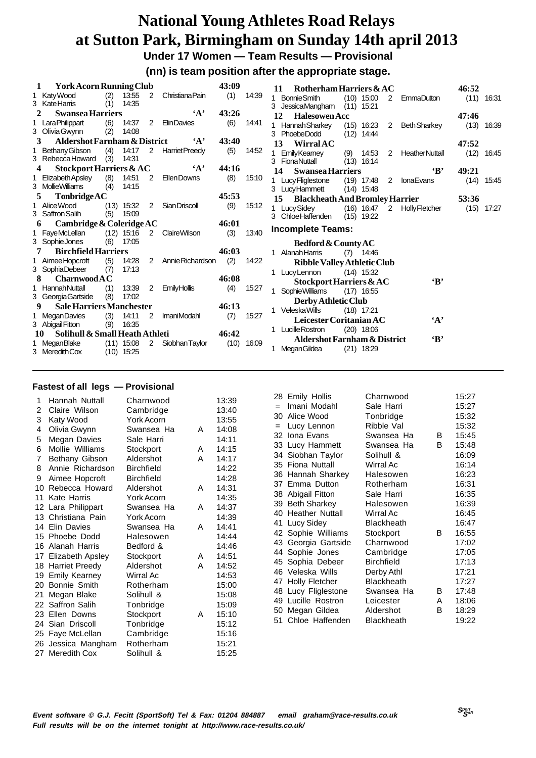# National Young Athletes Road Relays at Sutton Park, Birmingham on Sunday 14th april 2013

## Under 17 Women — Team Results — Provisional

**(nn) is team position after the appropriate stage.**

**1 York Acorn Running Club — 43:09**
1 Katy Wood (2) 13:55 2 Christiana Pain (1) 14:39
3 Kate Harris (1) 14:35

**2 Swansea Harriers 'A' — 43:26**
1 Lara Philippart (6) 14:37 2 Elin Davies (6) 14:41
3 Olivia Gwynn (2) 14:08

**3 Aldershot Farnham & District 'A' — 43:40**
1 Bethany Gibson (4) 14:17 2 Harriet Preedy (5) 14:52
3 Rebecca Howard (3) 14:31

**4 Stockport Harriers & AC 'A' — 44:16**
1 Elizabeth Apsley (8) 14:51 2 Ellen Downs (8) 15:10
3 Mollie Williams (4) 14:15

**5 Tonbridge AC — 45:53**
1 Alice Wood (13) 15:32 2 Sian Driscoll (9) 15:12
3 Saffron Salih (5) 15:09

**6 Cambridge & Coleridge AC — 46:01**
1 Faye McLellan (12) 15:16 2 Claire Wilson (3) 13:40
3 Sophie Jones (6) 17:05

**7 Birchfield Harriers — 46:03**
1 Aimee Hopcroft (5) 14:28 2 Annie Richardson (2) 14:22
3 Sophia Debeer (7) 17:13

**8 Charnwood AC — 46:08**
1 Hannah Nuttall (1) 13:39 2 Emily Hollis (4) 15:27
3 Georgia Gartside (8) 17:02

**9 Sale Harriers Manchester — 46:13**
1 Megan Davies (3) 14:11 2 Imani Modahl (7) 15:27
3 Abigail Fitton (9) 16:35

**10 Solihull & Small Heath Athleti — 46:42**
1 Megan Blake (11) 15:08 2 Siobhan Taylor (10) 16:09
3 Meredith Cox (10) 15:25

**11 Rotherham Harriers & AC — 46:52**
1 Bonnie Smith (10) 15:00 2 Emma Dutton (11) 16:31
3 Jessica Mangham (11) 15:21

**12 Halesowen Acc — 47:46**
1 Hannah Sharkey (15) 16:23 2 Beth Sharkey (13) 16:39
3 Phoebe Dodd (12) 14:44

**13 Wirral AC — 47:52**
1 Emily Kearney (9) 14:53 2 Heather Nuttall (12) 16:45
3 Fiona Nuttall (13) 16:14

**14 Swansea Harriers 'B' — 49:21**
1 Lucy Fliglestone (19) 17:48 2 Iona Evans (14) 15:45
3 Lucy Hammett (14) 15:48

**15 Blackheath And Bromley Harrier — 53:36**
1 Lucy Sidey (16) 16:47 2 Holly Fletcher (15) 17:27
3 Chloe Haffenden (15) 19:22

### Incomplete Teams:

**Bedford & County AC**
1 Alanah Harris (7) 14:46

**Ribble Valley Athletic Club**
1 Lucy Lennon (14) 15:32

**Stockport Harriers & AC 'B'**
1 Sophie Williams (17) 16:55

**Derby Athletic Club**
1 Veleska Wills (18) 17:21

**Leicester Coritanian AC 'A'**
1 Lucille Rostron (20) 18:06

**Aldershot Farnham & District 'B'**
1 Megan Gildea (21) 18:29

---

### Fastest of all legs — Provisional

| Pos | Name | Club | Team | Time |
|---|---|---|---|---|
| 1 | Hannah Nuttall | Charnwood | | 13:39 |
| 2 | Claire Wilson | Cambridge | | 13:40 |
| 3 | Katy Wood | York Acorn | | 13:55 |
| 4 | Olivia Gwynn | Swansea Ha | A | 14:08 |
| 5 | Megan Davies | Sale Harri | | 14:11 |
| 6 | Mollie Williams | Stockport | A | 14:15 |
| 7 | Bethany Gibson | Aldershot | A | 14:17 |
| 8 | Annie Richardson | Birchfield | | 14:22 |
| 9 | Aimee Hopcroft | Birchfield | | 14:28 |
| 10 | Rebecca Howard | Aldershot | A | 14:31 |
| 11 | Kate Harris | York Acorn | | 14:35 |
| 12 | Lara Philippart | Swansea Ha | A | 14:37 |
| 13 | Christiana Pain | York Acorn | | 14:39 |
| 14 | Elin Davies | Swansea Ha | A | 14:41 |
| 15 | Phoebe Dodd | Halesowen | | 14:44 |
| 16 | Alanah Harris | Bedford & | | 14:46 |
| 17 | Elizabeth Apsley | Stockport | A | 14:51 |
| 18 | Harriet Preedy | Aldershot | A | 14:52 |
| 19 | Emily Kearney | Wirral Ac | | 14:53 |
| 20 | Bonnie Smith | Rotherham | | 15:00 |
| 21 | Megan Blake | Solihull & | | 15:08 |
| 22 | Saffron Salih | Tonbridge | | 15:09 |
| 23 | Ellen Downs | Stockport | A | 15:10 |
| 24 | Sian Driscoll | Tonbridge | | 15:12 |
| 25 | Faye McLellan | Cambridge | | 15:16 |
| 26 | Jessica Mangham | Rotherham | | 15:21 |
| 27 | Meredith Cox | Solihull & | | 15:25 |
| 28 | Emily Hollis | Charnwood | | 15:27 |
| = | Imani Modahl | Sale Harri | | 15:27 |
| 30 | Alice Wood | Tonbridge | | 15:32 |
| = | Lucy Lennon | Ribble Val | | 15:32 |
| 32 | Iona Evans | Swansea Ha | B | 15:45 |
| 33 | Lucy Hammett | Swansea Ha | B | 15:48 |
| 34 | Siobhan Taylor | Solihull & | | 16:09 |
| 35 | Fiona Nuttall | Wirral Ac | | 16:14 |
| 36 | Hannah Sharkey | Halesowen | | 16:23 |
| 37 | Emma Dutton | Rotherham | | 16:31 |
| 38 | Abigail Fitton | Sale Harri | | 16:35 |
| 39 | Beth Sharkey | Halesowen | | 16:39 |
| 40 | Heather Nuttall | Wirral Ac | | 16:45 |
| 41 | Lucy Sidey | Blackheath | | 16:47 |
| 42 | Sophie Williams | Stockport | B | 16:55 |
| 43 | Georgia Gartside | Charnwood | | 17:02 |
| 44 | Sophie Jones | Cambridge | | 17:05 |
| 45 | Sophia Debeer | Birchfield | | 17:13 |
| 46 | Veleska Wills | Derby Athl | | 17:21 |
| 47 | Holly Fletcher | Blackheath | | 17:27 |
| 48 | Lucy Fliglestone | Swansea Ha | B | 17:48 |
| 49 | Lucille Rostron | Leicester | A | 18:06 |
| 50 | Megan Gildea | Aldershot | B | 18:29 |
| 51 | Chloe Haffenden | Blackheath | | 19:22 |

*Event software © G.J. Fecitt (SportSoft) Tel & Fax: 01204 884887 email graham@race-results.co.uk*
*Full results will be on the internet tonight at http://www.race-results.co.uk/*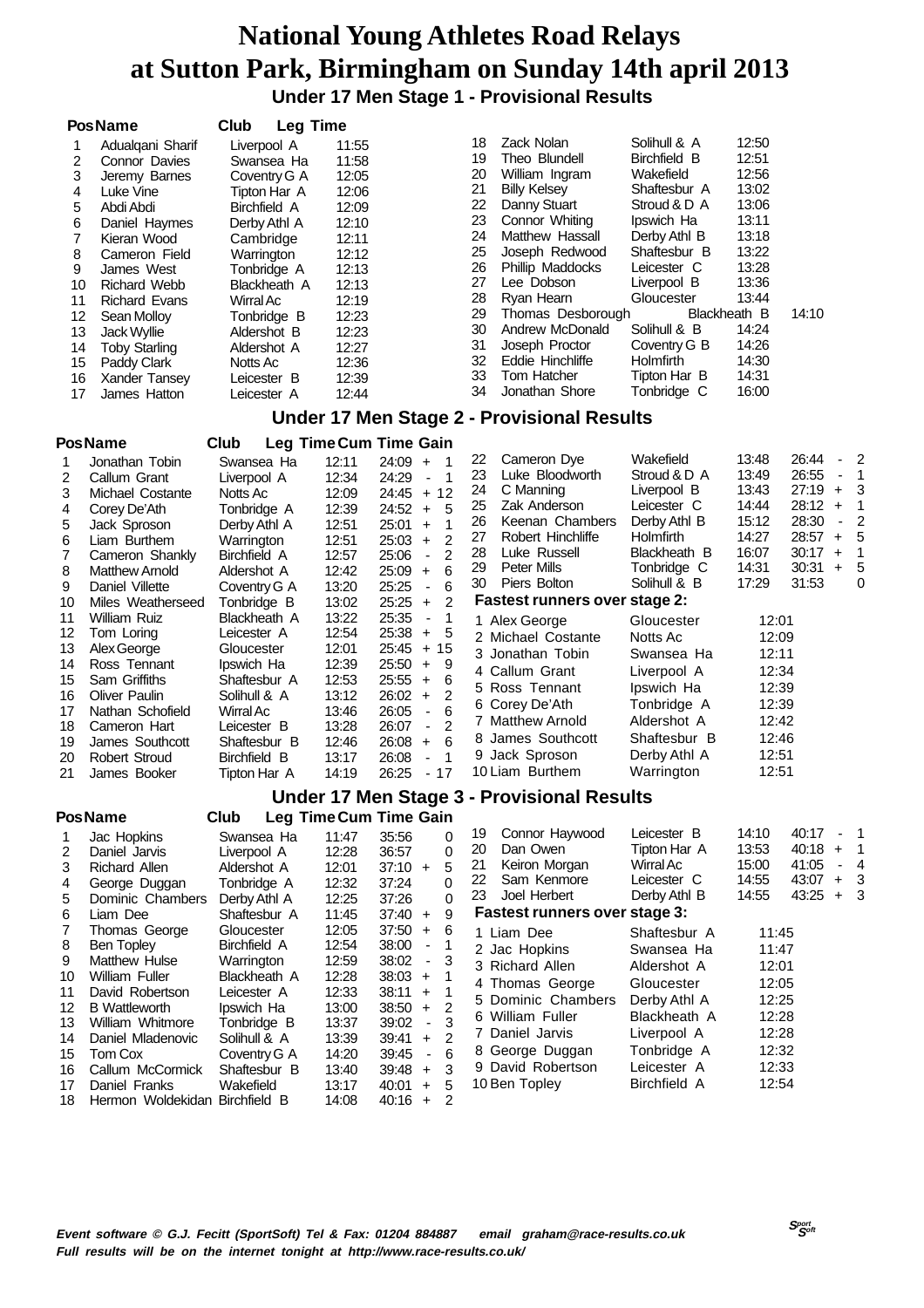# National Young Athletes Road Relays at Sutton Park, Birmingham on Sunday 14th april 2013

## Under 17 Men Stage 1 - Provisional Results

| Pos | Name | Club | Leg Time |
|---|---|---|---|
| 1 | Adualqani Sharif | Liverpool A | 11:55 |
| 2 | Connor Davies | Swansea Ha | 11:58 |
| 3 | Jeremy Barnes | Coventry G A | 12:05 |
| 4 | Luke Vine | Tipton Har A | 12:06 |
| 5 | Abdi Abdi | Birchfield A | 12:09 |
| 6 | Daniel Haymes | Derby Athl A | 12:10 |
| 7 | Kieran Wood | Cambridge | 12:11 |
| 8 | Cameron Field | Warrington | 12:12 |
| 9 | James West | Tonbridge A | 12:13 |
| 10 | Richard Webb | Blackheath A | 12:13 |
| 11 | Richard Evans | Wirral Ac | 12:19 |
| 12 | Sean Molloy | Tonbridge B | 12:23 |
| 13 | Jack Wyllie | Aldershot B | 12:23 |
| 14 | Toby Starling | Aldershot A | 12:27 |
| 15 | Paddy Clark | Notts Ac | 12:36 |
| 16 | Xander Tansey | Leicester B | 12:39 |
| 17 | James Hatton | Leicester A | 12:44 |
| 18 | Zack Nolan | Solihull & A | 12:50 |
| 19 | Theo Blundell | Birchfield B | 12:51 |
| 20 | William Ingram | Wakefield | 12:56 |
| 21 | Billy Kelsey | Shaftesbur A | 13:02 |
| 22 | Danny Stuart | Stroud & D A | 13:06 |
| 23 | Connor Whiting | Ipswich Ha | 13:11 |
| 24 | Matthew Hassall | Derby Athl B | 13:18 |
| 25 | Joseph Redwood | Shaftesbur B | 13:22 |
| 26 | Phillip Maddocks | Leicester C | 13:28 |
| 27 | Lee Dobson | Liverpool B | 13:36 |
| 28 | Ryan Hearn | Gloucester | 13:44 |
| 29 | Thomas Desborough | Blackheath B | 14:10 |
| 30 | Andrew McDonald | Solihull & B | 14:24 |
| 31 | Joseph Proctor | Coventry G B | 14:26 |
| 32 | Eddie Hinchliffe | Holmfirth | 14:30 |
| 33 | Tom Hatcher | Tipton Har B | 14:31 |
| 34 | Jonathan Shore | Tonbridge C | 16:00 |

## Under 17 Men Stage 2 - Provisional Results

| Pos | Name | Club | Leg Time | Cum Time | Gain |
|---|---|---|---|---|---|
| 1 | Jonathan Tobin | Swansea Ha | 12:11 | 24:09 | + 1 |
| 2 | Callum Grant | Liverpool A | 12:34 | 24:29 | - 1 |
| 3 | Michael Costante | Notts Ac | 12:09 | 24:45 | + 12 |
| 4 | Corey De'Ath | Tonbridge A | 12:39 | 24:52 | + 5 |
| 5 | Jack Sproson | Derby Athl A | 12:51 | 25:01 | + 1 |
| 6 | Liam Burthem | Warrington | 12:51 | 25:03 | + 2 |
| 7 | Cameron Shankly | Birchfield A | 12:57 | 25:06 | - 2 |
| 8 | Matthew Arnold | Aldershot A | 12:42 | 25:09 | + 6 |
| 9 | Daniel Villette | Coventry G A | 13:20 | 25:25 | - 6 |
| 10 | Miles Weatherseed | Tonbridge B | 13:02 | 25:25 | + 2 |
| 11 | William Ruiz | Blackheath A | 13:22 | 25:35 | - 1 |
| 12 | Tom Loring | Leicester A | 12:54 | 25:38 | + 5 |
| 13 | Alex George | Gloucester | 12:01 | 25:45 | + 15 |
| 14 | Ross Tennant | Ipswich Ha | 12:39 | 25:50 | + 9 |
| 15 | Sam Griffiths | Shaftesbur A | 12:53 | 25:55 | + 6 |
| 16 | Oliver Paulin | Solihull & A | 13:12 | 26:02 | + 2 |
| 17 | Nathan Schofield | Wirral Ac | 13:46 | 26:05 | - 6 |
| 18 | Cameron Hart | Leicester B | 13:28 | 26:07 | - 2 |
| 19 | James Southcott | Shaftesbur B | 12:46 | 26:08 | + 6 |
| 20 | Robert Stroud | Birchfield B | 13:17 | 26:08 | - 1 |
| 21 | James Booker | Tipton Har A | 14:19 | 26:25 | - 17 |
| 22 | Cameron Dye | Wakefield | 13:48 | 26:44 | - 2 |
| 23 | Luke Bloodworth | Stroud & D A | 13:49 | 26:55 | - 1 |
| 24 | C Manning | Liverpool B | 13:43 | 27:19 | + 3 |
| 25 | Zak Anderson | Leicester C | 14:44 | 28:12 | + 1 |
| 26 | Keenan Chambers | Derby Athl B | 15:12 | 28:30 | - 2 |
| 27 | Robert Hinchliffe | Holmfirth | 14:27 | 28:57 | + 5 |
| 28 | Luke Russell | Blackheath B | 16:07 | 30:17 | + 1 |
| 29 | Peter Mills | Tonbridge C | 14:31 | 30:31 | + 5 |
| 30 | Piers Bolton | Solihull & B | 17:29 | 31:53 | 0 |

**Fastest runners over stage 2:**

| | Name | Club | Time |
|---|---|---|---|
| 1 | Alex George | Gloucester | 12:01 |
| 2 | Michael Costante | Notts Ac | 12:09 |
| 3 | Jonathan Tobin | Swansea Ha | 12:11 |
| 4 | Callum Grant | Liverpool A | 12:34 |
| 5 | Ross Tennant | Ipswich Ha | 12:39 |
| 6 | Corey De'Ath | Tonbridge A | 12:39 |
| 7 | Matthew Arnold | Aldershot A | 12:42 |
| 8 | James Southcott | Shaftesbur B | 12:46 |
| 9 | Jack Sproson | Derby Athl A | 12:51 |
| 10 | Liam Burthem | Warrington | 12:51 |

## Under 17 Men Stage 3 - Provisional Results

| Pos | Name | Club | Leg Time | Cum Time | Gain |
|---|---|---|---|---|---|
| 1 | Jac Hopkins | Swansea Ha | 11:47 | 35:56 | 0 |
| 2 | Daniel Jarvis | Liverpool A | 12:28 | 36:57 | 0 |
| 3 | Richard Allen | Aldershot A | 12:01 | 37:10 | + 5 |
| 4 | George Duggan | Tonbridge A | 12:32 | 37:24 | 0 |
| 5 | Dominic Chambers | Derby Athl A | 12:25 | 37:26 | 0 |
| 6 | Liam Dee | Shaftesbur A | 11:45 | 37:40 | + 9 |
| 7 | Thomas George | Gloucester | 12:05 | 37:50 | + 6 |
| 8 | Ben Topley | Birchfield A | 12:54 | 38:00 | - 1 |
| 9 | Matthew Hulse | Warrington | 12:59 | 38:02 | - 3 |
| 10 | William Fuller | Blackheath A | 12:28 | 38:03 | + 1 |
| 11 | David Robertson | Leicester A | 12:33 | 38:11 | + 1 |
| 12 | B Wattleworth | Ipswich Ha | 13:00 | 38:50 | + 2 |
| 13 | William Whitmore | Tonbridge B | 13:37 | 39:02 | - 3 |
| 14 | Daniel Mladenovic | Solihull & A | 13:39 | 39:41 | + 2 |
| 15 | Tom Cox | Coventry G A | 14:20 | 39:45 | - 6 |
| 16 | Callum McCormick | Shaftesbur B | 13:40 | 39:48 | + 3 |
| 17 | Daniel Franks | Wakefield | 13:17 | 40:01 | + 5 |
| 18 | Hermon Woldekidan | Birchfield B | 14:08 | 40:16 | + 2 |
| 19 | Connor Haywood | Leicester B | 14:10 | 40:17 | - 1 |
| 20 | Dan Owen | Tipton Har A | 13:53 | 40:18 | + 1 |
| 21 | Keiron Morgan | Wirral Ac | 15:00 | 41:05 | - 4 |
| 22 | Sam Kenmore | Leicester C | 14:55 | 43:07 | + 3 |
| 23 | Joel Herbert | Derby Athl B | 14:55 | 43:25 | + 3 |

**Fastest runners over stage 3:**

| | Name | Club | Time |
|---|---|---|---|
| 1 | Liam Dee | Shaftesbur A | 11:45 |
| 2 | Jac Hopkins | Swansea Ha | 11:47 |
| 3 | Richard Allen | Aldershot A | 12:01 |
| 4 | Thomas George | Gloucester | 12:05 |
| 5 | Dominic Chambers | Derby Athl A | 12:25 |
| 6 | William Fuller | Blackheath A | 12:28 |
| 7 | Daniel Jarvis | Liverpool A | 12:28 |
| 8 | George Duggan | Tonbridge A | 12:32 |
| 9 | David Robertson | Leicester A | 12:33 |
| 10 | Ben Topley | Birchfield A | 12:54 |

*Event software © G.J. Fecitt (SportSoft) Tel & Fax: 01204 884887 email graham@race-results.co.uk*
*Full results will be on the internet tonight at http://www.race-results.co.uk/*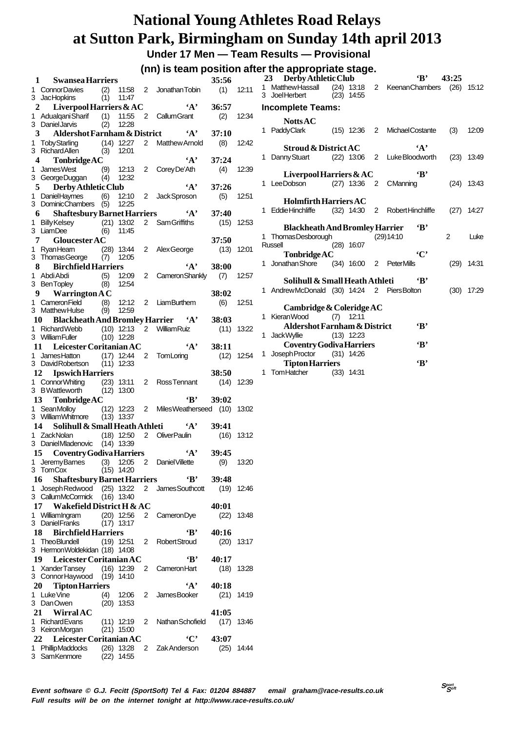# National Young Athletes Road Relays at Sutton Park, Birmingham on Sunday 14th april 2013

## Under 17 Men — Team Results — Provisional

### (nn) is team position after the appropriate stage.

**1 Swansea Harriers — 35:56**
1 Connor Davies (2) 11:58 2 Jonathan Tobin (1) 12:11
3 Jac Hopkins (1) 11:47

**2 Liverpool Harriers & AC 'A' — 36:57**
1 Adualqani Sharif (1) 11:55 2 Callum Grant (2) 12:34
3 Daniel Jarvis (2) 12:28

**3 Aldershot Farnham & District 'A' — 37:10**
1 Toby Starling (14) 12:27 2 Matthew Arnold (8) 12:42
3 Richard Allen (3) 12:01

**4 Tonbridge AC 'A' — 37:24**
1 James West (9) 12:13 2 Corey De'Ath (4) 12:39
3 George Duggan (4) 12:32

**5 Derby Athletic Club 'A' — 37:26**
1 Daniel Haymes (6) 12:10 2 Jack Sproson (5) 12:51
3 Dominic Chambers (5) 12:25

**6 Shaftesbury Barnet Harriers 'A' — 37:40**
1 Billy Kelsey (21) 13:02 2 Sam Griffiths (15) 12:53
3 Liam Dee (6) 11:45

**7 Gloucester AC — 37:50**
1 Ryan Hearn (28) 13:44 2 Alex George (13) 12:01
3 Thomas George (7) 12:05

**8 Birchfield Harriers 'A' — 38:00**
1 Abdi Abdi (5) 12:09 2 Cameron Shankly (7) 12:57
3 Ben Topley (8) 12:54

**9 Warrington A C — 38:02**
1 Cameron Field (8) 12:12 2 Liam Burthem (6) 12:51
3 Matthew Hulse (9) 12:59

**10 Blackheath And Bromley Harrier 'A' — 38:03**
1 Richard Webb (10) 12:13 2 William Ruiz (11) 13:22
3 William Fuller (10) 12:28

**11 Leicester Coritanian AC 'A' — 38:11**
1 James Hatton (17) 12:44 2 Tom Loring (12) 12:54
3 David Robertson (11) 12:33

**12 Ipswich Harriers — 38:50**
1 Connor Whiting (23) 13:11 2 Ross Tennant (14) 12:39
3 B Wattleworth (12) 13:00

**13 Tonbridge AC 'B' — 39:02**
1 Sean Molloy (12) 12:23 2 Miles Weatherseed (10) 13:02
3 William Whitmore (13) 13:37

**14 Solihull & Small Heath Athleti 'A' — 39:41**
1 Zack Nolan (18) 12:50 2 Oliver Paulin (16) 13:12
3 Daniel Mladenovic (14) 13:39

**15 Coventry Godiva Harriers 'A' — 39:45**
1 Jeremy Barnes (3) 12:05 2 Daniel Villette (9) 13:20
3 Tom Cox (15) 14:20

**16 Shaftesbury Barnet Harriers 'B' — 39:48**
1 Joseph Redwood (25) 13:22 2 James Southcott (19) 12:46
3 Callum McCormick (16) 13:40

**17 Wakefield District H & AC — 40:01**
1 William Ingram (20) 12:56 2 Cameron Dye (22) 13:48
3 Daniel Franks (17) 13:17

**18 Birchfield Harriers 'B' — 40:16**
1 Theo Blundell (19) 12:51 2 Robert Stroud (20) 13:17
3 Hermon Woldekidan (18) 14:08

**19 Leicester Coritanian AC 'B' — 40:17**
1 Xander Tansey (16) 12:39 2 Cameron Hart (18) 13:28
3 Connor Haywood (19) 14:10

**20 Tipton Harriers 'A' — 40:18**
1 Luke Vine (4) 12:06 2 James Booker (21) 14:19
3 Dan Owen (20) 13:53

**21 Wirral AC — 41:05**
1 Richard Evans (11) 12:19 2 Nathan Schofield (17) 13:46
3 Keiron Morgan (21) 15:00

**22 Leicester Coritanian AC 'C' — 43:07**
1 Phillip Maddocks (26) 13:28 2 Zak Anderson (25) 14:44
3 Sam Kenmore (22) 14:55

**23 Derby Athletic Club 'B' — 43:25**
1 Matthew Hassall (24) 13:18 2 Keenan Chambers (26) 15:12
3 Joel Herbert (23) 14:55

### Incomplete Teams:

**Notts AC**
1 Paddy Clark (15) 12:36 2 Michael Costante (3) 12:09

**Stroud & District AC 'A'**
1 Danny Stuart (22) 13:06 2 Luke Bloodworth (23) 13:49

**Liverpool Harriers & AC 'B'**
1 Lee Dobson (27) 13:36 2 C Manning (24) 13:43

**Holmfirth Harriers AC**
1 Eddie Hinchliffe (32) 14:30 2 Robert Hinchliffe (27) 14:27

**Blackheath And Bromley Harrier 'B'**
1 Thomas Desborough (29) 14:10 2 Luke Russell (28) 16:07

**Tonbridge AC 'C'**
1 Jonathan Shore (34) 16:00 2 Peter Mills (29) 14:31

**Solihull & Small Heath Athleti 'B'**
1 Andrew McDonald (30) 14:24 2 Piers Bolton (30) 17:29

**Cambridge & Coleridge AC**
1 Kieran Wood (7) 12:11

**Aldershot Farnham & District 'B'**
1 Jack Wyllie (13) 12:23

**Coventry Godiva Harriers 'B'**
1 Joseph Proctor (31) 14:26

**Tipton Harriers 'B'**
1 Tom Hatcher (33) 14:31

*Event software © G.J. Fecitt (SportSoft) Tel & Fax: 01204 884887 email graham@race-results.co.uk*
*Full results will be on the internet tonight at http://www.race-results.co.uk/*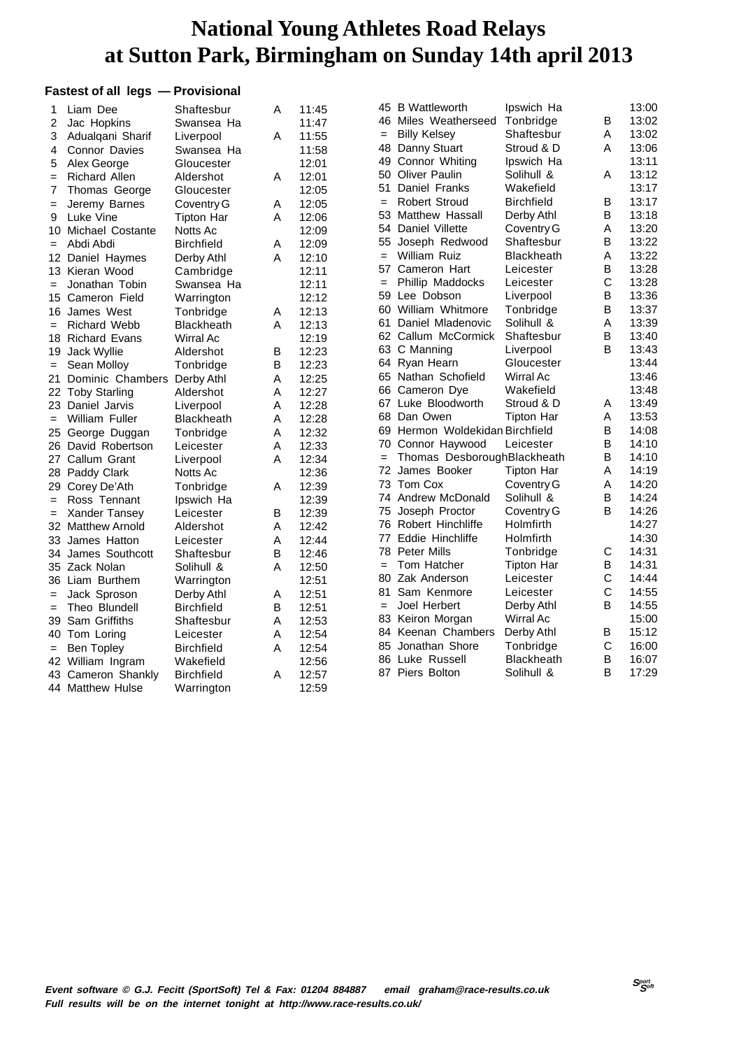# National Young Athletes Road Relays at Sutton Park, Birmingham on Sunday 14th april 2013

### Fastest of all legs — Provisional

| | | | | |
|---|---|---|---|---|
| 1 | Liam Dee | Shaftesbur | A | 11:45 |
| 2 | Jac Hopkins | Swansea Ha | | 11:47 |
| 3 | Adualqani Sharif | Liverpool | A | 11:55 |
| 4 | Connor Davies | Swansea Ha | | 11:58 |
| 5 | Alex George | Gloucester | | 12:01 |
| = | Richard Allen | Aldershot | A | 12:01 |
| 7 | Thomas George | Gloucester | | 12:05 |
| = | Jeremy Barnes | Coventry G | A | 12:05 |
| 9 | Luke Vine | Tipton Har | A | 12:06 |
| 10 | Michael Costante | Notts Ac | | 12:09 |
| = | Abdi Abdi | Birchfield | A | 12:09 |
| 12 | Daniel Haymes | Derby Athl | A | 12:10 |
| 13 | Kieran Wood | Cambridge | | 12:11 |
| = | Jonathan Tobin | Swansea Ha | | 12:11 |
| 15 | Cameron Field | Warrington | | 12:12 |
| 16 | James West | Tonbridge | A | 12:13 |
| = | Richard Webb | Blackheath | A | 12:13 |
| 18 | Richard Evans | Wirral Ac | | 12:19 |
| 19 | Jack Wyllie | Aldershot | B | 12:23 |
| = | Sean Molloy | Tonbridge | B | 12:23 |
| 21 | Dominic Chambers | Derby Athl | A | 12:25 |
| 22 | Toby Starling | Aldershot | A | 12:27 |
| 23 | Daniel Jarvis | Liverpool | A | 12:28 |
| = | William Fuller | Blackheath | A | 12:28 |
| 25 | George Duggan | Tonbridge | A | 12:32 |
| 26 | David Robertson | Leicester | A | 12:33 |
| 27 | Callum Grant | Liverpool | A | 12:34 |
| 28 | Paddy Clark | Notts Ac | | 12:36 |
| 29 | Corey De'Ath | Tonbridge | A | 12:39 |
| = | Ross Tennant | Ipswich Ha | | 12:39 |
| = | Xander Tansey | Leicester | B | 12:39 |
| 32 | Matthew Arnold | Aldershot | A | 12:42 |
| 33 | James Hatton | Leicester | A | 12:44 |
| 34 | James Southcott | Shaftesbur | B | 12:46 |
| 35 | Zack Nolan | Solihull & | A | 12:50 |
| 36 | Liam Burthem | Warrington | | 12:51 |
| = | Jack Sproson | Derby Athl | A | 12:51 |
| = | Theo Blundell | Birchfield | B | 12:51 |
| 39 | Sam Griffiths | Shaftesbur | A | 12:53 |
| 40 | Tom Loring | Leicester | A | 12:54 |
| = | Ben Topley | Birchfield | A | 12:54 |
| 42 | William Ingram | Wakefield | | 12:56 |
| 43 | Cameron Shankly | Birchfield | A | 12:57 |
| 44 | Matthew Hulse | Warrington | | 12:59 |
| 45 | B Wattleworth | Ipswich Ha | | 13:00 |
| 46 | Miles Weatherseed | Tonbridge | B | 13:02 |
| = | Billy Kelsey | Shaftesbur | A | 13:02 |
| 48 | Danny Stuart | Stroud & D | A | 13:06 |
| 49 | Connor Whiting | Ipswich Ha | | 13:11 |
| 50 | Oliver Paulin | Solihull & | A | 13:12 |
| 51 | Daniel Franks | Wakefield | | 13:17 |
| = | Robert Stroud | Birchfield | B | 13:17 |
| 53 | Matthew Hassall | Derby Athl | B | 13:18 |
| 54 | Daniel Villette | Coventry G | A | 13:20 |
| 55 | Joseph Redwood | Shaftesbur | B | 13:22 |
| = | William Ruiz | Blackheath | A | 13:22 |
| 57 | Cameron Hart | Leicester | B | 13:28 |
| = | Phillip Maddocks | Leicester | C | 13:28 |
| 59 | Lee Dobson | Liverpool | B | 13:36 |
| 60 | William Whitmore | Tonbridge | B | 13:37 |
| 61 | Daniel Mladenovic | Solihull & | A | 13:39 |
| 62 | Callum McCormick | Shaftesbur | B | 13:40 |
| 63 | C Manning | Liverpool | B | 13:43 |
| 64 | Ryan Hearn | Gloucester | | 13:44 |
| 65 | Nathan Schofield | Wirral Ac | | 13:46 |
| 66 | Cameron Dye | Wakefield | | 13:48 |
| 67 | Luke Bloodworth | Stroud & D | A | 13:49 |
| 68 | Dan Owen | Tipton Har | A | 13:53 |
| 69 | Hermon Woldekidan | Birchfield | B | 14:08 |
| 70 | Connor Haywood | Leicester | B | 14:10 |
| = | Thomas Desborough | Blackheath | B | 14:10 |
| 72 | James Booker | Tipton Har | A | 14:19 |
| 73 | Tom Cox | Coventry G | A | 14:20 |
| 74 | Andrew McDonald | Solihull & | B | 14:24 |
| 75 | Joseph Proctor | Coventry G | B | 14:26 |
| 76 | Robert Hinchliffe | Holmfirth | | 14:27 |
| 77 | Eddie Hinchliffe | Holmfirth | | 14:30 |
| 78 | Peter Mills | Tonbridge | C | 14:31 |
| = | Tom Hatcher | Tipton Har | B | 14:31 |
| 80 | Zak Anderson | Leicester | C | 14:44 |
| 81 | Sam Kenmore | Leicester | C | 14:55 |
| = | Joel Herbert | Derby Athl | B | 14:55 |
| 83 | Keiron Morgan | Wirral Ac | | 15:00 |
| 84 | Keenan Chambers | Derby Athl | B | 15:12 |
| 85 | Jonathan Shore | Tonbridge | C | 16:00 |
| 86 | Luke Russell | Blackheath | B | 16:07 |
| 87 | Piers Bolton | Solihull & | B | 17:29 |

*Event software © G.J. Fecitt (SportSoft) Tel & Fax: 01204 884887 email graham@race-results.co.uk*
*Full results will be on the internet tonight at http://www.race-results.co.uk/*